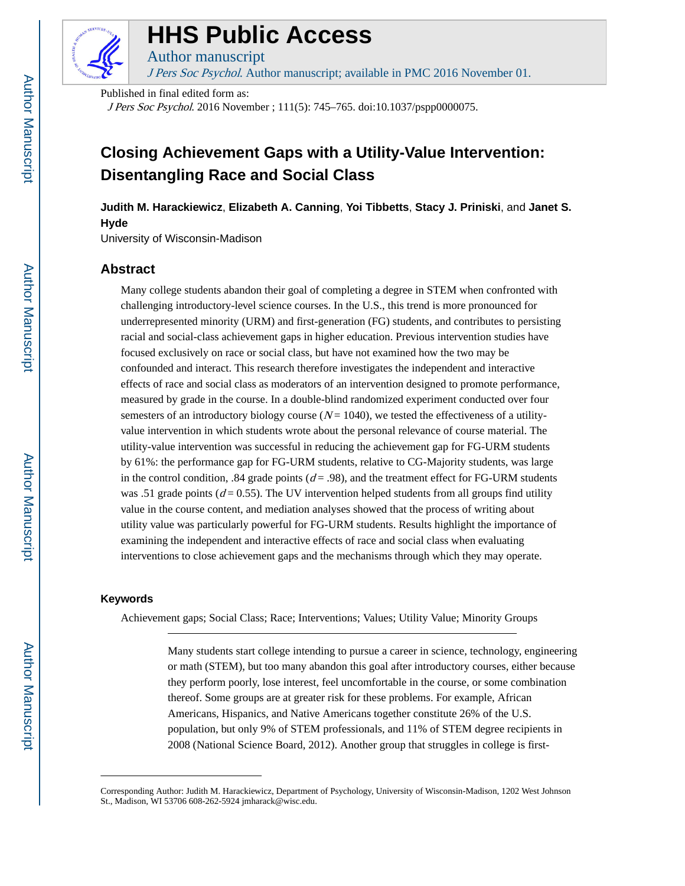# HHS Public Access

Author manuscript

*J Pers Soc Psychol*. Author manuscript; available in PMC 2016 November 01.

Published in final edited form as:

*J Pers Soc Psychol*. 2016 November ; 111(5): 745–765. doi:10.1037/pspp0000075.

# Closing Achievement Gaps with a Utility-Value Intervention: Disentangling Race and Social Class

**Judith M. Harackiewicz**, **Elizabeth A. Canning**, **Yoi Tibbetts**, **Stacy J. Priniski**, and **Janet S. Hyde**

University of Wisconsin-Madison

## Abstract

Many college students abandon their goal of completing a degree in STEM when confronted with challenging introductory-level science courses. In the U.S., this trend is more pronounced for underrepresented minority (URM) and first-generation (FG) students, and contributes to persisting racial and social-class achievement gaps in higher education. Previous intervention studies have focused exclusively on race or social class, but have not examined how the two may be confounded and interact. This research therefore investigates the independent and interactive effects of race and social class as moderators of an intervention designed to promote performance, measured by grade in the course. In a double-blind randomized experiment conducted over four semesters of an introductory biology course ($N = 1040$), we tested the effectiveness of a utility-value intervention in which students wrote about the personal relevance of course material. The utility-value intervention was successful in reducing the achievement gap for FG-URM students by 61%: the performance gap for FG-URM students, relative to CG-Majority students, was large in the control condition, .84 grade points ($d = .98$), and the treatment effect for FG-URM students was .51 grade points ($d = 0.55$). The UV intervention helped students from all groups find utility value in the course content, and mediation analyses showed that the process of writing about utility value was particularly powerful for FG-URM students. Results highlight the importance of examining the independent and interactive effects of race and social class when evaluating interventions to close achievement gaps and the mechanisms through which they may operate.

### Keywords

Achievement gaps; Social Class; Race; Interventions; Values; Utility Value; Minority Groups

---

Many students start college intending to pursue a career in science, technology, engineering or math (STEM), but too many abandon this goal after introductory courses, either because they perform poorly, lose interest, feel uncomfortable in the course, or some combination thereof. Some groups are at greater risk for these problems. For example, African Americans, Hispanics, and Native Americans together constitute 26% of the U.S. population, but only 9% of STEM professionals, and 11% of STEM degree recipients in 2008 (National Science Board, 2012). Another group that struggles in college is first-

---

Corresponding Author: Judith M. Harackiewicz, Department of Psychology, University of Wisconsin-Madison, 1202 West Johnson St., Madison, WI 53706 608-262-5924 jmharack@wisc.edu.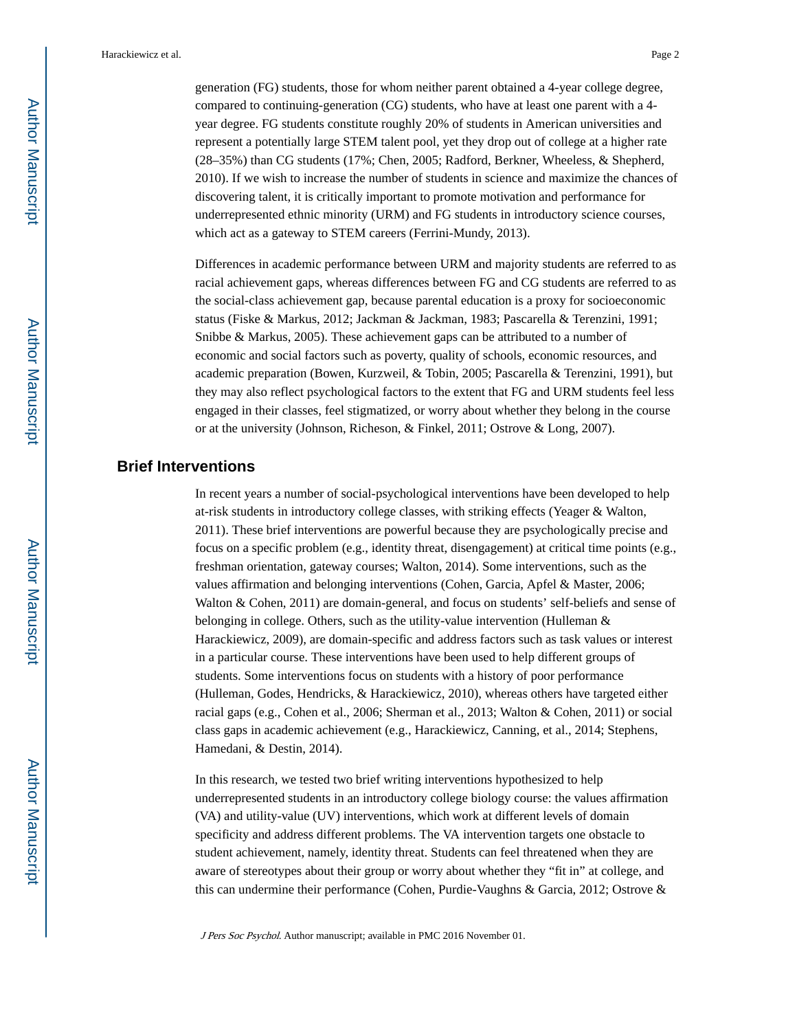generation (FG) students, those for whom neither parent obtained a 4-year college degree, compared to continuing-generation (CG) students, who have at least one parent with a 4-year degree. FG students constitute roughly 20% of students in American universities and represent a potentially large STEM talent pool, yet they drop out of college at a higher rate (28–35%) than CG students (17%; Chen, 2005; Radford, Berkner, Wheeless, & Shepherd, 2010). If we wish to increase the number of students in science and maximize the chances of discovering talent, it is critically important to promote motivation and performance for underrepresented ethnic minority (URM) and FG students in introductory science courses, which act as a gateway to STEM careers (Ferrini-Mundy, 2013).

Differences in academic performance between URM and majority students are referred to as racial achievement gaps, whereas differences between FG and CG students are referred to as the social-class achievement gap, because parental education is a proxy for socioeconomic status (Fiske & Markus, 2012; Jackman & Jackman, 1983; Pascarella & Terenzini, 1991; Snibbe & Markus, 2005). These achievement gaps can be attributed to a number of economic and social factors such as poverty, quality of schools, economic resources, and academic preparation (Bowen, Kurzweil, & Tobin, 2005; Pascarella & Terenzini, 1991), but they may also reflect psychological factors to the extent that FG and URM students feel less engaged in their classes, feel stigmatized, or worry about whether they belong in the course or at the university (Johnson, Richeson, & Finkel, 2011; Ostrove & Long, 2007).

## Brief Interventions

In recent years a number of social-psychological interventions have been developed to help at-risk students in introductory college classes, with striking effects (Yeager & Walton, 2011). These brief interventions are powerful because they are psychologically precise and focus on a specific problem (e.g., identity threat, disengagement) at critical time points (e.g., freshman orientation, gateway courses; Walton, 2014). Some interventions, such as the values affirmation and belonging interventions (Cohen, Garcia, Apfel & Master, 2006; Walton & Cohen, 2011) are domain-general, and focus on students' self-beliefs and sense of belonging in college. Others, such as the utility-value intervention (Hulleman & Harackiewicz, 2009), are domain-specific and address factors such as task values or interest in a particular course. These interventions have been used to help different groups of students. Some interventions focus on students with a history of poor performance (Hulleman, Godes, Hendricks, & Harackiewicz, 2010), whereas others have targeted either racial gaps (e.g., Cohen et al., 2006; Sherman et al., 2013; Walton & Cohen, 2011) or social class gaps in academic achievement (e.g., Harackiewicz, Canning, et al., 2014; Stephens, Hamedani, & Destin, 2014).

In this research, we tested two brief writing interventions hypothesized to help underrepresented students in an introductory college biology course: the values affirmation (VA) and utility-value (UV) interventions, which work at different levels of domain specificity and address different problems. The VA intervention targets one obstacle to student achievement, namely, identity threat. Students can feel threatened when they are aware of stereotypes about their group or worry about whether they "fit in" at college, and this can undermine their performance (Cohen, Purdie-Vaughns & Garcia, 2012; Ostrove &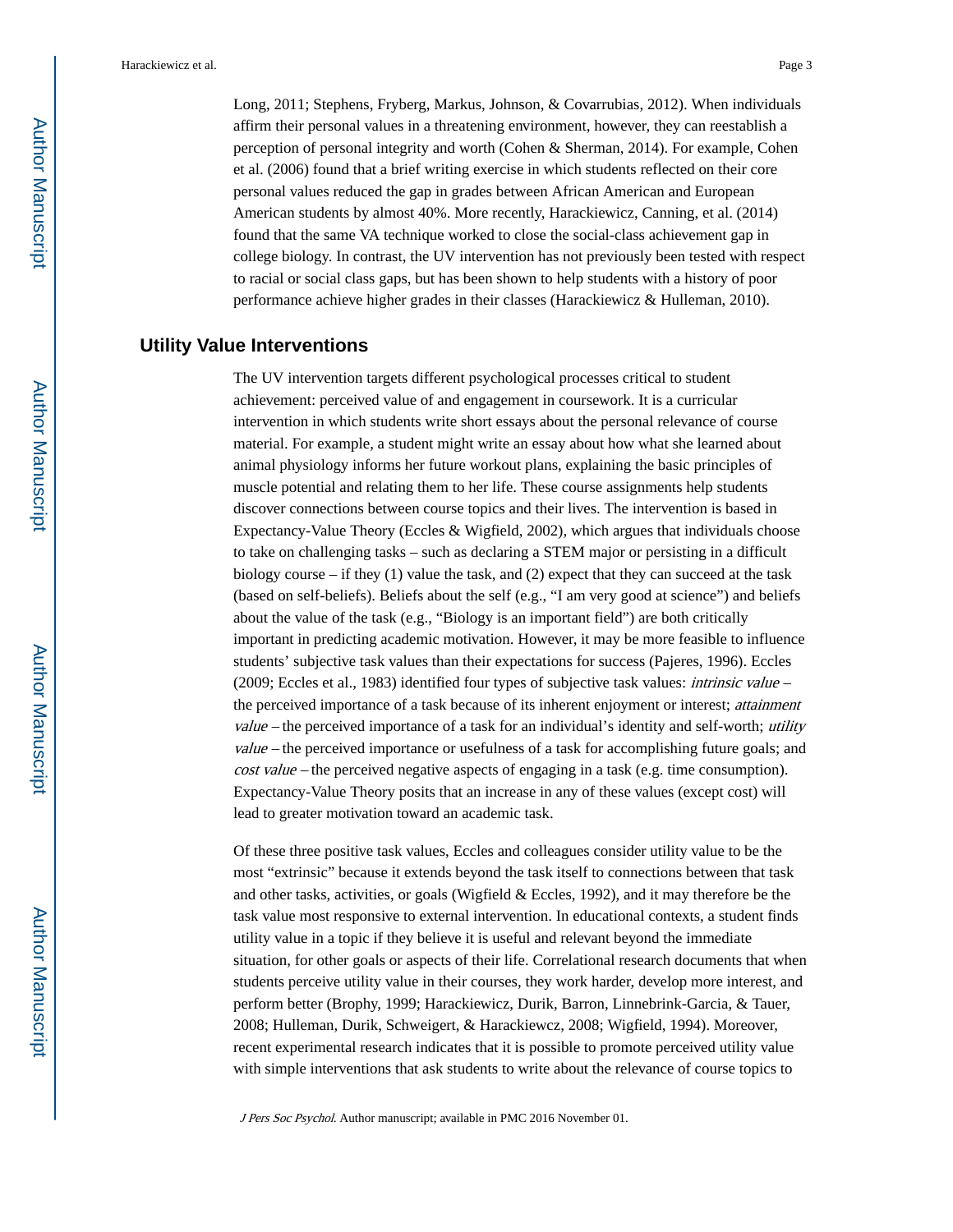Long, 2011; Stephens, Fryberg, Markus, Johnson, & Covarrubias, 2012). When individuals affirm their personal values in a threatening environment, however, they can reestablish a perception of personal integrity and worth (Cohen & Sherman, 2014). For example, Cohen et al. (2006) found that a brief writing exercise in which students reflected on their core personal values reduced the gap in grades between African American and European American students by almost 40%. More recently, Harackiewicz, Canning, et al. (2014) found that the same VA technique worked to close the social-class achievement gap in college biology. In contrast, the UV intervention has not previously been tested with respect to racial or social class gaps, but has been shown to help students with a history of poor performance achieve higher grades in their classes (Harackiewicz & Hulleman, 2010).

## Utility Value Interventions

The UV intervention targets different psychological processes critical to student achievement: perceived value of and engagement in coursework. It is a curricular intervention in which students write short essays about the personal relevance of course material. For example, a student might write an essay about how what she learned about animal physiology informs her future workout plans, explaining the basic principles of muscle potential and relating them to her life. These course assignments help students discover connections between course topics and their lives. The intervention is based in Expectancy-Value Theory (Eccles & Wigfield, 2002), which argues that individuals choose to take on challenging tasks – such as declaring a STEM major or persisting in a difficult biology course – if they (1) value the task, and (2) expect that they can succeed at the task (based on self-beliefs). Beliefs about the self (e.g., "I am very good at science") and beliefs about the value of the task (e.g., "Biology is an important field") are both critically important in predicting academic motivation. However, it may be more feasible to influence students' subjective task values than their expectations for success (Pajeres, 1996). Eccles (2009; Eccles et al., 1983) identified four types of subjective task values: *intrinsic value* – the perceived importance of a task because of its inherent enjoyment or interest; *attainment value* – the perceived importance of a task for an individual's identity and self-worth; *utility value* – the perceived importance or usefulness of a task for accomplishing future goals; and *cost value* – the perceived negative aspects of engaging in a task (e.g. time consumption). Expectancy-Value Theory posits that an increase in any of these values (except cost) will lead to greater motivation toward an academic task.

Of these three positive task values, Eccles and colleagues consider utility value to be the most "extrinsic" because it extends beyond the task itself to connections between that task and other tasks, activities, or goals (Wigfield & Eccles, 1992), and it may therefore be the task value most responsive to external intervention. In educational contexts, a student finds utility value in a topic if they believe it is useful and relevant beyond the immediate situation, for other goals or aspects of their life. Correlational research documents that when students perceive utility value in their courses, they work harder, develop more interest, and perform better (Brophy, 1999; Harackiewicz, Durik, Barron, Linnebrink-Garcia, & Tauer, 2008; Hulleman, Durik, Schweigert, & Harackiewcz, 2008; Wigfield, 1994). Moreover, recent experimental research indicates that it is possible to promote perceived utility value with simple interventions that ask students to write about the relevance of course topics to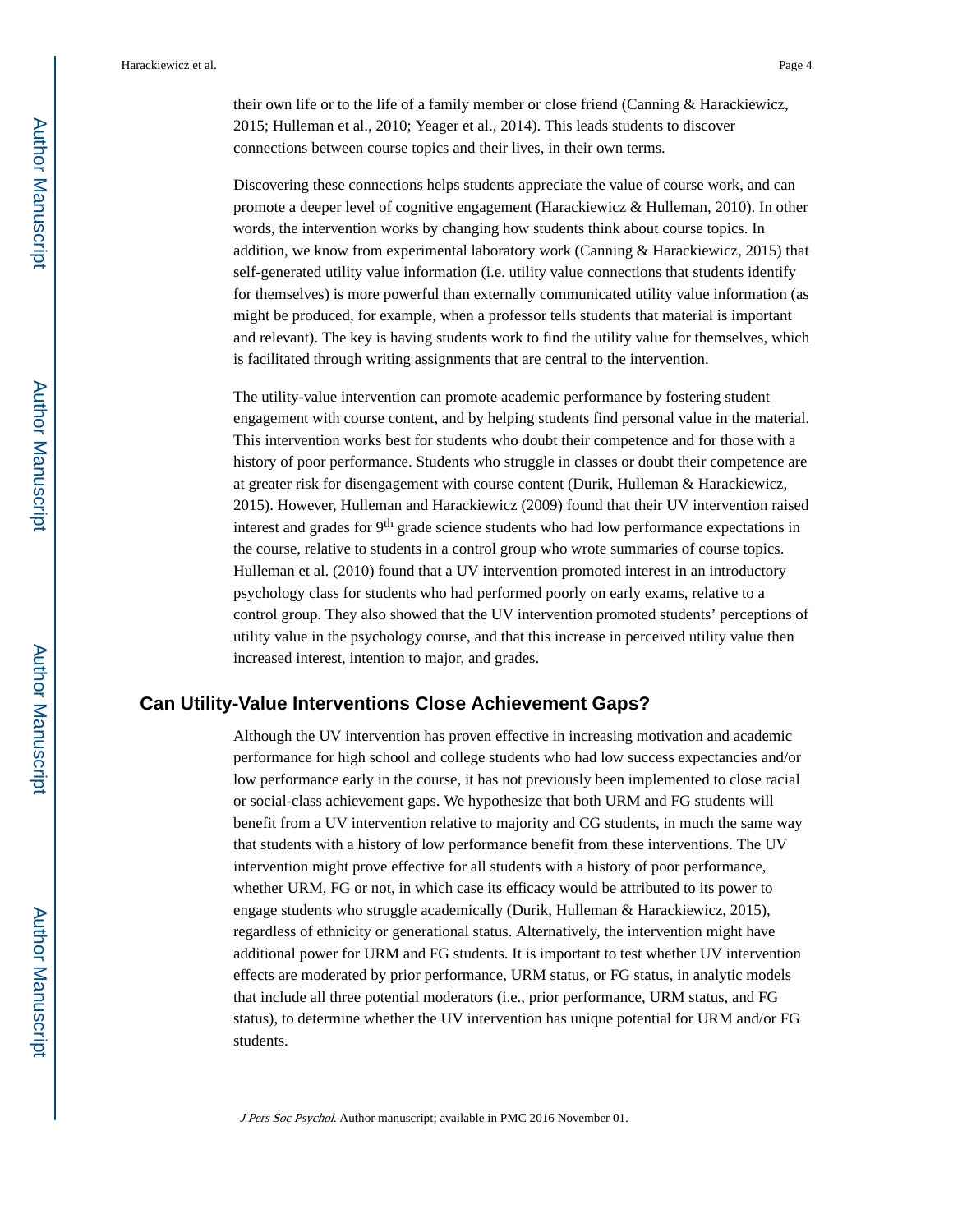their own life or to the life of a family member or close friend (Canning & Harackiewicz, 2015; Hulleman et al., 2010; Yeager et al., 2014). This leads students to discover connections between course topics and their lives, in their own terms.

Discovering these connections helps students appreciate the value of course work, and can promote a deeper level of cognitive engagement (Harackiewicz & Hulleman, 2010). In other words, the intervention works by changing how students think about course topics. In addition, we know from experimental laboratory work (Canning & Harackiewicz, 2015) that self-generated utility value information (i.e. utility value connections that students identify for themselves) is more powerful than externally communicated utility value information (as might be produced, for example, when a professor tells students that material is important and relevant). The key is having students work to find the utility value for themselves, which is facilitated through writing assignments that are central to the intervention.

The utility-value intervention can promote academic performance by fostering student engagement with course content, and by helping students find personal value in the material. This intervention works best for students who doubt their competence and for those with a history of poor performance. Students who struggle in classes or doubt their competence are at greater risk for disengagement with course content (Durik, Hulleman & Harackiewicz, 2015). However, Hulleman and Harackiewicz (2009) found that their UV intervention raised interest and grades for 9th grade science students who had low performance expectations in the course, relative to students in a control group who wrote summaries of course topics. Hulleman et al. (2010) found that a UV intervention promoted interest in an introductory psychology class for students who had performed poorly on early exams, relative to a control group. They also showed that the UV intervention promoted students' perceptions of utility value in the psychology course, and that this increase in perceived utility value then increased interest, intention to major, and grades.

## Can Utility-Value Interventions Close Achievement Gaps?

Although the UV intervention has proven effective in increasing motivation and academic performance for high school and college students who had low success expectancies and/or low performance early in the course, it has not previously been implemented to close racial or social-class achievement gaps. We hypothesize that both URM and FG students will benefit from a UV intervention relative to majority and CG students, in much the same way that students with a history of low performance benefit from these interventions. The UV intervention might prove effective for all students with a history of poor performance, whether URM, FG or not, in which case its efficacy would be attributed to its power to engage students who struggle academically (Durik, Hulleman & Harackiewicz, 2015), regardless of ethnicity or generational status. Alternatively, the intervention might have additional power for URM and FG students. It is important to test whether UV intervention effects are moderated by prior performance, URM status, or FG status, in analytic models that include all three potential moderators (i.e., prior performance, URM status, and FG status), to determine whether the UV intervention has unique potential for URM and/or FG students.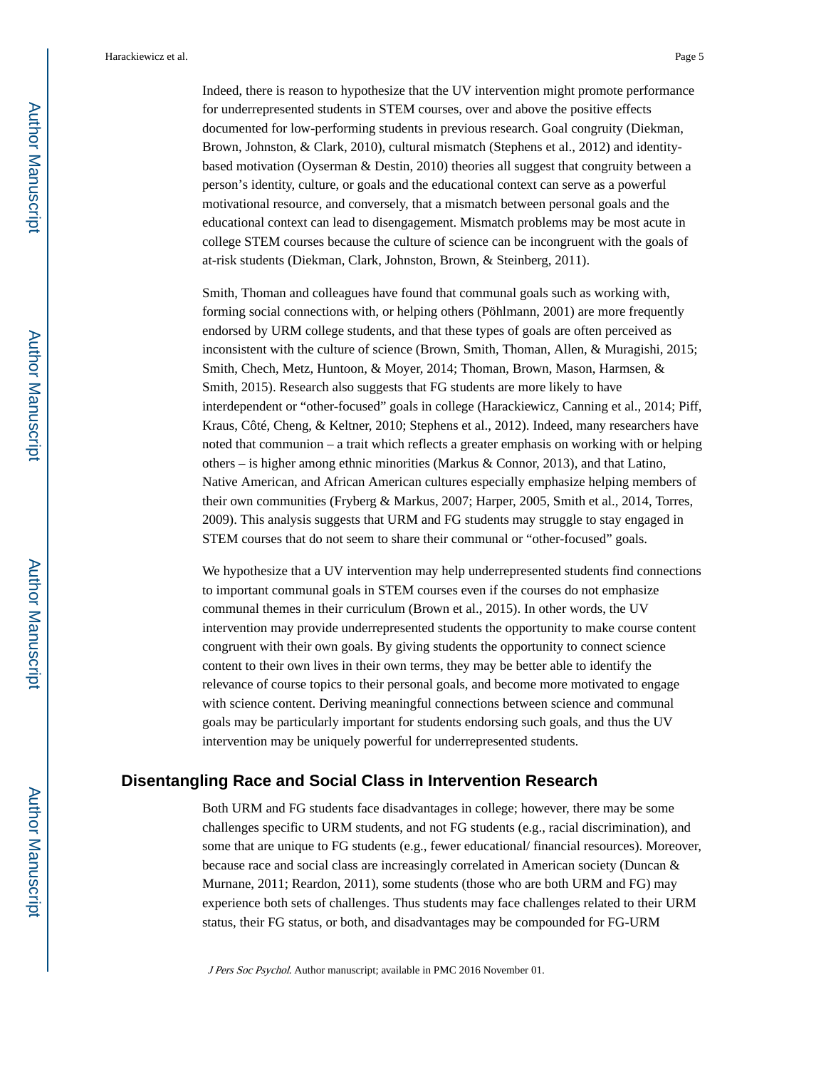Indeed, there is reason to hypothesize that the UV intervention might promote performance for underrepresented students in STEM courses, over and above the positive effects documented for low-performing students in previous research. Goal congruity (Diekman, Brown, Johnston, & Clark, 2010), cultural mismatch (Stephens et al., 2012) and identity-based motivation (Oyserman & Destin, 2010) theories all suggest that congruity between a person's identity, culture, or goals and the educational context can serve as a powerful motivational resource, and conversely, that a mismatch between personal goals and the educational context can lead to disengagement. Mismatch problems may be most acute in college STEM courses because the culture of science can be incongruent with the goals of at-risk students (Diekman, Clark, Johnston, Brown, & Steinberg, 2011).

Smith, Thoman and colleagues have found that communal goals such as working with, forming social connections with, or helping others (Pöhlmann, 2001) are more frequently endorsed by URM college students, and that these types of goals are often perceived as inconsistent with the culture of science (Brown, Smith, Thoman, Allen, & Muragishi, 2015; Smith, Chech, Metz, Huntoon, & Moyer, 2014; Thoman, Brown, Mason, Harmsen, & Smith, 2015). Research also suggests that FG students are more likely to have interdependent or "other-focused" goals in college (Harackiewicz, Canning et al., 2014; Piff, Kraus, Côté, Cheng, & Keltner, 2010; Stephens et al., 2012). Indeed, many researchers have noted that communion – a trait which reflects a greater emphasis on working with or helping others – is higher among ethnic minorities (Markus & Connor, 2013), and that Latino, Native American, and African American cultures especially emphasize helping members of their own communities (Fryberg & Markus, 2007; Harper, 2005, Smith et al., 2014, Torres, 2009). This analysis suggests that URM and FG students may struggle to stay engaged in STEM courses that do not seem to share their communal or "other-focused" goals.

We hypothesize that a UV intervention may help underrepresented students find connections to important communal goals in STEM courses even if the courses do not emphasize communal themes in their curriculum (Brown et al., 2015). In other words, the UV intervention may provide underrepresented students the opportunity to make course content congruent with their own goals. By giving students the opportunity to connect science content to their own lives in their own terms, they may be better able to identify the relevance of course topics to their personal goals, and become more motivated to engage with science content. Deriving meaningful connections between science and communal goals may be particularly important for students endorsing such goals, and thus the UV intervention may be uniquely powerful for underrepresented students.

## Disentangling Race and Social Class in Intervention Research

Both URM and FG students face disadvantages in college; however, there may be some challenges specific to URM students, and not FG students (e.g., racial discrimination), and some that are unique to FG students (e.g., fewer educational/ financial resources). Moreover, because race and social class are increasingly correlated in American society (Duncan & Murnane, 2011; Reardon, 2011), some students (those who are both URM and FG) may experience both sets of challenges. Thus students may face challenges related to their URM status, their FG status, or both, and disadvantages may be compounded for FG-URM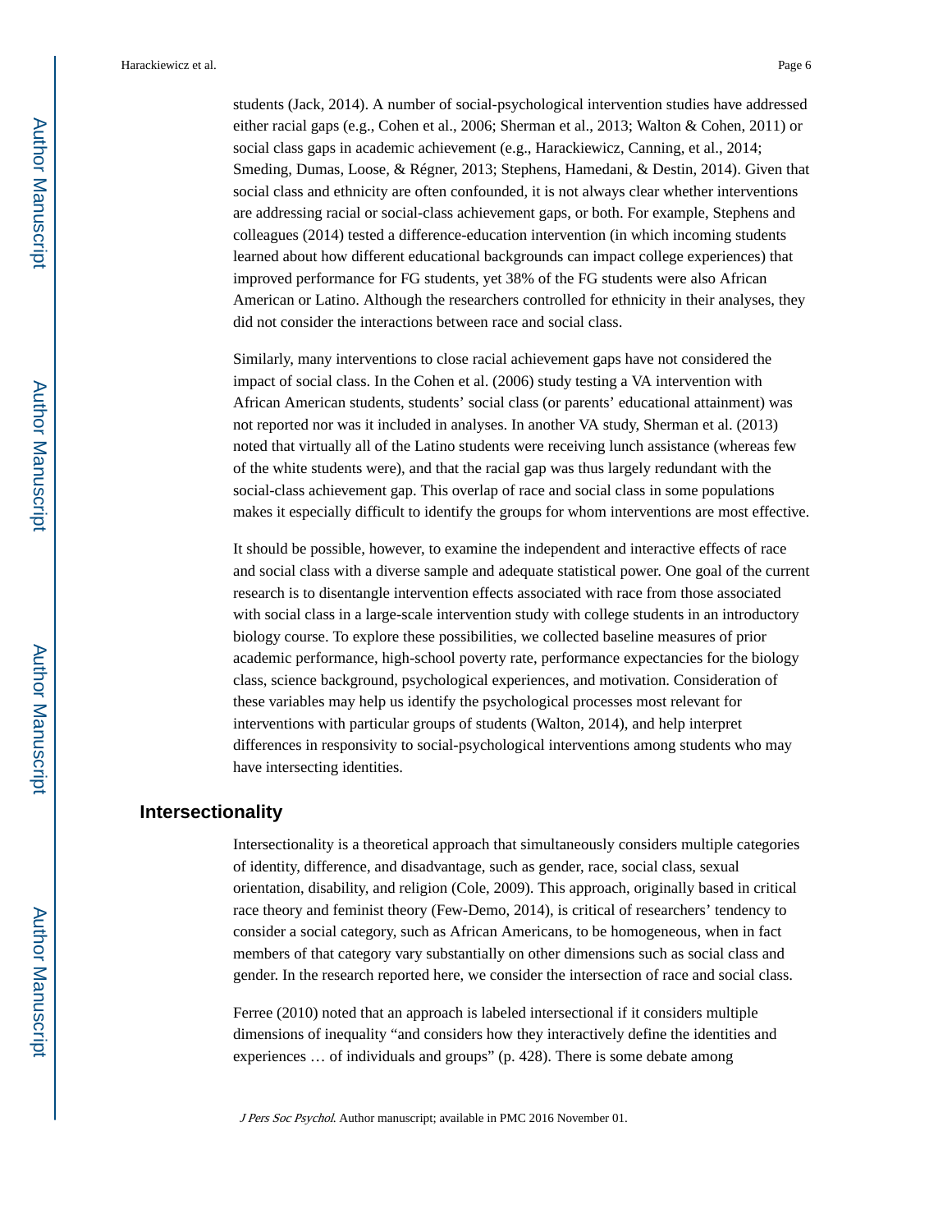students (Jack, 2014). A number of social-psychological intervention studies have addressed either racial gaps (e.g., Cohen et al., 2006; Sherman et al., 2013; Walton & Cohen, 2011) or social class gaps in academic achievement (e.g., Harackiewicz, Canning, et al., 2014; Smeding, Dumas, Loose, & Régner, 2013; Stephens, Hamedani, & Destin, 2014). Given that social class and ethnicity are often confounded, it is not always clear whether interventions are addressing racial or social-class achievement gaps, or both. For example, Stephens and colleagues (2014) tested a difference-education intervention (in which incoming students learned about how different educational backgrounds can impact college experiences) that improved performance for FG students, yet 38% of the FG students were also African American or Latino. Although the researchers controlled for ethnicity in their analyses, they did not consider the interactions between race and social class.

Similarly, many interventions to close racial achievement gaps have not considered the impact of social class. In the Cohen et al. (2006) study testing a VA intervention with African American students, students' social class (or parents' educational attainment) was not reported nor was it included in analyses. In another VA study, Sherman et al. (2013) noted that virtually all of the Latino students were receiving lunch assistance (whereas few of the white students were), and that the racial gap was thus largely redundant with the social-class achievement gap. This overlap of race and social class in some populations makes it especially difficult to identify the groups for whom interventions are most effective.

It should be possible, however, to examine the independent and interactive effects of race and social class with a diverse sample and adequate statistical power. One goal of the current research is to disentangle intervention effects associated with race from those associated with social class in a large-scale intervention study with college students in an introductory biology course. To explore these possibilities, we collected baseline measures of prior academic performance, high-school poverty rate, performance expectancies for the biology class, science background, psychological experiences, and motivation. Consideration of these variables may help us identify the psychological processes most relevant for interventions with particular groups of students (Walton, 2014), and help interpret differences in responsivity to social-psychological interventions among students who may have intersecting identities.

## Intersectionality

Intersectionality is a theoretical approach that simultaneously considers multiple categories of identity, difference, and disadvantage, such as gender, race, social class, sexual orientation, disability, and religion (Cole, 2009). This approach, originally based in critical race theory and feminist theory (Few-Demo, 2014), is critical of researchers' tendency to consider a social category, such as African Americans, to be homogeneous, when in fact members of that category vary substantially on other dimensions such as social class and gender. In the research reported here, we consider the intersection of race and social class.

Ferree (2010) noted that an approach is labeled intersectional if it considers multiple dimensions of inequality "and considers how they interactively define the identities and experiences … of individuals and groups" (p. 428). There is some debate among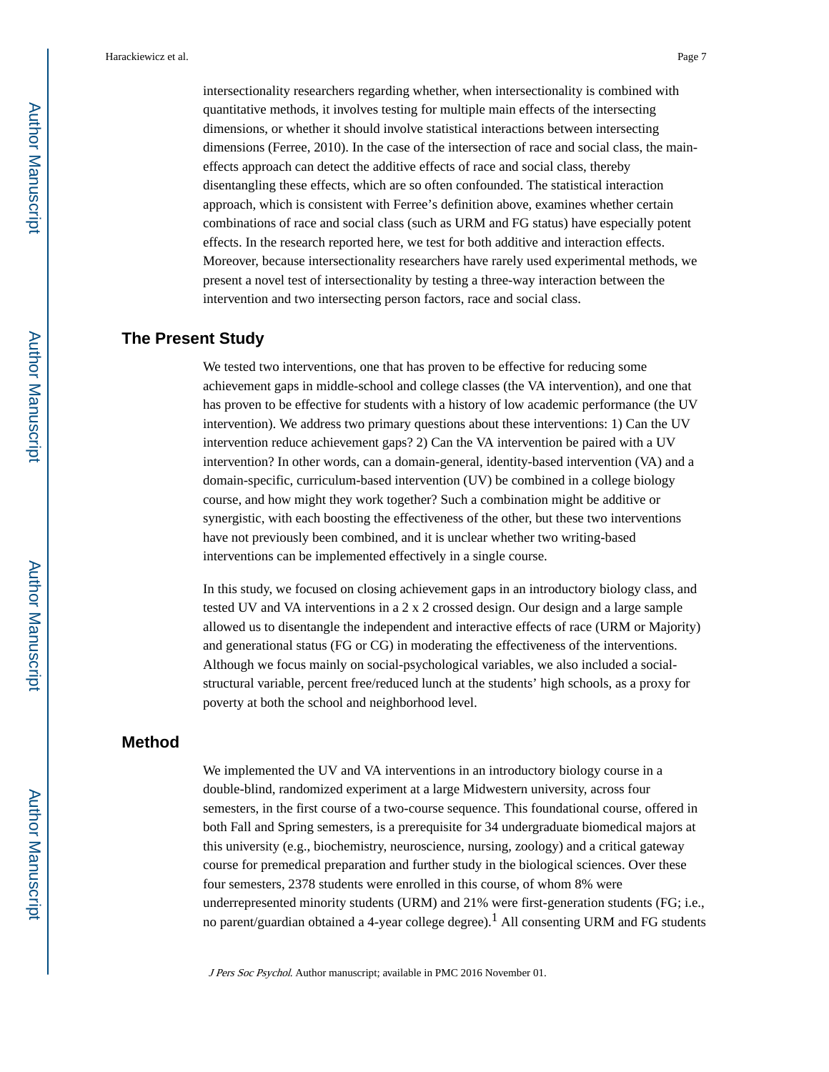intersectionality researchers regarding whether, when intersectionality is combined with quantitative methods, it involves testing for multiple main effects of the intersecting dimensions, or whether it should involve statistical interactions between intersecting dimensions (Ferree, 2010). In the case of the intersection of race and social class, the main-effects approach can detect the additive effects of race and social class, thereby disentangling these effects, which are so often confounded. The statistical interaction approach, which is consistent with Ferree's definition above, examines whether certain combinations of race and social class (such as URM and FG status) have especially potent effects. In the research reported here, we test for both additive and interaction effects. Moreover, because intersectionality researchers have rarely used experimental methods, we present a novel test of intersectionality by testing a three-way interaction between the intervention and two intersecting person factors, race and social class.

## The Present Study

We tested two interventions, one that has proven to be effective for reducing some achievement gaps in middle-school and college classes (the VA intervention), and one that has proven to be effective for students with a history of low academic performance (the UV intervention). We address two primary questions about these interventions: 1) Can the UV intervention reduce achievement gaps? 2) Can the VA intervention be paired with a UV intervention? In other words, can a domain-general, identity-based intervention (VA) and a domain-specific, curriculum-based intervention (UV) be combined in a college biology course, and how might they work together? Such a combination might be additive or synergistic, with each boosting the effectiveness of the other, but these two interventions have not previously been combined, and it is unclear whether two writing-based interventions can be implemented effectively in a single course.

In this study, we focused on closing achievement gaps in an introductory biology class, and tested UV and VA interventions in a 2 x 2 crossed design. Our design and a large sample allowed us to disentangle the independent and interactive effects of race (URM or Majority) and generational status (FG or CG) in moderating the effectiveness of the interventions. Although we focus mainly on social-psychological variables, we also included a social-structural variable, percent free/reduced lunch at the students' high schools, as a proxy for poverty at both the school and neighborhood level.

## Method

We implemented the UV and VA interventions in an introductory biology course in a double-blind, randomized experiment at a large Midwestern university, across four semesters, in the first course of a two-course sequence. This foundational course, offered in both Fall and Spring semesters, is a prerequisite for 34 undergraduate biomedical majors at this university (e.g., biochemistry, neuroscience, nursing, zoology) and a critical gateway course for premedical preparation and further study in the biological sciences. Over these four semesters, 2378 students were enrolled in this course, of whom 8% were underrepresented minority students (URM) and 21% were first-generation students (FG; i.e., no parent/guardian obtained a 4-year college degree).[1] All consenting URM and FG students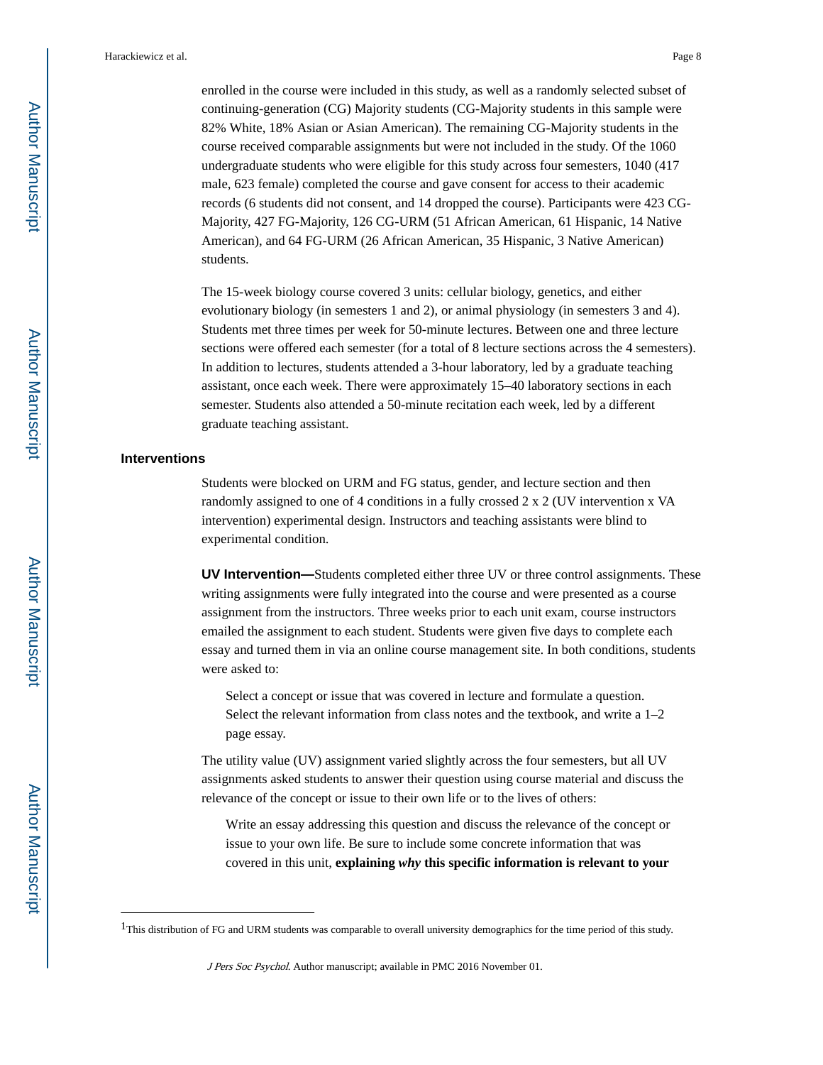enrolled in the course were included in this study, as well as a randomly selected subset of continuing-generation (CG) Majority students (CG-Majority students in this sample were 82% White, 18% Asian or Asian American). The remaining CG-Majority students in the course received comparable assignments but were not included in the study. Of the 1060 undergraduate students who were eligible for this study across four semesters, 1040 (417 male, 623 female) completed the course and gave consent for access to their academic records (6 students did not consent, and 14 dropped the course). Participants were 423 CG-Majority, 427 FG-Majority, 126 CG-URM (51 African American, 61 Hispanic, 14 Native American), and 64 FG-URM (26 African American, 35 Hispanic, 3 Native American) students.

The 15-week biology course covered 3 units: cellular biology, genetics, and either evolutionary biology (in semesters 1 and 2), or animal physiology (in semesters 3 and 4). Students met three times per week for 50-minute lectures. Between one and three lecture sections were offered each semester (for a total of 8 lecture sections across the 4 semesters). In addition to lectures, students attended a 3-hour laboratory, led by a graduate teaching assistant, once each week. There were approximately 15–40 laboratory sections in each semester. Students also attended a 50-minute recitation each week, led by a different graduate teaching assistant.

## Interventions

Students were blocked on URM and FG status, gender, and lecture section and then randomly assigned to one of 4 conditions in a fully crossed 2 x 2 (UV intervention x VA intervention) experimental design. Instructors and teaching assistants were blind to experimental condition.

**UV Intervention—**Students completed either three UV or three control assignments. These writing assignments were fully integrated into the course and were presented as a course assignment from the instructors. Three weeks prior to each unit exam, course instructors emailed the assignment to each student. Students were given five days to complete each essay and turned them in via an online course management site. In both conditions, students were asked to:

> Select a concept or issue that was covered in lecture and formulate a question. Select the relevant information from class notes and the textbook, and write a 1–2 page essay.

The utility value (UV) assignment varied slightly across the four semesters, but all UV assignments asked students to answer their question using course material and discuss the relevance of the concept or issue to their own life or to the lives of others:

> Write an essay addressing this question and discuss the relevance of the concept or issue to your own life. Be sure to include some concrete information that was covered in this unit, **explaining *why* this specific information is relevant to your**

[1]This distribution of FG and URM students was comparable to overall university demographics for the time period of this study.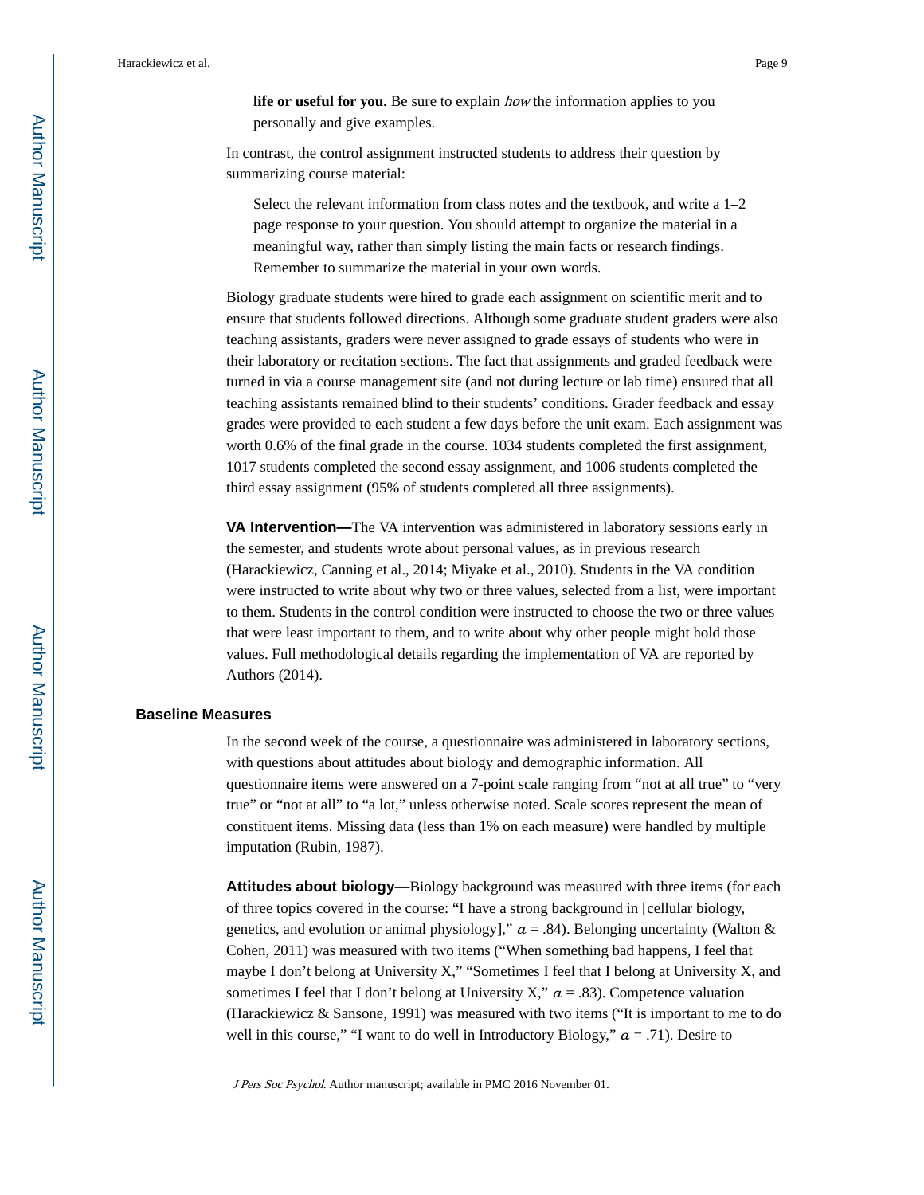> **life or useful for you.** Be sure to explain *how* the information applies to you personally and give examples.

In contrast, the control assignment instructed students to address their question by summarizing course material:

> Select the relevant information from class notes and the textbook, and write a 1–2 page response to your question. You should attempt to organize the material in a meaningful way, rather than simply listing the main facts or research findings. Remember to summarize the material in your own words.

Biology graduate students were hired to grade each assignment on scientific merit and to ensure that students followed directions. Although some graduate student graders were also teaching assistants, graders were never assigned to grade essays of students who were in their laboratory or recitation sections. The fact that assignments and graded feedback were turned in via a course management site (and not during lecture or lab time) ensured that all teaching assistants remained blind to their students' conditions. Grader feedback and essay grades were provided to each student a few days before the unit exam. Each assignment was worth 0.6% of the final grade in the course. 1034 students completed the first assignment, 1017 students completed the second essay assignment, and 1006 students completed the third essay assignment (95% of students completed all three assignments).

**VA Intervention—**The VA intervention was administered in laboratory sessions early in the semester, and students wrote about personal values, as in previous research (Harackiewicz, Canning et al., 2014; Miyake et al., 2010). Students in the VA condition were instructed to write about why two or three values, selected from a list, were important to them. Students in the control condition were instructed to choose the two or three values that were least important to them, and to write about why other people might hold those values. Full methodological details regarding the implementation of VA are reported by Authors (2014).

## Baseline Measures

In the second week of the course, a questionnaire was administered in laboratory sections, with questions about attitudes about biology and demographic information. All questionnaire items were answered on a 7-point scale ranging from "not at all true" to "very true" or "not at all" to "a lot," unless otherwise noted. Scale scores represent the mean of constituent items. Missing data (less than 1% on each measure) were handled by multiple imputation (Rubin, 1987).

**Attitudes about biology—**Biology background was measured with three items (for each of three topics covered in the course: "I have a strong background in [cellular biology, genetics, and evolution or animal physiology]," $\alpha = .84$). Belonging uncertainty (Walton & Cohen, 2011) was measured with two items ("When something bad happens, I feel that maybe I don't belong at University X," "Sometimes I feel that I belong at University X, and sometimes I feel that I don't belong at University X," $\alpha = .83$). Competence valuation (Harackiewicz & Sansone, 1991) was measured with two items ("It is important to me to do well in this course," "I want to do well in Introductory Biology," $\alpha = .71$). Desire to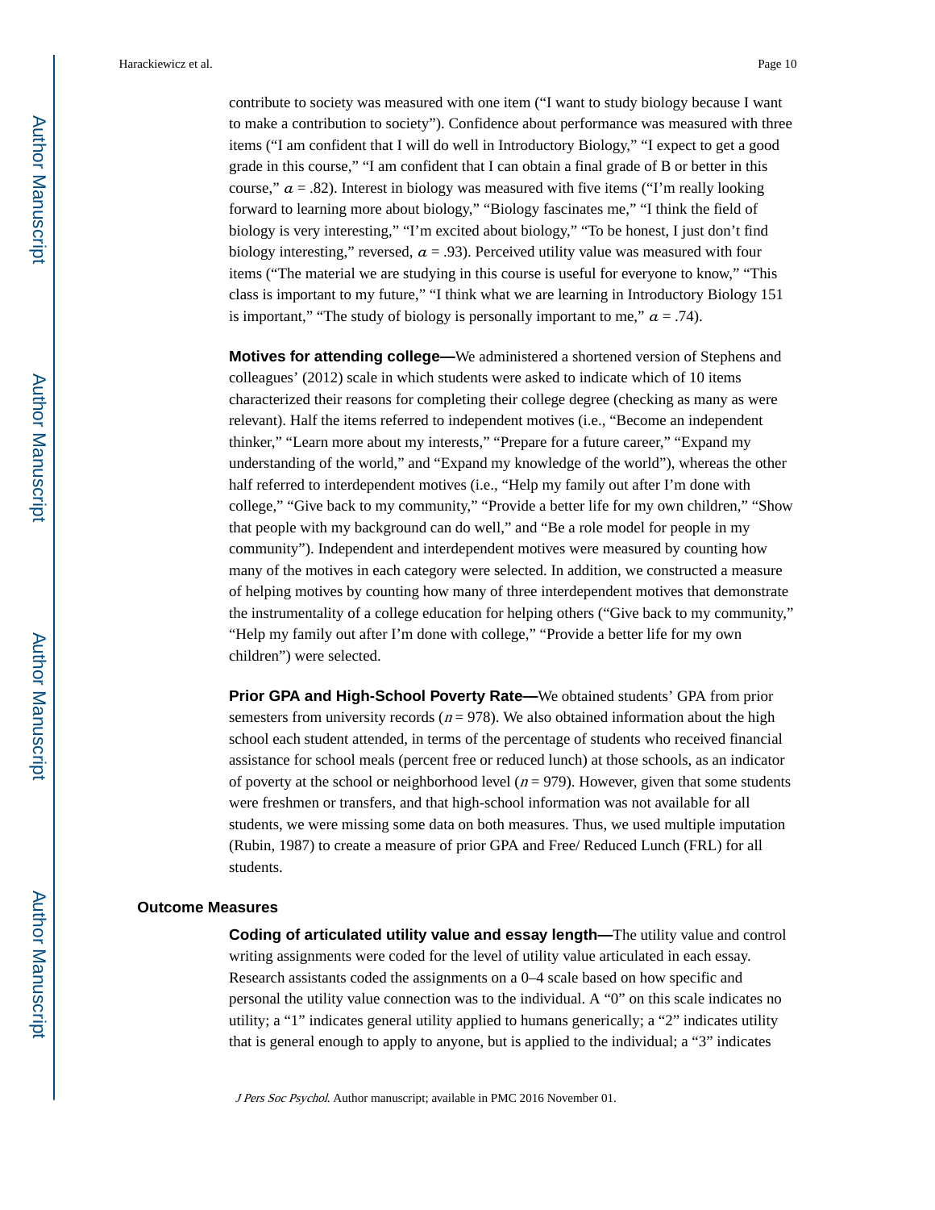contribute to society was measured with one item ("I want to study biology because I want to make a contribution to society"). Confidence about performance was measured with three items ("I am confident that I will do well in Introductory Biology," "I expect to get a good grade in this course," "I am confident that I can obtain a final grade of B or better in this course," $\alpha$ = .82). Interest in biology was measured with five items ("I'm really looking forward to learning more about biology," "Biology fascinates me," "I think the field of biology is very interesting," "I'm excited about biology," "To be honest, I just don't find biology interesting," reversed, $\alpha$ = .93). Perceived utility value was measured with four items ("The material we are studying in this course is useful for everyone to know," "This class is important to my future," "I think what we are learning in Introductory Biology 151 is important," "The study of biology is personally important to me," $\alpha$ = .74).

**Motives for attending college—**We administered a shortened version of Stephens and colleagues' (2012) scale in which students were asked to indicate which of 10 items characterized their reasons for completing their college degree (checking as many as were relevant). Half the items referred to independent motives (i.e., "Become an independent thinker," "Learn more about my interests," "Prepare for a future career," "Expand my understanding of the world," and "Expand my knowledge of the world"), whereas the other half referred to interdependent motives (i.e., "Help my family out after I'm done with college," "Give back to my community," "Provide a better life for my own children," "Show that people with my background can do well," and "Be a role model for people in my community"). Independent and interdependent motives were measured by counting how many of the motives in each category were selected. In addition, we constructed a measure of helping motives by counting how many of three interdependent motives that demonstrate the instrumentality of a college education for helping others ("Give back to my community," "Help my family out after I'm done with college," "Provide a better life for my own children") were selected.

**Prior GPA and High-School Poverty Rate—**We obtained students' GPA from prior semesters from university records ($n$ = 978). We also obtained information about the high school each student attended, in terms of the percentage of students who received financial assistance for school meals (percent free or reduced lunch) at those schools, as an indicator of poverty at the school or neighborhood level ($n$ = 979). However, given that some students were freshmen or transfers, and that high-school information was not available for all students, we were missing some data on both measures. Thus, we used multiple imputation (Rubin, 1987) to create a measure of prior GPA and Free/ Reduced Lunch (FRL) for all students.

### Outcome Measures

**Coding of articulated utility value and essay length—**The utility value and control writing assignments were coded for the level of utility value articulated in each essay. Research assistants coded the assignments on a 0–4 scale based on how specific and personal the utility value connection was to the individual. A "0" on this scale indicates no utility; a "1" indicates general utility applied to humans generically; a "2" indicates utility that is general enough to apply to anyone, but is applied to the individual; a "3" indicates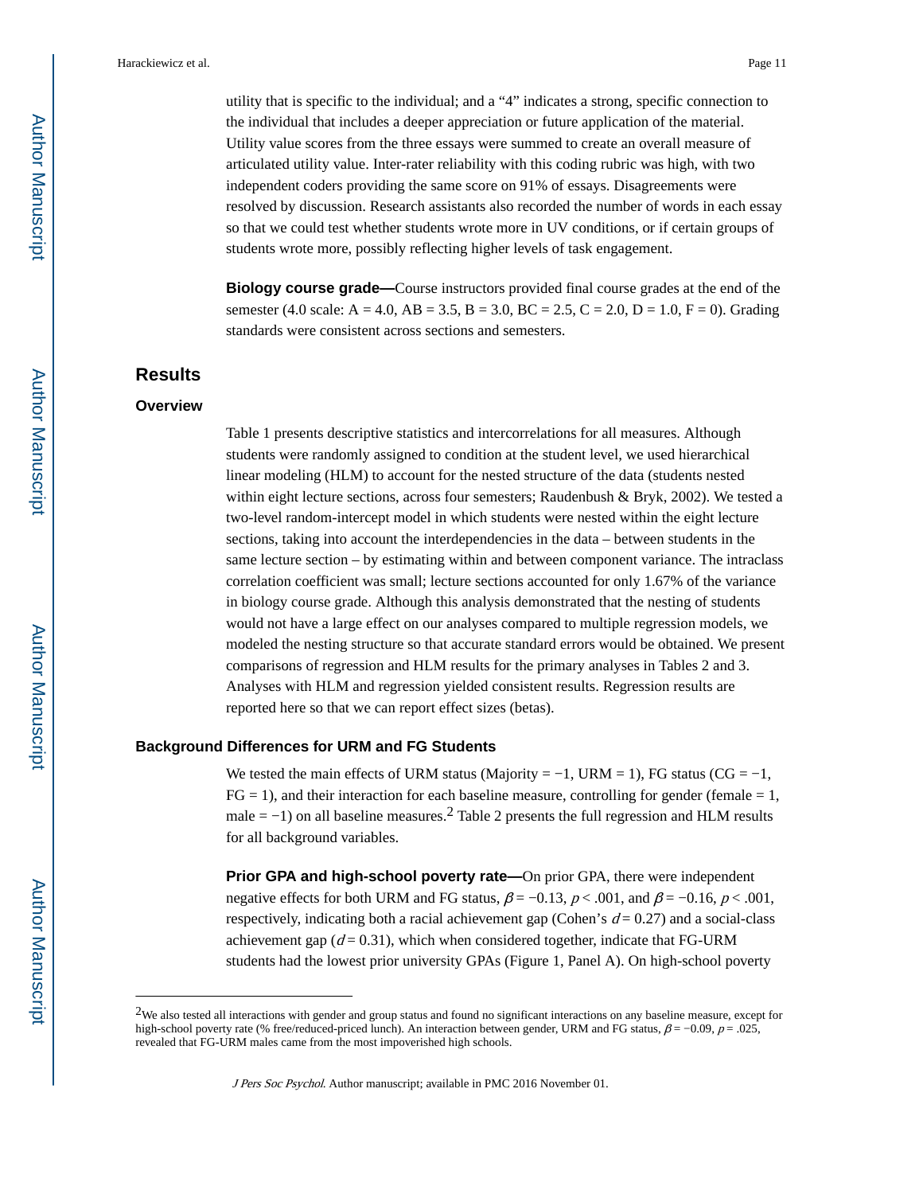utility that is specific to the individual; and a "4" indicates a strong, specific connection to the individual that includes a deeper appreciation or future application of the material. Utility value scores from the three essays were summed to create an overall measure of articulated utility value. Inter-rater reliability with this coding rubric was high, with two independent coders providing the same score on 91% of essays. Disagreements were resolved by discussion. Research assistants also recorded the number of words in each essay so that we could test whether students wrote more in UV conditions, or if certain groups of students wrote more, possibly reflecting higher levels of task engagement.

**Biology course grade—**Course instructors provided final course grades at the end of the semester (4.0 scale: A = 4.0, AB = 3.5, B = 3.0, BC = 2.5, C = 2.0, D = 1.0, F = 0). Grading standards were consistent across sections and semesters.

## Results

### Overview

Table 1 presents descriptive statistics and intercorrelations for all measures. Although students were randomly assigned to condition at the student level, we used hierarchical linear modeling (HLM) to account for the nested structure of the data (students nested within eight lecture sections, across four semesters; Raudenbush & Bryk, 2002). We tested a two-level random-intercept model in which students were nested within the eight lecture sections, taking into account the interdependencies in the data – between students in the same lecture section – by estimating within and between component variance. The intraclass correlation coefficient was small; lecture sections accounted for only 1.67% of the variance in biology course grade. Although this analysis demonstrated that the nesting of students would not have a large effect on our analyses compared to multiple regression models, we modeled the nesting structure so that accurate standard errors would be obtained. We present comparisons of regression and HLM results for the primary analyses in Tables 2 and 3. Analyses with HLM and regression yielded consistent results. Regression results are reported here so that we can report effect sizes (betas).

### Background Differences for URM and FG Students

We tested the main effects of URM status (Majority = −1, URM = 1), FG status (CG = −1, FG = 1), and their interaction for each baseline measure, controlling for gender (female = 1, male = −1) on all baseline measures.[2] Table 2 presents the full regression and HLM results for all background variables.

**Prior GPA and high-school poverty rate—**On prior GPA, there were independent negative effects for both URM and FG status, $\beta = -0.13$, $p < .001$, and $\beta = -0.16$, $p < .001$, respectively, indicating both a racial achievement gap (Cohen's $d = 0.27$) and a social-class achievement gap ($d = 0.31$), which when considered together, indicate that FG-URM students had the lowest prior university GPAs (Figure 1, Panel A). On high-school poverty

---

[2]We also tested all interactions with gender and group status and found no significant interactions on any baseline measure, except for high-school poverty rate (% free/reduced-priced lunch). An interaction between gender, URM and FG status, $\beta = -0.09$, $p = .025$, revealed that FG-URM males came from the most impoverished high schools.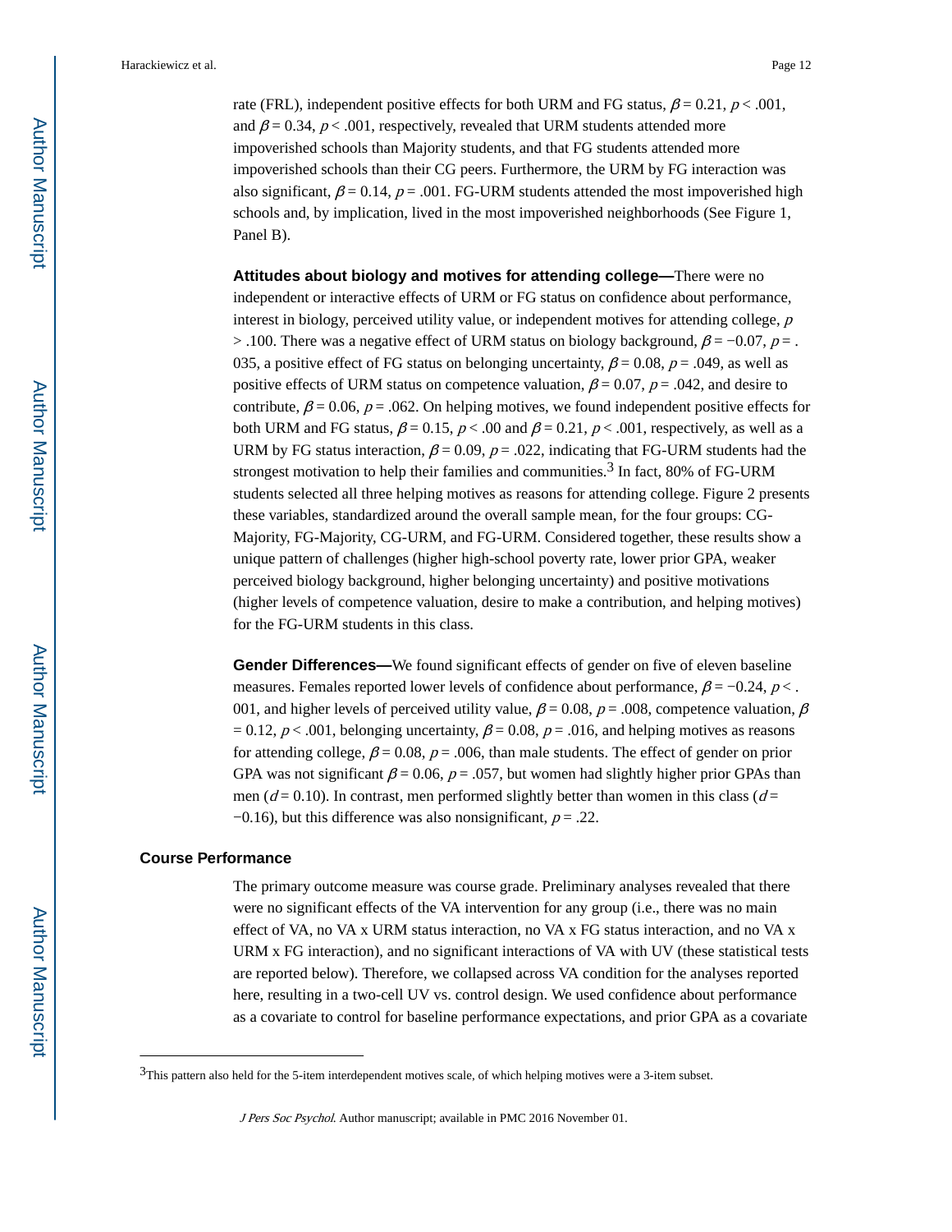rate (FRL), independent positive effects for both URM and FG status, $\beta = 0.21$, $p < .001$, and $\beta = 0.34$, $p < .001$, respectively, revealed that URM students attended more impoverished schools than Majority students, and that FG students attended more impoverished schools than their CG peers. Furthermore, the URM by FG interaction was also significant, $\beta = 0.14$, $p = .001$. FG-URM students attended the most impoverished high schools and, by implication, lived in the most impoverished neighborhoods (See Figure 1, Panel B).

**Attitudes about biology and motives for attending college—**There were no independent or interactive effects of URM or FG status on confidence about performance, interest in biology, perceived utility value, or independent motives for attending college, $p > .100$. There was a negative effect of URM status on biology background, $\beta = -0.07$, $p = .035$, a positive effect of FG status on belonging uncertainty, $\beta = 0.08$, $p = .049$, as well as positive effects of URM status on competence valuation, $\beta = 0.07$, $p = .042$, and desire to contribute, $\beta = 0.06$, $p = .062$. On helping motives, we found independent positive effects for both URM and FG status, $\beta = 0.15$, $p < .00$ and $\beta = 0.21$, $p < .001$, respectively, as well as a URM by FG status interaction, $\beta = 0.09$, $p = .022$, indicating that FG-URM students had the strongest motivation to help their families and communities.[3] In fact, 80% of FG-URM students selected all three helping motives as reasons for attending college. Figure 2 presents these variables, standardized around the overall sample mean, for the four groups: CG-Majority, FG-Majority, CG-URM, and FG-URM. Considered together, these results show a unique pattern of challenges (higher high-school poverty rate, lower prior GPA, weaker perceived biology background, higher belonging uncertainty) and positive motivations (higher levels of competence valuation, desire to make a contribution, and helping motives) for the FG-URM students in this class.

**Gender Differences—**We found significant effects of gender on five of eleven baseline measures. Females reported lower levels of confidence about performance, $\beta = -0.24$, $p < .001$, and higher levels of perceived utility value, $\beta = 0.08$, $p = .008$, competence valuation, $\beta = 0.12$, $p < .001$, belonging uncertainty, $\beta = 0.08$, $p = .016$, and helping motives as reasons for attending college, $\beta = 0.08$, $p = .006$, than male students. The effect of gender on prior GPA was not significant $\beta = 0.06$, $p = .057$, but women had slightly higher prior GPAs than men ($d = 0.10$). In contrast, men performed slightly better than women in this class ($d = -0.16$), but this difference was also nonsignificant, $p = .22$.

## Course Performance

The primary outcome measure was course grade. Preliminary analyses revealed that there were no significant effects of the VA intervention for any group (i.e., there was no main effect of VA, no VA x URM status interaction, no VA x FG status interaction, and no VA x URM x FG interaction), and no significant interactions of VA with UV (these statistical tests are reported below). Therefore, we collapsed across VA condition for the analyses reported here, resulting in a two-cell UV vs. control design. We used confidence about performance as a covariate to control for baseline performance expectations, and prior GPA as a covariate

[3] This pattern also held for the 5-item interdependent motives scale, of which helping motives were a 3-item subset.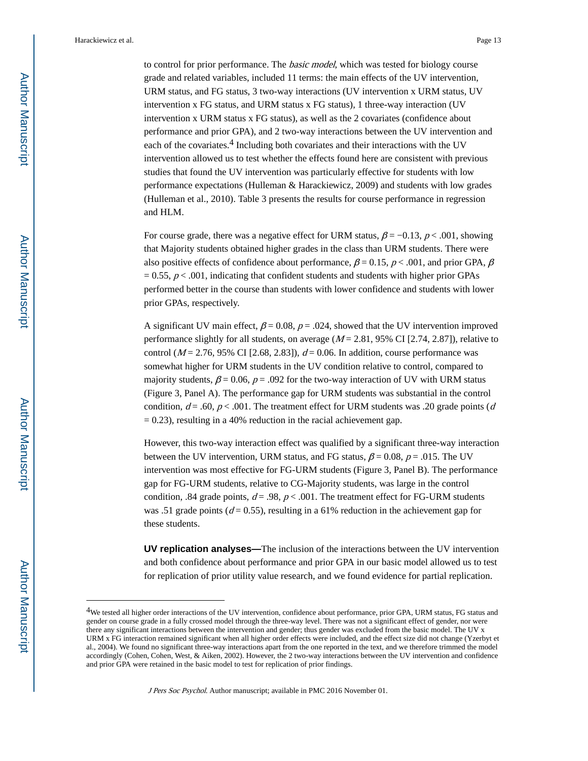to control for prior performance. The *basic model*, which was tested for biology course grade and related variables, included 11 terms: the main effects of the UV intervention, URM status, and FG status, 3 two-way interactions (UV intervention x URM status, UV intervention x FG status, and URM status x FG status), 1 three-way interaction (UV intervention x URM status x FG status), as well as the 2 covariates (confidence about performance and prior GPA), and 2 two-way interactions between the UV intervention and each of the covariates.[4] Including both covariates and their interactions with the UV intervention allowed us to test whether the effects found here are consistent with previous studies that found the UV intervention was particularly effective for students with low performance expectations (Hulleman & Harackiewicz, 2009) and students with low grades (Hulleman et al., 2010). Table 3 presents the results for course performance in regression and HLM.

For course grade, there was a negative effect for URM status, $\beta = -0.13$, $p < .001$, showing that Majority students obtained higher grades in the class than URM students. There were also positive effects of confidence about performance, $\beta = 0.15$, $p < .001$, and prior GPA, $\beta = 0.55$, $p < .001$, indicating that confident students and students with higher prior GPAs performed better in the course than students with lower confidence and students with lower prior GPAs, respectively.

A significant UV main effect, $\beta = 0.08$, $p = .024$, showed that the UV intervention improved performance slightly for all students, on average ($M = 2.81$, 95% CI [2.74, 2.87]), relative to control ($M = 2.76$, 95% CI [2.68, 2.83]), $d = 0.06$. In addition, course performance was somewhat higher for URM students in the UV condition relative to control, compared to majority students, $\beta = 0.06$, $p = .092$ for the two-way interaction of UV with URM status (Figure 3, Panel A). The performance gap for URM students was substantial in the control condition, $d = .60$, $p < .001$. The treatment effect for URM students was .20 grade points ($d = 0.23$), resulting in a 40% reduction in the racial achievement gap.

However, this two-way interaction effect was qualified by a significant three-way interaction between the UV intervention, URM status, and FG status, $\beta = 0.08$, $p = .015$. The UV intervention was most effective for FG-URM students (Figure 3, Panel B). The performance gap for FG-URM students, relative to CG-Majority students, was large in the control condition, .84 grade points, $d = .98$, $p < .001$. The treatment effect for FG-URM students was .51 grade points ($d = 0.55$), resulting in a 61% reduction in the achievement gap for these students.

**UV replication analyses—**The inclusion of the interactions between the UV intervention and both confidence about performance and prior GPA in our basic model allowed us to test for replication of prior utility value research, and we found evidence for partial replication.

---

[4]We tested all higher order interactions of the UV intervention, confidence about performance, prior GPA, URM status, FG status and gender on course grade in a fully crossed model through the three-way level. There was not a significant effect of gender, nor were there any significant interactions between the intervention and gender; thus gender was excluded from the basic model. The UV x URM x FG interaction remained significant when all higher order effects were included, and the effect size did not change (Yzerbyt et al., 2004). We found no significant three-way interactions apart from the one reported in the text, and we therefore trimmed the model accordingly (Cohen, Cohen, West, & Aiken, 2002). However, the 2 two-way interactions between the UV intervention and confidence and prior GPA were retained in the basic model to test for replication of prior findings.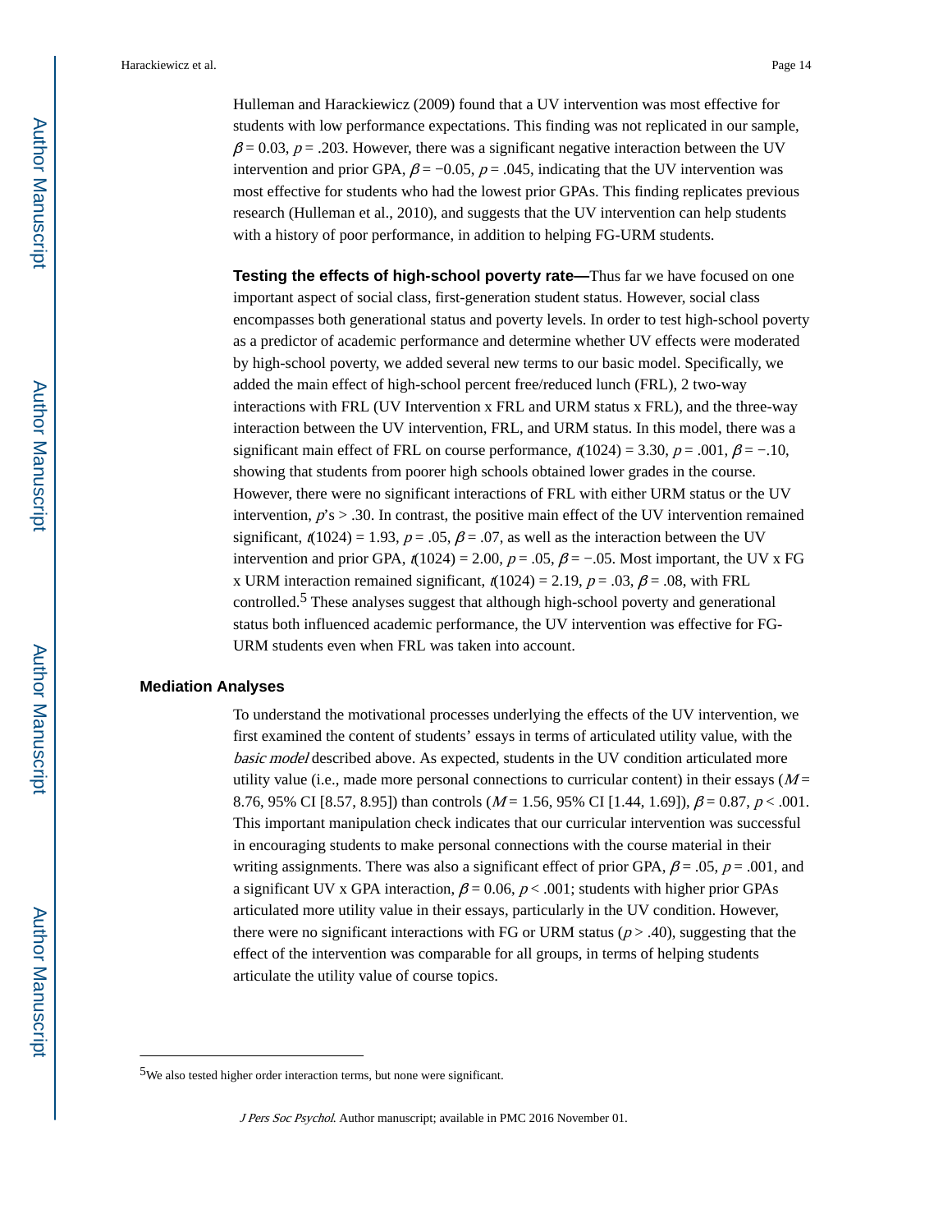Hulleman and Harackiewicz (2009) found that a UV intervention was most effective for students with low performance expectations. This finding was not replicated in our sample, $\beta = 0.03$, $p = .203$. However, there was a significant negative interaction between the UV intervention and prior GPA, $\beta = -0.05$, $p = .045$, indicating that the UV intervention was most effective for students who had the lowest prior GPAs. This finding replicates previous research (Hulleman et al., 2010), and suggests that the UV intervention can help students with a history of poor performance, in addition to helping FG-URM students.

**Testing the effects of high-school poverty rate—**Thus far we have focused on one important aspect of social class, first-generation student status. However, social class encompasses both generational status and poverty levels. In order to test high-school poverty as a predictor of academic performance and determine whether UV effects were moderated by high-school poverty, we added several new terms to our basic model. Specifically, we added the main effect of high-school percent free/reduced lunch (FRL), 2 two-way interactions with FRL (UV Intervention x FRL and URM status x FRL), and the three-way interaction between the UV intervention, FRL, and URM status. In this model, there was a significant main effect of FRL on course performance, $t(1024) = 3.30$, $p = .001$, $\beta = -.10$, showing that students from poorer high schools obtained lower grades in the course. However, there were no significant interactions of FRL with either URM status or the UV intervention, $p$'s $> .30$. In contrast, the positive main effect of the UV intervention remained significant, $t(1024) = 1.93$, $p = .05$, $\beta = .07$, as well as the interaction between the UV intervention and prior GPA, $t(1024) = 2.00$, $p = .05$, $\beta = -.05$. Most important, the UV x FG x URM interaction remained significant, $t(1024) = 2.19$, $p = .03$, $\beta = .08$, with FRL controlled.[5] These analyses suggest that although high-school poverty and generational status both influenced academic performance, the UV intervention was effective for FG-URM students even when FRL was taken into account.

### Mediation Analyses

To understand the motivational processes underlying the effects of the UV intervention, we first examined the content of students' essays in terms of articulated utility value, with the *basic model* described above. As expected, students in the UV condition articulated more utility value (i.e., made more personal connections to curricular content) in their essays ($M$ = 8.76, 95% CI [8.57, 8.95]) than controls ($M$ = 1.56, 95% CI [1.44, 1.69]), $\beta = 0.87$, $p < .001$. This important manipulation check indicates that our curricular intervention was successful in encouraging students to make personal connections with the course material in their writing assignments. There was also a significant effect of prior GPA, $\beta = .05$, $p = .001$, and a significant UV x GPA interaction, $\beta = 0.06$, $p < .001$; students with higher prior GPAs articulated more utility value in their essays, particularly in the UV condition. However, there were no significant interactions with FG or URM status ($p > .40$), suggesting that the effect of the intervention was comparable for all groups, in terms of helping students articulate the utility value of course topics.

---

[5]We also tested higher order interaction terms, but none were significant.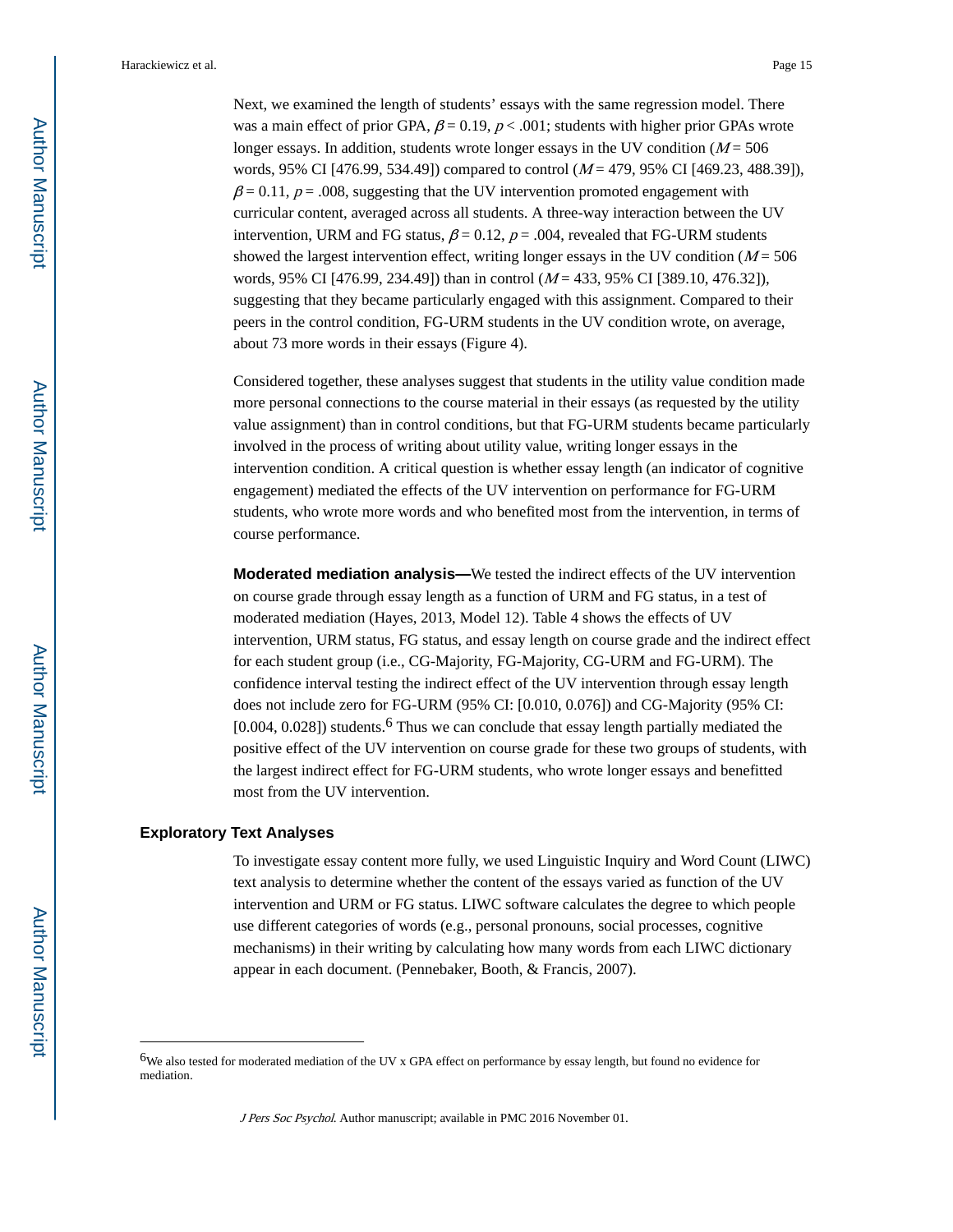Next, we examined the length of students' essays with the same regression model. There was a main effect of prior GPA, $\beta = 0.19$, $p < .001$; students with higher prior GPAs wrote longer essays. In addition, students wrote longer essays in the UV condition ($M = 506$ words, 95% CI [476.99, 534.49]) compared to control ($M = 479$, 95% CI [469.23, 488.39]), $\beta = 0.11$, $p = .008$, suggesting that the UV intervention promoted engagement with curricular content, averaged across all students. A three-way interaction between the UV intervention, URM and FG status, $\beta = 0.12$, $p = .004$, revealed that FG-URM students showed the largest intervention effect, writing longer essays in the UV condition ($M = 506$ words, 95% CI [476.99, 234.49]) than in control ($M = 433$, 95% CI [389.10, 476.32]), suggesting that they became particularly engaged with this assignment. Compared to their peers in the control condition, FG-URM students in the UV condition wrote, on average, about 73 more words in their essays (Figure 4).

Considered together, these analyses suggest that students in the utility value condition made more personal connections to the course material in their essays (as requested by the utility value assignment) than in control conditions, but that FG-URM students became particularly involved in the process of writing about utility value, writing longer essays in the intervention condition. A critical question is whether essay length (an indicator of cognitive engagement) mediated the effects of the UV intervention on performance for FG-URM students, who wrote more words and who benefited most from the intervention, in terms of course performance.

**Moderated mediation analysis—**We tested the indirect effects of the UV intervention on course grade through essay length as a function of URM and FG status, in a test of moderated mediation (Hayes, 2013, Model 12). Table 4 shows the effects of UV intervention, URM status, FG status, and essay length on course grade and the indirect effect for each student group (i.e., CG-Majority, FG-Majority, CG-URM and FG-URM). The confidence interval testing the indirect effect of the UV intervention through essay length does not include zero for FG-URM (95% CI: [0.010, 0.076]) and CG-Majority (95% CI: [0.004, 0.028]) students.[6] Thus we can conclude that essay length partially mediated the positive effect of the UV intervention on course grade for these two groups of students, with the largest indirect effect for FG-URM students, who wrote longer essays and benefitted most from the UV intervention.

## Exploratory Text Analyses

To investigate essay content more fully, we used Linguistic Inquiry and Word Count (LIWC) text analysis to determine whether the content of the essays varied as function of the UV intervention and URM or FG status. LIWC software calculates the degree to which people use different categories of words (e.g., personal pronouns, social processes, cognitive mechanisms) in their writing by calculating how many words from each LIWC dictionary appear in each document. (Pennebaker, Booth, & Francis, 2007).

---

[6]We also tested for moderated mediation of the UV x GPA effect on performance by essay length, but found no evidence for mediation.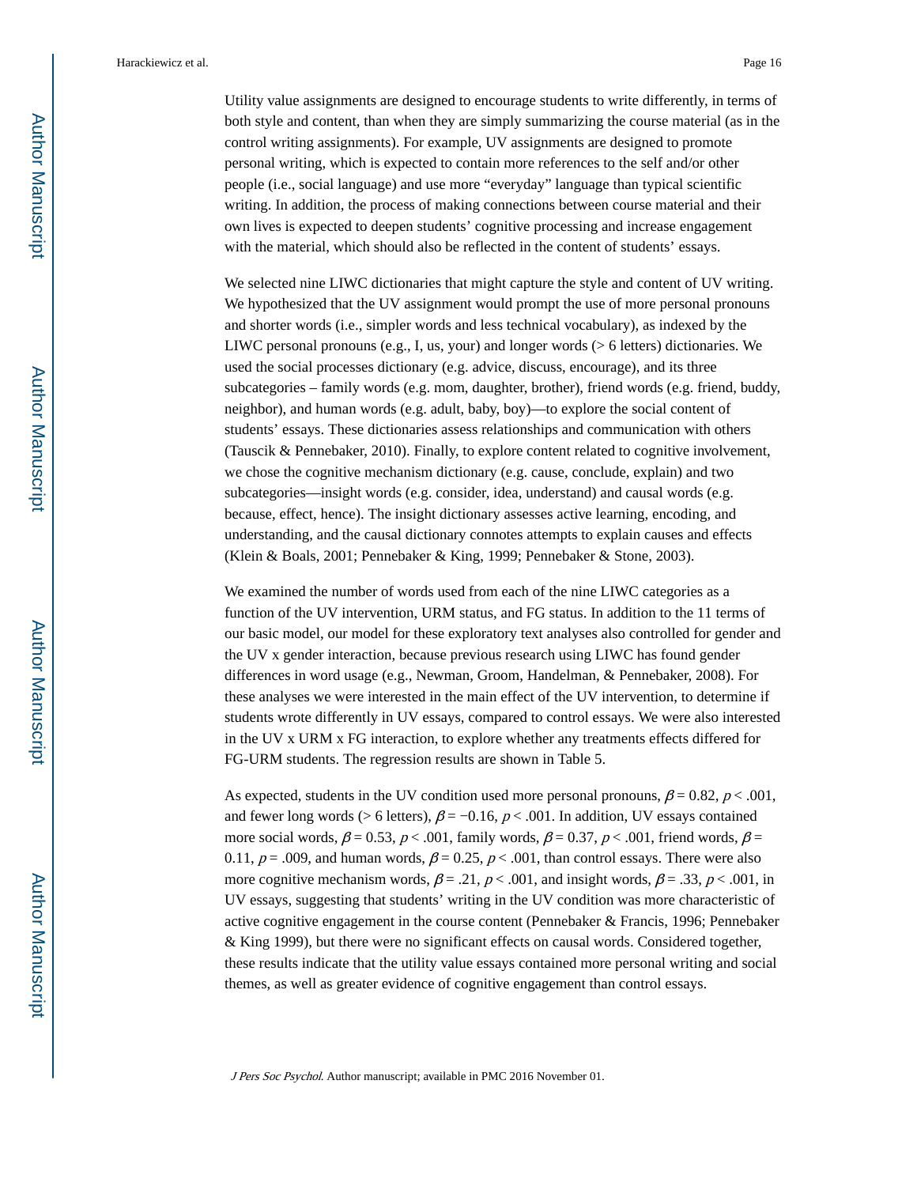Utility value assignments are designed to encourage students to write differently, in terms of both style and content, than when they are simply summarizing the course material (as in the control writing assignments). For example, UV assignments are designed to promote personal writing, which is expected to contain more references to the self and/or other people (i.e., social language) and use more "everyday" language than typical scientific writing. In addition, the process of making connections between course material and their own lives is expected to deepen students' cognitive processing and increase engagement with the material, which should also be reflected in the content of students' essays.

We selected nine LIWC dictionaries that might capture the style and content of UV writing. We hypothesized that the UV assignment would prompt the use of more personal pronouns and shorter words (i.e., simpler words and less technical vocabulary), as indexed by the LIWC personal pronouns (e.g., I, us, your) and longer words (> 6 letters) dictionaries. We used the social processes dictionary (e.g. advice, discuss, encourage), and its three subcategories – family words (e.g. mom, daughter, brother), friend words (e.g. friend, buddy, neighbor), and human words (e.g. adult, baby, boy)—to explore the social content of students' essays. These dictionaries assess relationships and communication with others (Tauscik & Pennebaker, 2010). Finally, to explore content related to cognitive involvement, we chose the cognitive mechanism dictionary (e.g. cause, conclude, explain) and two subcategories—insight words (e.g. consider, idea, understand) and causal words (e.g. because, effect, hence). The insight dictionary assesses active learning, encoding, and understanding, and the causal dictionary connotes attempts to explain causes and effects (Klein & Boals, 2001; Pennebaker & King, 1999; Pennebaker & Stone, 2003).

We examined the number of words used from each of the nine LIWC categories as a function of the UV intervention, URM status, and FG status. In addition to the 11 terms of our basic model, our model for these exploratory text analyses also controlled for gender and the UV x gender interaction, because previous research using LIWC has found gender differences in word usage (e.g., Newman, Groom, Handelman, & Pennebaker, 2008). For these analyses we were interested in the main effect of the UV intervention, to determine if students wrote differently in UV essays, compared to control essays. We were also interested in the UV x URM x FG interaction, to explore whether any treatments effects differed for FG-URM students. The regression results are shown in Table 5.

As expected, students in the UV condition used more personal pronouns, $\beta = 0.82$, $p < .001$, and fewer long words (> 6 letters), $\beta = -0.16$, $p < .001$. In addition, UV essays contained more social words, $\beta = 0.53$, $p < .001$, family words, $\beta = 0.37$, $p < .001$, friend words, $\beta = 0.11$, $p = .009$, and human words, $\beta = 0.25$, $p < .001$, than control essays. There were also more cognitive mechanism words, $\beta = .21$, $p < .001$, and insight words, $\beta = .33$, $p < .001$, in UV essays, suggesting that students' writing in the UV condition was more characteristic of active cognitive engagement in the course content (Pennebaker & Francis, 1996; Pennebaker & King 1999), but there were no significant effects on causal words. Considered together, these results indicate that the utility value essays contained more personal writing and social themes, as well as greater evidence of cognitive engagement than control essays.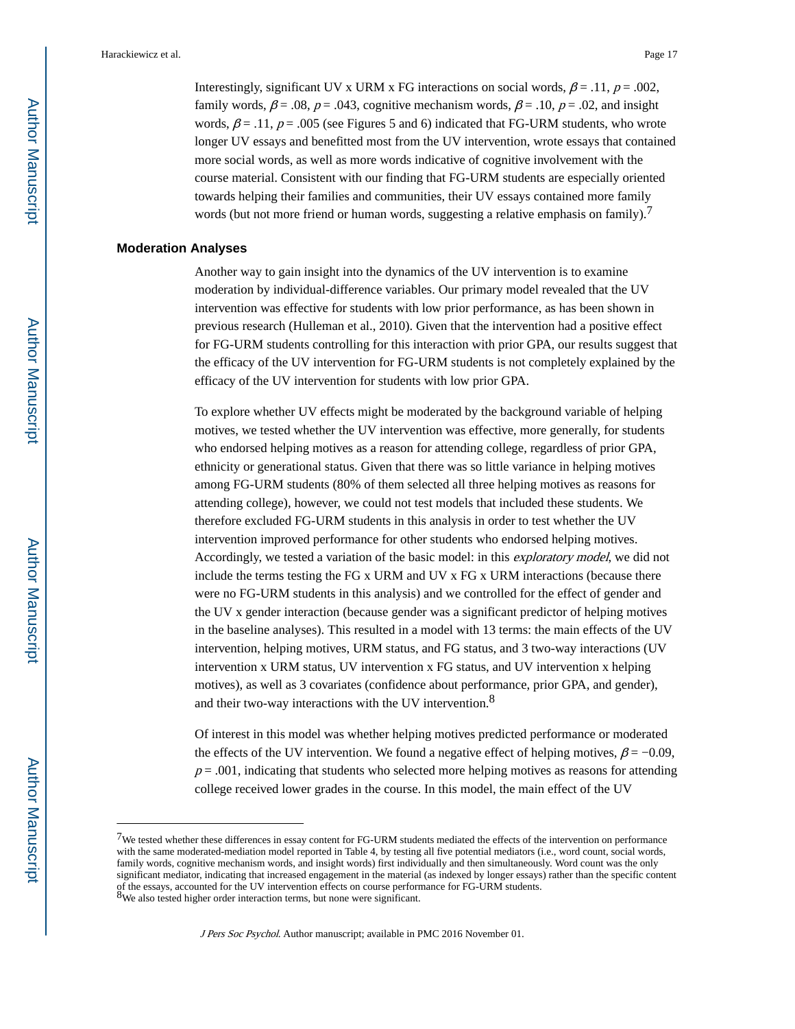Interestingly, significant UV x URM x FG interactions on social words, $\beta = .11$, $p = .002$, family words, $\beta = .08$, $p = .043$, cognitive mechanism words, $\beta = .10$, $p = .02$, and insight words, $\beta = .11$, $p = .005$ (see Figures 5 and 6) indicated that FG-URM students, who wrote longer UV essays and benefitted most from the UV intervention, wrote essays that contained more social words, as well as more words indicative of cognitive involvement with the course material. Consistent with our finding that FG-URM students are especially oriented towards helping their families and communities, their UV essays contained more family words (but not more friend or human words, suggesting a relative emphasis on family).[7]

## Moderation Analyses

Another way to gain insight into the dynamics of the UV intervention is to examine moderation by individual-difference variables. Our primary model revealed that the UV intervention was effective for students with low prior performance, as has been shown in previous research (Hulleman et al., 2010). Given that the intervention had a positive effect for FG-URM students controlling for this interaction with prior GPA, our results suggest that the efficacy of the UV intervention for FG-URM students is not completely explained by the efficacy of the UV intervention for students with low prior GPA.

To explore whether UV effects might be moderated by the background variable of helping motives, we tested whether the UV intervention was effective, more generally, for students who endorsed helping motives as a reason for attending college, regardless of prior GPA, ethnicity or generational status. Given that there was so little variance in helping motives among FG-URM students (80% of them selected all three helping motives as reasons for attending college), however, we could not test models that included these students. We therefore excluded FG-URM students in this analysis in order to test whether the UV intervention improved performance for other students who endorsed helping motives. Accordingly, we tested a variation of the basic model: in this *exploratory model*, we did not include the terms testing the FG x URM and UV x FG x URM interactions (because there were no FG-URM students in this analysis) and we controlled for the effect of gender and the UV x gender interaction (because gender was a significant predictor of helping motives in the baseline analyses). This resulted in a model with 13 terms: the main effects of the UV intervention, helping motives, URM status, and FG status, and 3 two-way interactions (UV intervention x URM status, UV intervention x FG status, and UV intervention x helping motives), as well as 3 covariates (confidence about performance, prior GPA, and gender), and their two-way interactions with the UV intervention.[8]

Of interest in this model was whether helping motives predicted performance or moderated the effects of the UV intervention. We found a negative effect of helping motives, $\beta = -0.09$, $p = .001$, indicating that students who selected more helping motives as reasons for attending college received lower grades in the course. In this model, the main effect of the UV

[7]We tested whether these differences in essay content for FG-URM students mediated the effects of the intervention on performance with the same moderated-mediation model reported in Table 4, by testing all five potential mediators (i.e., word count, social words, family words, cognitive mechanism words, and insight words) first individually and then simultaneously. Word count was the only significant mediator, indicating that increased engagement in the material (as indexed by longer essays) rather than the specific content of the essays, accounted for the UV intervention effects on course performance for FG-URM students.

[8]We also tested higher order interaction terms, but none were significant.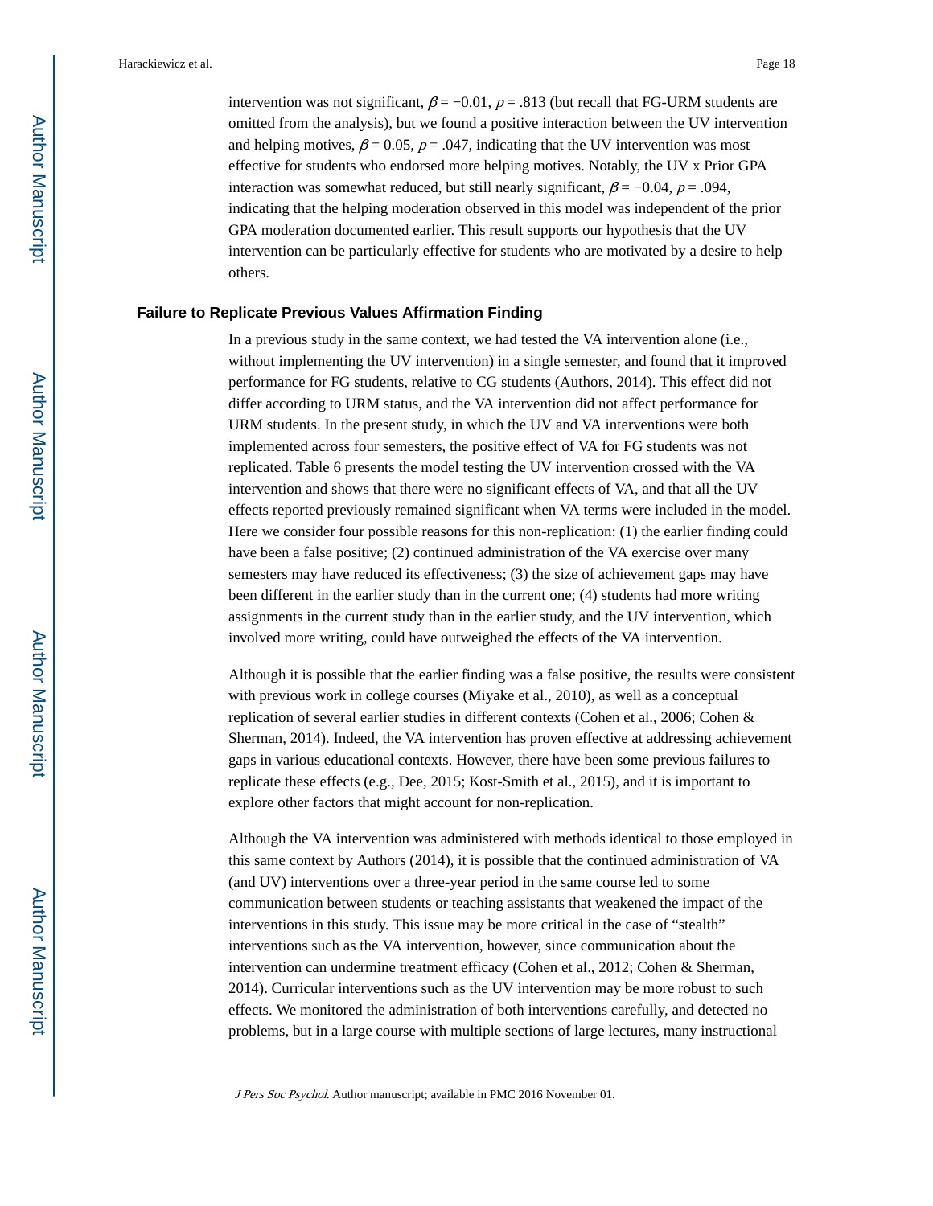intervention was not significant, $\beta = -0.01$, $p = .813$ (but recall that FG-URM students are omitted from the analysis), but we found a positive interaction between the UV intervention and helping motives, $\beta = 0.05$, $p = .047$, indicating that the UV intervention was most effective for students who endorsed more helping motives. Notably, the UV x Prior GPA interaction was somewhat reduced, but still nearly significant, $\beta = -0.04$, $p = .094$, indicating that the helping moderation observed in this model was independent of the prior GPA moderation documented earlier. This result supports our hypothesis that the UV intervention can be particularly effective for students who are motivated by a desire to help others.

## Failure to Replicate Previous Values Affirmation Finding

In a previous study in the same context, we had tested the VA intervention alone (i.e., without implementing the UV intervention) in a single semester, and found that it improved performance for FG students, relative to CG students (Authors, 2014). This effect did not differ according to URM status, and the VA intervention did not affect performance for URM students. In the present study, in which the UV and VA interventions were both implemented across four semesters, the positive effect of VA for FG students was not replicated. Table 6 presents the model testing the UV intervention crossed with the VA intervention and shows that there were no significant effects of VA, and that all the UV effects reported previously remained significant when VA terms were included in the model. Here we consider four possible reasons for this non-replication: (1) the earlier finding could have been a false positive; (2) continued administration of the VA exercise over many semesters may have reduced its effectiveness; (3) the size of achievement gaps may have been different in the earlier study than in the current one; (4) students had more writing assignments in the current study than in the earlier study, and the UV intervention, which involved more writing, could have outweighed the effects of the VA intervention.

Although it is possible that the earlier finding was a false positive, the results were consistent with previous work in college courses (Miyake et al., 2010), as well as a conceptual replication of several earlier studies in different contexts (Cohen et al., 2006; Cohen & Sherman, 2014). Indeed, the VA intervention has proven effective at addressing achievement gaps in various educational contexts. However, there have been some previous failures to replicate these effects (e.g., Dee, 2015; Kost-Smith et al., 2015), and it is important to explore other factors that might account for non-replication.

Although the VA intervention was administered with methods identical to those employed in this same context by Authors (2014), it is possible that the continued administration of VA (and UV) interventions over a three-year period in the same course led to some communication between students or teaching assistants that weakened the impact of the interventions in this study. This issue may be more critical in the case of "stealth" interventions such as the VA intervention, however, since communication about the intervention can undermine treatment efficacy (Cohen et al., 2012; Cohen & Sherman, 2014). Curricular interventions such as the UV intervention may be more robust to such effects. We monitored the administration of both interventions carefully, and detected no problems, but in a large course with multiple sections of large lectures, many instructional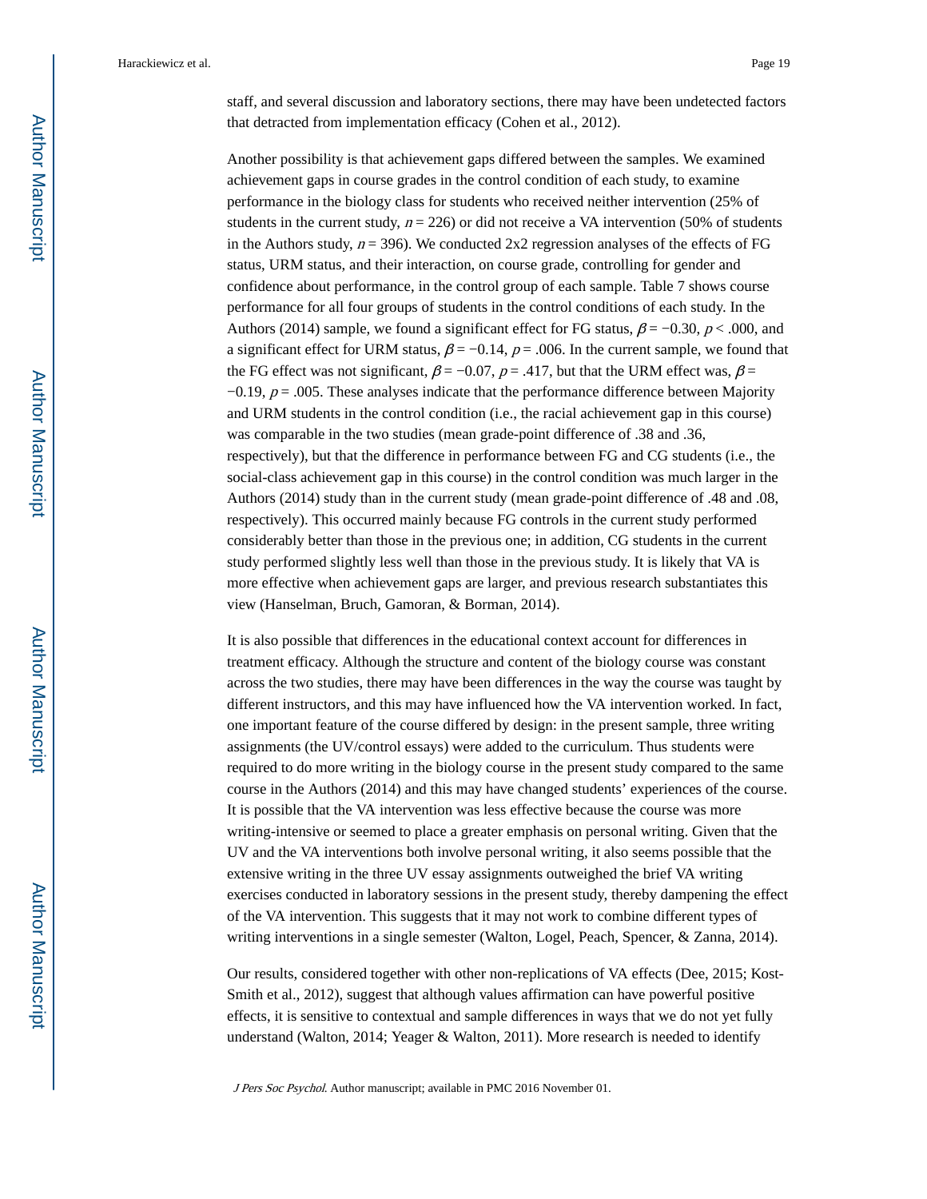staff, and several discussion and laboratory sections, there may have been undetected factors that detracted from implementation efficacy (Cohen et al., 2012).

Another possibility is that achievement gaps differed between the samples. We examined achievement gaps in course grades in the control condition of each study, to examine performance in the biology class for students who received neither intervention (25% of students in the current study, $n = 226$) or did not receive a VA intervention (50% of students in the Authors study, $n = 396$). We conducted 2x2 regression analyses of the effects of FG status, URM status, and their interaction, on course grade, controlling for gender and confidence about performance, in the control group of each sample. Table 7 shows course performance for all four groups of students in the control conditions of each study. In the Authors (2014) sample, we found a significant effect for FG status, $\beta = -0.30$, $p < .000$, and a significant effect for URM status, $\beta = -0.14$, $p = .006$. In the current sample, we found that the FG effect was not significant, $\beta = -0.07$, $p = .417$, but that the URM effect was, $\beta = -0.19$, $p = .005$. These analyses indicate that the performance difference between Majority and URM students in the control condition (i.e., the racial achievement gap in this course) was comparable in the two studies (mean grade-point difference of .38 and .36, respectively), but that the difference in performance between FG and CG students (i.e., the social-class achievement gap in this course) in the control condition was much larger in the Authors (2014) study than in the current study (mean grade-point difference of .48 and .08, respectively). This occurred mainly because FG controls in the current study performed considerably better than those in the previous one; in addition, CG students in the current study performed slightly less well than those in the previous study. It is likely that VA is more effective when achievement gaps are larger, and previous research substantiates this view (Hanselman, Bruch, Gamoran, & Borman, 2014).

It is also possible that differences in the educational context account for differences in treatment efficacy. Although the structure and content of the biology course was constant across the two studies, there may have been differences in the way the course was taught by different instructors, and this may have influenced how the VA intervention worked. In fact, one important feature of the course differed by design: in the present sample, three writing assignments (the UV/control essays) were added to the curriculum. Thus students were required to do more writing in the biology course in the present study compared to the same course in the Authors (2014) and this may have changed students' experiences of the course. It is possible that the VA intervention was less effective because the course was more writing-intensive or seemed to place a greater emphasis on personal writing. Given that the UV and the VA interventions both involve personal writing, it also seems possible that the extensive writing in the three UV essay assignments outweighed the brief VA writing exercises conducted in laboratory sessions in the present study, thereby dampening the effect of the VA intervention. This suggests that it may not work to combine different types of writing interventions in a single semester (Walton, Logel, Peach, Spencer, & Zanna, 2014).

Our results, considered together with other non-replications of VA effects (Dee, 2015; Kost-Smith et al., 2012), suggest that although values affirmation can have powerful positive effects, it is sensitive to contextual and sample differences in ways that we do not yet fully understand (Walton, 2014; Yeager & Walton, 2011). More research is needed to identify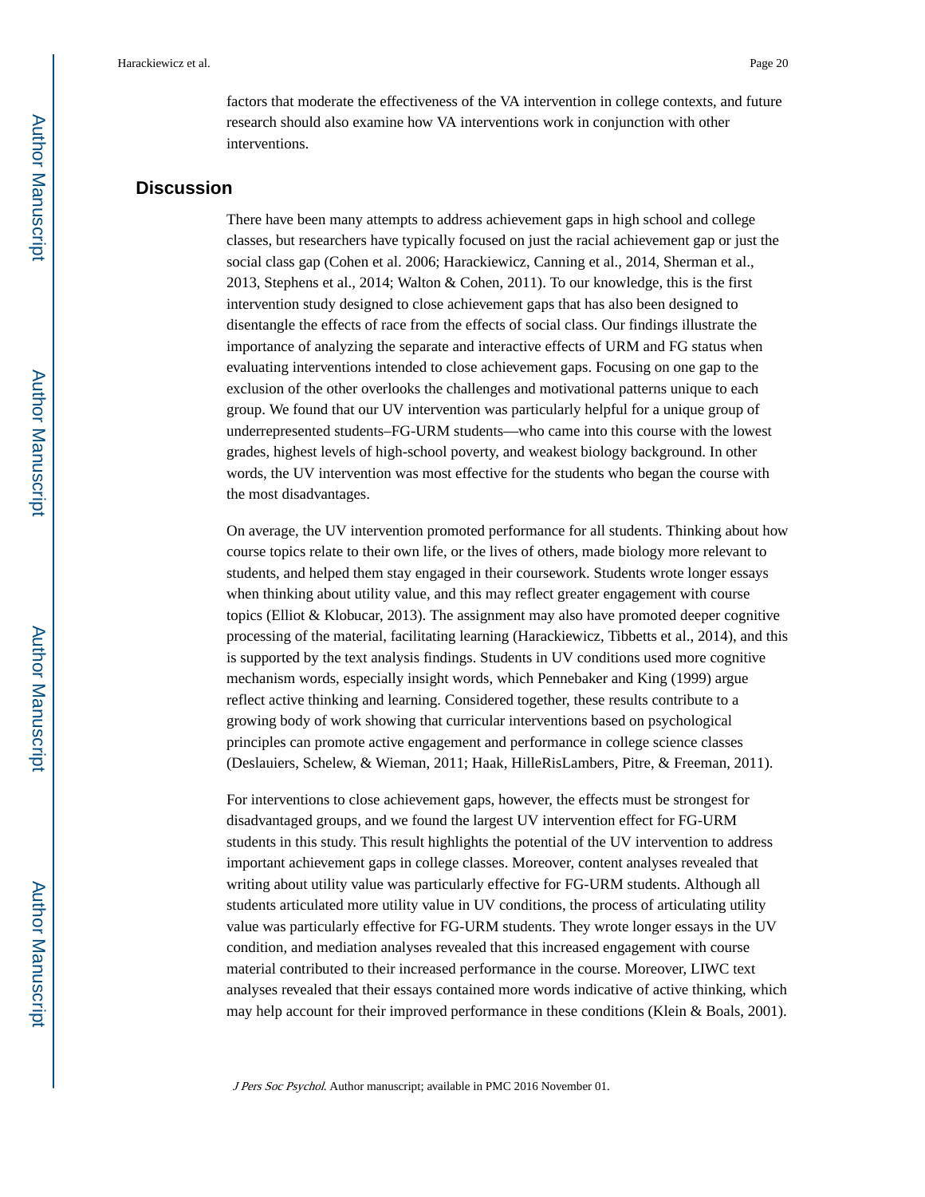factors that moderate the effectiveness of the VA intervention in college contexts, and future research should also examine how VA interventions work in conjunction with other interventions.

## Discussion

There have been many attempts to address achievement gaps in high school and college classes, but researchers have typically focused on just the racial achievement gap or just the social class gap (Cohen et al. 2006; Harackiewicz, Canning et al., 2014, Sherman et al., 2013, Stephens et al., 2014; Walton & Cohen, 2011). To our knowledge, this is the first intervention study designed to close achievement gaps that has also been designed to disentangle the effects of race from the effects of social class. Our findings illustrate the importance of analyzing the separate and interactive effects of URM and FG status when evaluating interventions intended to close achievement gaps. Focusing on one gap to the exclusion of the other overlooks the challenges and motivational patterns unique to each group. We found that our UV intervention was particularly helpful for a unique group of underrepresented students–FG-URM students—who came into this course with the lowest grades, highest levels of high-school poverty, and weakest biology background. In other words, the UV intervention was most effective for the students who began the course with the most disadvantages.

On average, the UV intervention promoted performance for all students. Thinking about how course topics relate to their own life, or the lives of others, made biology more relevant to students, and helped them stay engaged in their coursework. Students wrote longer essays when thinking about utility value, and this may reflect greater engagement with course topics (Elliot & Klobucar, 2013). The assignment may also have promoted deeper cognitive processing of the material, facilitating learning (Harackiewicz, Tibbetts et al., 2014), and this is supported by the text analysis findings. Students in UV conditions used more cognitive mechanism words, especially insight words, which Pennebaker and King (1999) argue reflect active thinking and learning. Considered together, these results contribute to a growing body of work showing that curricular interventions based on psychological principles can promote active engagement and performance in college science classes (Deslauiers, Schelew, & Wieman, 2011; Haak, HilleRisLambers, Pitre, & Freeman, 2011).

For interventions to close achievement gaps, however, the effects must be strongest for disadvantaged groups, and we found the largest UV intervention effect for FG-URM students in this study. This result highlights the potential of the UV intervention to address important achievement gaps in college classes. Moreover, content analyses revealed that writing about utility value was particularly effective for FG-URM students. Although all students articulated more utility value in UV conditions, the process of articulating utility value was particularly effective for FG-URM students. They wrote longer essays in the UV condition, and mediation analyses revealed that this increased engagement with course material contributed to their increased performance in the course. Moreover, LIWC text analyses revealed that their essays contained more words indicative of active thinking, which may help account for their improved performance in these conditions (Klein & Boals, 2001).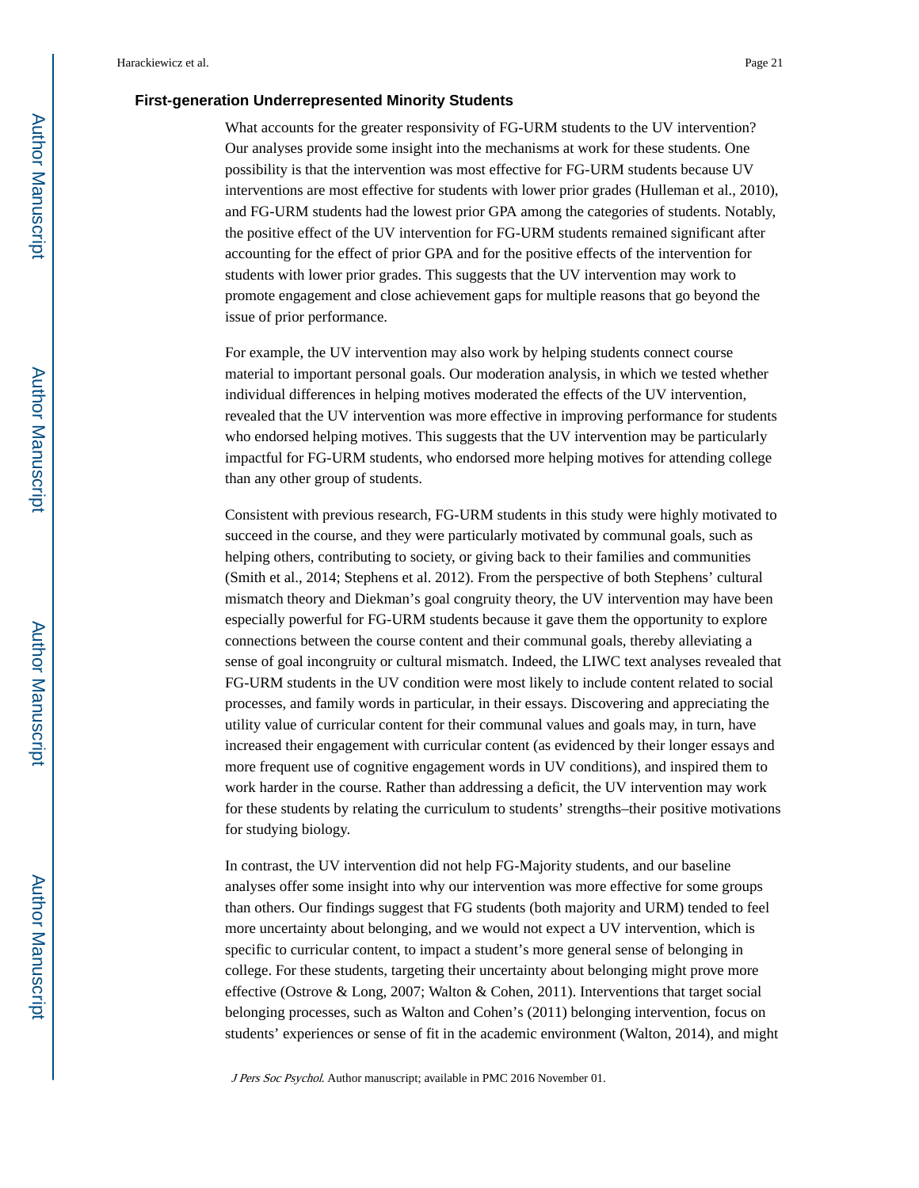### First-generation Underrepresented Minority Students

What accounts for the greater responsivity of FG-URM students to the UV intervention? Our analyses provide some insight into the mechanisms at work for these students. One possibility is that the intervention was most effective for FG-URM students because UV interventions are most effective for students with lower prior grades (Hulleman et al., 2010), and FG-URM students had the lowest prior GPA among the categories of students. Notably, the positive effect of the UV intervention for FG-URM students remained significant after accounting for the effect of prior GPA and for the positive effects of the intervention for students with lower prior grades. This suggests that the UV intervention may work to promote engagement and close achievement gaps for multiple reasons that go beyond the issue of prior performance.

For example, the UV intervention may also work by helping students connect course material to important personal goals. Our moderation analysis, in which we tested whether individual differences in helping motives moderated the effects of the UV intervention, revealed that the UV intervention was more effective in improving performance for students who endorsed helping motives. This suggests that the UV intervention may be particularly impactful for FG-URM students, who endorsed more helping motives for attending college than any other group of students.

Consistent with previous research, FG-URM students in this study were highly motivated to succeed in the course, and they were particularly motivated by communal goals, such as helping others, contributing to society, or giving back to their families and communities (Smith et al., 2014; Stephens et al. 2012). From the perspective of both Stephens' cultural mismatch theory and Diekman's goal congruity theory, the UV intervention may have been especially powerful for FG-URM students because it gave them the opportunity to explore connections between the course content and their communal goals, thereby alleviating a sense of goal incongruity or cultural mismatch. Indeed, the LIWC text analyses revealed that FG-URM students in the UV condition were most likely to include content related to social processes, and family words in particular, in their essays. Discovering and appreciating the utility value of curricular content for their communal values and goals may, in turn, have increased their engagement with curricular content (as evidenced by their longer essays and more frequent use of cognitive engagement words in UV conditions), and inspired them to work harder in the course. Rather than addressing a deficit, the UV intervention may work for these students by relating the curriculum to students' strengths–their positive motivations for studying biology.

In contrast, the UV intervention did not help FG-Majority students, and our baseline analyses offer some insight into why our intervention was more effective for some groups than others. Our findings suggest that FG students (both majority and URM) tended to feel more uncertainty about belonging, and we would not expect a UV intervention, which is specific to curricular content, to impact a student's more general sense of belonging in college. For these students, targeting their uncertainty about belonging might prove more effective (Ostrove & Long, 2007; Walton & Cohen, 2011). Interventions that target social belonging processes, such as Walton and Cohen's (2011) belonging intervention, focus on students' experiences or sense of fit in the academic environment (Walton, 2014), and might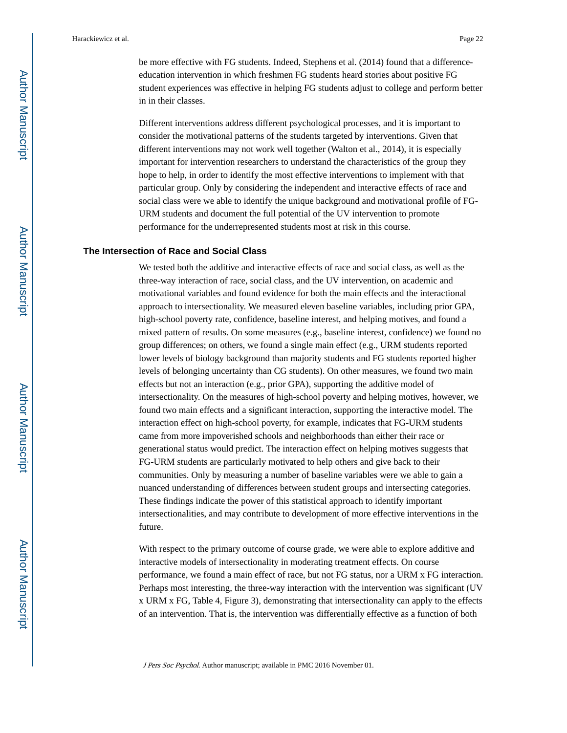be more effective with FG students. Indeed, Stephens et al. (2014) found that a difference-education intervention in which freshmen FG students heard stories about positive FG student experiences was effective in helping FG students adjust to college and perform better in in their classes.

Different interventions address different psychological processes, and it is important to consider the motivational patterns of the students targeted by interventions. Given that different interventions may not work well together (Walton et al., 2014), it is especially important for intervention researchers to understand the characteristics of the group they hope to help, in order to identify the most effective interventions to implement with that particular group. Only by considering the independent and interactive effects of race and social class were we able to identify the unique background and motivational profile of FG-URM students and document the full potential of the UV intervention to promote performance for the underrepresented students most at risk in this course.

## The Intersection of Race and Social Class

We tested both the additive and interactive effects of race and social class, as well as the three-way interaction of race, social class, and the UV intervention, on academic and motivational variables and found evidence for both the main effects and the interactional approach to intersectionality. We measured eleven baseline variables, including prior GPA, high-school poverty rate, confidence, baseline interest, and helping motives, and found a mixed pattern of results. On some measures (e.g., baseline interest, confidence) we found no group differences; on others, we found a single main effect (e.g., URM students reported lower levels of biology background than majority students and FG students reported higher levels of belonging uncertainty than CG students). On other measures, we found two main effects but not an interaction (e.g., prior GPA), supporting the additive model of intersectionality. On the measures of high-school poverty and helping motives, however, we found two main effects and a significant interaction, supporting the interactive model. The interaction effect on high-school poverty, for example, indicates that FG-URM students came from more impoverished schools and neighborhoods than either their race or generational status would predict. The interaction effect on helping motives suggests that FG-URM students are particularly motivated to help others and give back to their communities. Only by measuring a number of baseline variables were we able to gain a nuanced understanding of differences between student groups and intersecting categories. These findings indicate the power of this statistical approach to identify important intersectionalities, and may contribute to development of more effective interventions in the future.

With respect to the primary outcome of course grade, we were able to explore additive and interactive models of intersectionality in moderating treatment effects. On course performance, we found a main effect of race, but not FG status, nor a URM x FG interaction. Perhaps most interesting, the three-way interaction with the intervention was significant (UV x URM x FG, Table 4, Figure 3), demonstrating that intersectionality can apply to the effects of an intervention. That is, the intervention was differentially effective as a function of both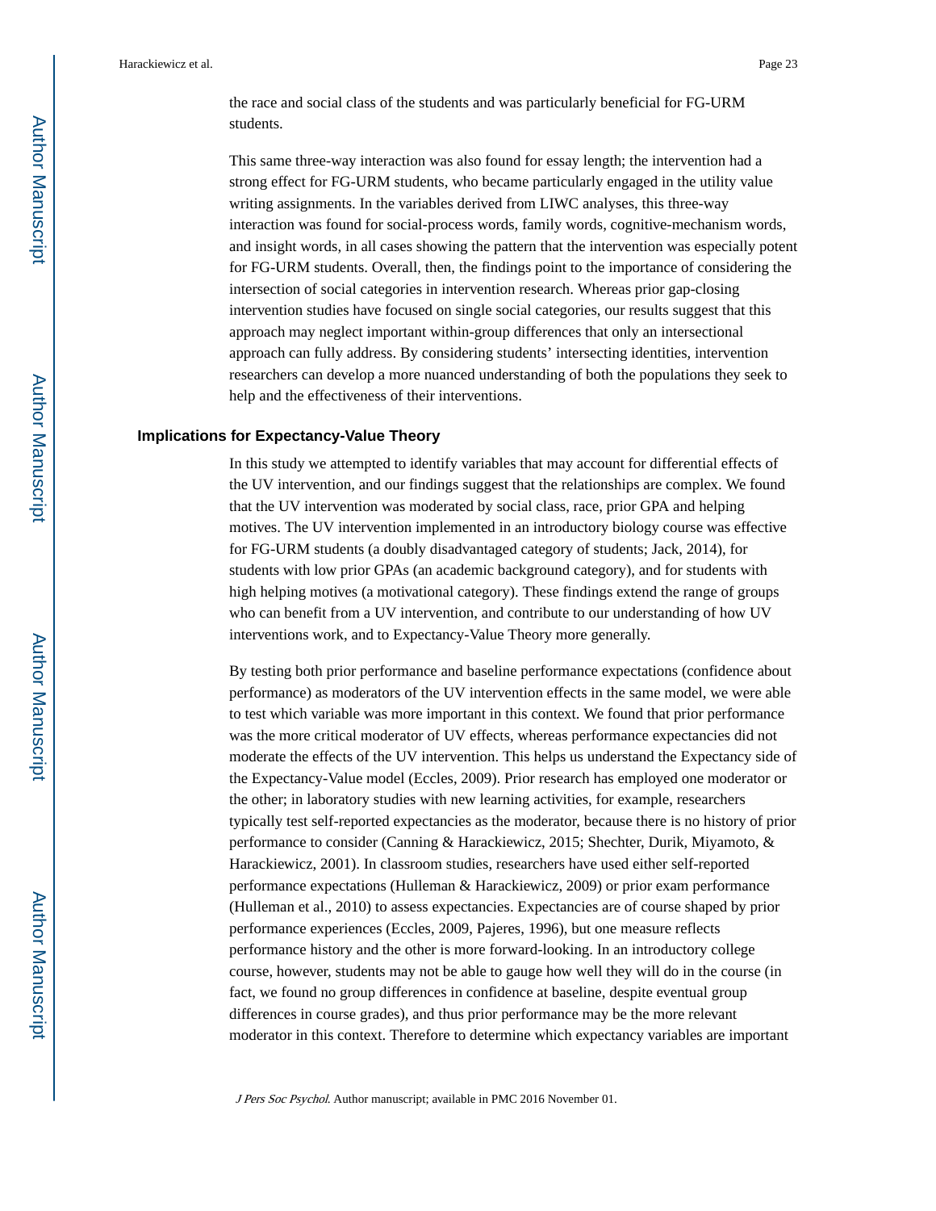the race and social class of the students and was particularly beneficial for FG-URM students.

This same three-way interaction was also found for essay length; the intervention had a strong effect for FG-URM students, who became particularly engaged in the utility value writing assignments. In the variables derived from LIWC analyses, this three-way interaction was found for social-process words, family words, cognitive-mechanism words, and insight words, in all cases showing the pattern that the intervention was especially potent for FG-URM students. Overall, then, the findings point to the importance of considering the intersection of social categories in intervention research. Whereas prior gap-closing intervention studies have focused on single social categories, our results suggest that this approach may neglect important within-group differences that only an intersectional approach can fully address. By considering students' intersecting identities, intervention researchers can develop a more nuanced understanding of both the populations they seek to help and the effectiveness of their interventions.

## Implications for Expectancy-Value Theory

In this study we attempted to identify variables that may account for differential effects of the UV intervention, and our findings suggest that the relationships are complex. We found that the UV intervention was moderated by social class, race, prior GPA and helping motives. The UV intervention implemented in an introductory biology course was effective for FG-URM students (a doubly disadvantaged category of students; Jack, 2014), for students with low prior GPAs (an academic background category), and for students with high helping motives (a motivational category). These findings extend the range of groups who can benefit from a UV intervention, and contribute to our understanding of how UV interventions work, and to Expectancy-Value Theory more generally.

By testing both prior performance and baseline performance expectations (confidence about performance) as moderators of the UV intervention effects in the same model, we were able to test which variable was more important in this context. We found that prior performance was the more critical moderator of UV effects, whereas performance expectancies did not moderate the effects of the UV intervention. This helps us understand the Expectancy side of the Expectancy-Value model (Eccles, 2009). Prior research has employed one moderator or the other; in laboratory studies with new learning activities, for example, researchers typically test self-reported expectancies as the moderator, because there is no history of prior performance to consider (Canning & Harackiewicz, 2015; Shechter, Durik, Miyamoto, & Harackiewicz, 2001). In classroom studies, researchers have used either self-reported performance expectations (Hulleman & Harackiewicz, 2009) or prior exam performance (Hulleman et al., 2010) to assess expectancies. Expectancies are of course shaped by prior performance experiences (Eccles, 2009, Pajeres, 1996), but one measure reflects performance history and the other is more forward-looking. In an introductory college course, however, students may not be able to gauge how well they will do in the course (in fact, we found no group differences in confidence at baseline, despite eventual group differences in course grades), and thus prior performance may be the more relevant moderator in this context. Therefore to determine which expectancy variables are important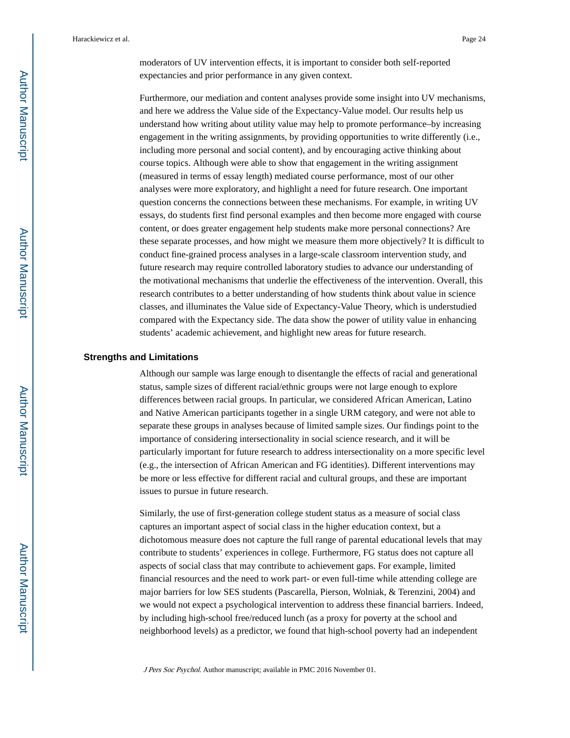moderators of UV intervention effects, it is important to consider both self-reported expectancies and prior performance in any given context.

Furthermore, our mediation and content analyses provide some insight into UV mechanisms, and here we address the Value side of the Expectancy-Value model. Our results help us understand how writing about utility value may help to promote performance–by increasing engagement in the writing assignments, by providing opportunities to write differently (i.e., including more personal and social content), and by encouraging active thinking about course topics. Although were able to show that engagement in the writing assignment (measured in terms of essay length) mediated course performance, most of our other analyses were more exploratory, and highlight a need for future research. One important question concerns the connections between these mechanisms. For example, in writing UV essays, do students first find personal examples and then become more engaged with course content, or does greater engagement help students make more personal connections? Are these separate processes, and how might we measure them more objectively? It is difficult to conduct fine-grained process analyses in a large-scale classroom intervention study, and future research may require controlled laboratory studies to advance our understanding of the motivational mechanisms that underlie the effectiveness of the intervention. Overall, this research contributes to a better understanding of how students think about value in science classes, and illuminates the Value side of Expectancy-Value Theory, which is understudied compared with the Expectancy side. The data show the power of utility value in enhancing students' academic achievement, and highlight new areas for future research.

## Strengths and Limitations

Although our sample was large enough to disentangle the effects of racial and generational status, sample sizes of different racial/ethnic groups were not large enough to explore differences between racial groups. In particular, we considered African American, Latino and Native American participants together in a single URM category, and were not able to separate these groups in analyses because of limited sample sizes. Our findings point to the importance of considering intersectionality in social science research, and it will be particularly important for future research to address intersectionality on a more specific level (e.g., the intersection of African American and FG identities). Different interventions may be more or less effective for different racial and cultural groups, and these are important issues to pursue in future research.

Similarly, the use of first-generation college student status as a measure of social class captures an important aspect of social class in the higher education context, but a dichotomous measure does not capture the full range of parental educational levels that may contribute to students' experiences in college. Furthermore, FG status does not capture all aspects of social class that may contribute to achievement gaps. For example, limited financial resources and the need to work part- or even full-time while attending college are major barriers for low SES students (Pascarella, Pierson, Wolniak, & Terenzini, 2004) and we would not expect a psychological intervention to address these financial barriers. Indeed, by including high-school free/reduced lunch (as a proxy for poverty at the school and neighborhood levels) as a predictor, we found that high-school poverty had an independent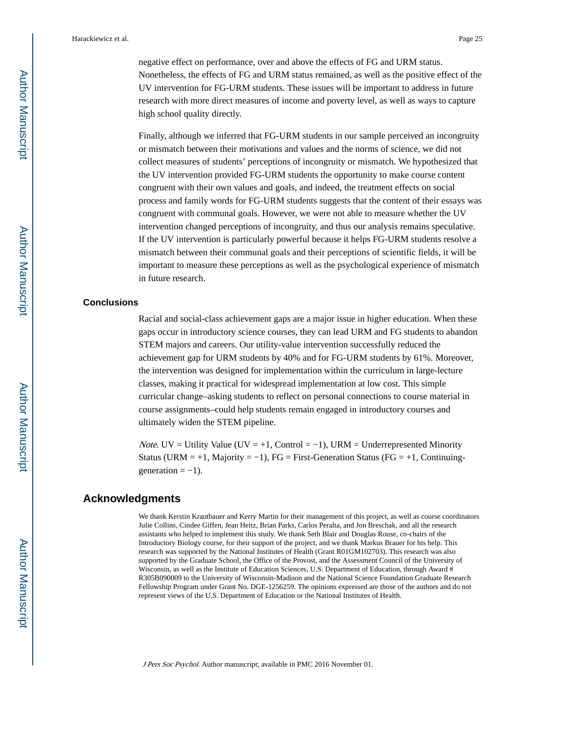negative effect on performance, over and above the effects of FG and URM status. Nonetheless, the effects of FG and URM status remained, as well as the positive effect of the UV intervention for FG-URM students. These issues will be important to address in future research with more direct measures of income and poverty level, as well as ways to capture high school quality directly.

Finally, although we inferred that FG-URM students in our sample perceived an incongruity or mismatch between their motivations and values and the norms of science, we did not collect measures of students' perceptions of incongruity or mismatch. We hypothesized that the UV intervention provided FG-URM students the opportunity to make course content congruent with their own values and goals, and indeed, the treatment effects on social process and family words for FG-URM students suggests that the content of their essays was congruent with communal goals. However, we were not able to measure whether the UV intervention changed perceptions of incongruity, and thus our analysis remains speculative. If the UV intervention is particularly powerful because it helps FG-URM students resolve a mismatch between their communal goals and their perceptions of scientific fields, it will be important to measure these perceptions as well as the psychological experience of mismatch in future research.

### Conclusions

Racial and social-class achievement gaps are a major issue in higher education. When these gaps occur in introductory science courses, they can lead URM and FG students to abandon STEM majors and careers. Our utility-value intervention successfully reduced the achievement gap for URM students by 40% and for FG-URM students by 61%. Moreover, the intervention was designed for implementation within the curriculum in large-lecture classes, making it practical for widespread implementation at low cost. This simple curricular change–asking students to reflect on personal connections to course material in course assignments–could help students remain engaged in introductory courses and ultimately widen the STEM pipeline.

*Note*. UV = Utility Value (UV = +1, Control = −1), URM = Underrepresented Minority Status (URM = +1, Majority = −1), FG = First-Generation Status (FG = +1, Continuing-generation = −1).

## Acknowledgments

We thank Kerstin Krautbauer and Kerry Martin for their management of this project, as well as course coordinators Julie Collins, Cindee Giffen, Jean Heitz, Brian Parks, Carlos Peralta, and Jon Breschak, and all the research assistants who helped to implement this study. We thank Seth Blair and Douglas Rouse, co-chairs of the Introductory Biology course, for their support of the project, and we thank Markus Brauer for his help. This research was supported by the National Institutes of Health (Grant R01GM102703). This research was also supported by the Graduate School, the Office of the Provost, and the Assessment Council of the University of Wisconsin, as well as the Institute of Education Sciences, U.S. Department of Education, through Award # R305B090009 to the University of Wisconsin-Madison and the National Science Foundation Graduate Research Fellowship Program under Grant No. DGE-1256259. The opinions expressed are those of the authors and do not represent views of the U.S. Department of Education or the National Institutes of Health.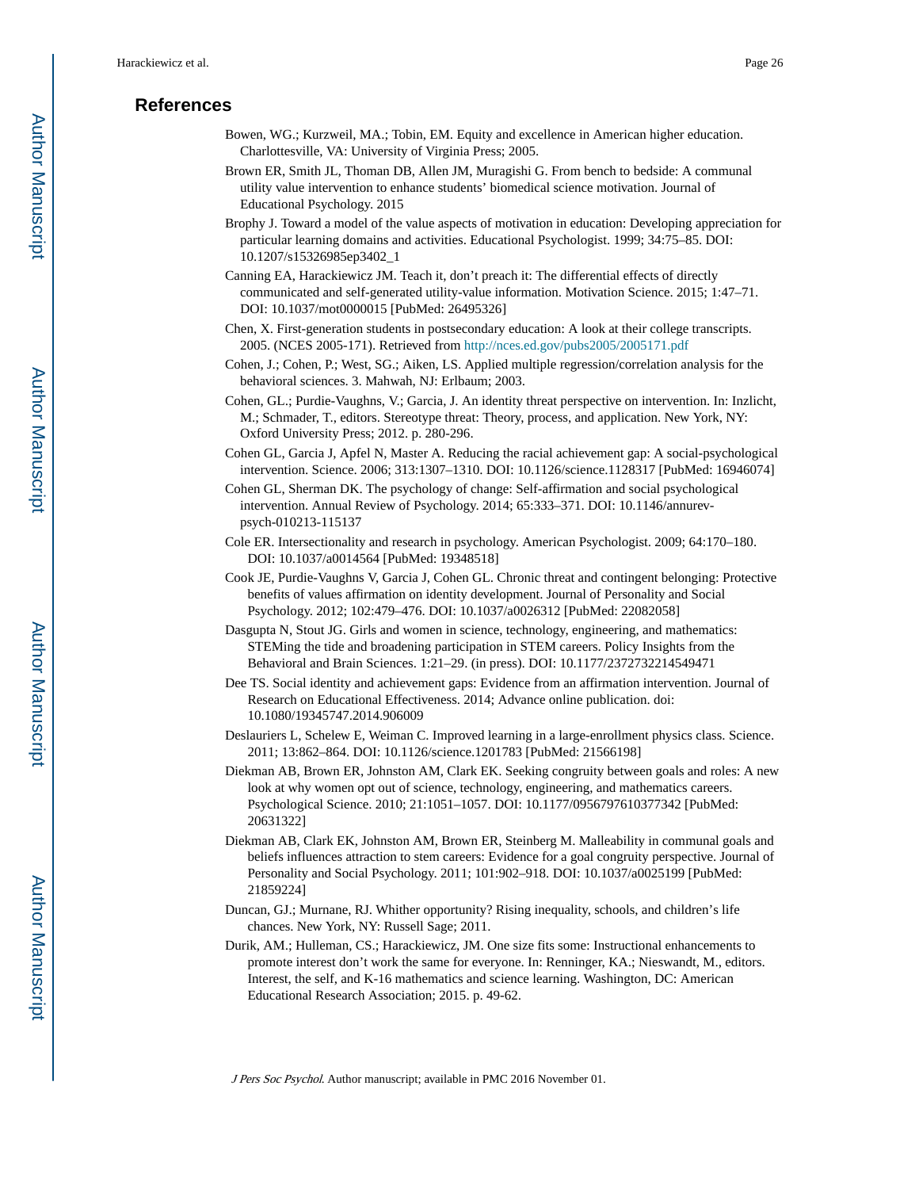## References

Bowen, WG.; Kurzweil, MA.; Tobin, EM. Equity and excellence in American higher education. Charlottesville, VA: University of Virginia Press; 2005.

Brown ER, Smith JL, Thoman DB, Allen JM, Muragishi G. From bench to bedside: A communal utility value intervention to enhance students' biomedical science motivation. Journal of Educational Psychology. 2015

Brophy J. Toward a model of the value aspects of motivation in education: Developing appreciation for particular learning domains and activities. Educational Psychologist. 1999; 34:75–85. DOI: 10.1207/s15326985ep3402_1

Canning EA, Harackiewicz JM. Teach it, don't preach it: The differential effects of directly communicated and self-generated utility-value information. Motivation Science. 2015; 1:47–71. DOI: 10.1037/mot0000015 [PubMed: 26495326]

Chen, X. First-generation students in postsecondary education: A look at their college transcripts. 2005. (NCES 2005-171). Retrieved from http://nces.ed.gov/pubs2005/2005171.pdf

Cohen, J.; Cohen, P.; West, SG.; Aiken, LS. Applied multiple regression/correlation analysis for the behavioral sciences. 3. Mahwah, NJ: Erlbaum; 2003.

Cohen, GL.; Purdie-Vaughns, V.; Garcia, J. An identity threat perspective on intervention. In: Inzlicht, M.; Schmader, T., editors. Stereotype threat: Theory, process, and application. New York, NY: Oxford University Press; 2012. p. 280-296.

Cohen GL, Garcia J, Apfel N, Master A. Reducing the racial achievement gap: A social-psychological intervention. Science. 2006; 313:1307–1310. DOI: 10.1126/science.1128317 [PubMed: 16946074]

Cohen GL, Sherman DK. The psychology of change: Self-affirmation and social psychological intervention. Annual Review of Psychology. 2014; 65:333–371. DOI: 10.1146/annurev-psych-010213-115137

Cole ER. Intersectionality and research in psychology. American Psychologist. 2009; 64:170–180. DOI: 10.1037/a0014564 [PubMed: 19348518]

Cook JE, Purdie-Vaughns V, Garcia J, Cohen GL. Chronic threat and contingent belonging: Protective benefits of values affirmation on identity development. Journal of Personality and Social Psychology. 2012; 102:479–476. DOI: 10.1037/a0026312 [PubMed: 22082058]

Dasgupta N, Stout JG. Girls and women in science, technology, engineering, and mathematics: STEMing the tide and broadening participation in STEM careers. Policy Insights from the Behavioral and Brain Sciences. 1:21–29. (in press). DOI: 10.1177/2372732214549471

Dee TS. Social identity and achievement gaps: Evidence from an affirmation intervention. Journal of Research on Educational Effectiveness. 2014; Advance online publication. doi: 10.1080/19345747.2014.906009

Deslauriers L, Schelew E, Weiman C. Improved learning in a large-enrollment physics class. Science. 2011; 13:862–864. DOI: 10.1126/science.1201783 [PubMed: 21566198]

Diekman AB, Brown ER, Johnston AM, Clark EK. Seeking congruity between goals and roles: A new look at why women opt out of science, technology, engineering, and mathematics careers. Psychological Science. 2010; 21:1051–1057. DOI: 10.1177/0956797610377342 [PubMed: 20631322]

Diekman AB, Clark EK, Johnston AM, Brown ER, Steinberg M. Malleability in communal goals and beliefs influences attraction to stem careers: Evidence for a goal congruity perspective. Journal of Personality and Social Psychology. 2011; 101:902–918. DOI: 10.1037/a0025199 [PubMed: 21859224]

Duncan, GJ.; Murnane, RJ. Whither opportunity? Rising inequality, schools, and children's life chances. New York, NY: Russell Sage; 2011.

Durik, AM.; Hulleman, CS.; Harackiewicz, JM. One size fits some: Instructional enhancements to promote interest don't work the same for everyone. In: Renninger, KA.; Nieswandt, M., editors. Interest, the self, and K-16 mathematics and science learning. Washington, DC: American Educational Research Association; 2015. p. 49-62.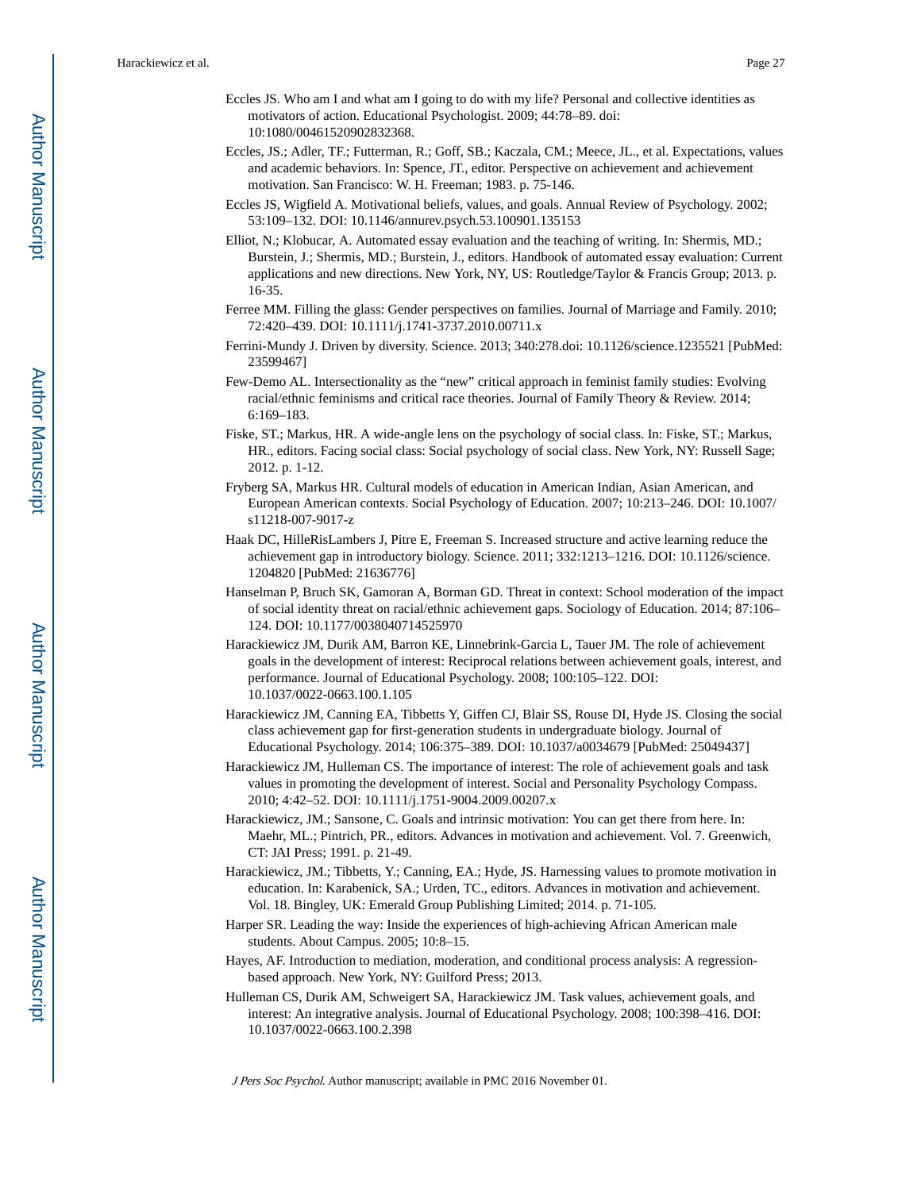Eccles JS. Who am I and what am I going to do with my life? Personal and collective identities as motivators of action. Educational Psychologist. 2009; 44:78–89. doi: 10:1080/00461520902832368.

Eccles, JS.; Adler, TF.; Futterman, R.; Goff, SB.; Kaczala, CM.; Meece, JL., et al. Expectations, values and academic behaviors. In: Spence, JT., editor. Perspective on achievement and achievement motivation. San Francisco: W. H. Freeman; 1983. p. 75-146.

Eccles JS, Wigfield A. Motivational beliefs, values, and goals. Annual Review of Psychology. 2002; 53:109–132. DOI: 10.1146/annurev.psych.53.100901.135153

Elliot, N.; Klobucar, A. Automated essay evaluation and the teaching of writing. In: Shermis, MD.; Burstein, J.; Shermis, MD.; Burstein, J., editors. Handbook of automated essay evaluation: Current applications and new directions. New York, NY, US: Routledge/Taylor & Francis Group; 2013. p. 16-35.

Ferree MM. Filling the glass: Gender perspectives on families. Journal of Marriage and Family. 2010; 72:420–439. DOI: 10.1111/j.1741-3737.2010.00711.x

Ferrini-Mundy J. Driven by diversity. Science. 2013; 340:278.doi: 10.1126/science.1235521 [PubMed: 23599467]

Few-Demo AL. Intersectionality as the "new" critical approach in feminist family studies: Evolving racial/ethnic feminisms and critical race theories. Journal of Family Theory & Review. 2014; 6:169–183.

Fiske, ST.; Markus, HR. A wide-angle lens on the psychology of social class. In: Fiske, ST.; Markus, HR., editors. Facing social class: Social psychology of social class. New York, NY: Russell Sage; 2012. p. 1-12.

Fryberg SA, Markus HR. Cultural models of education in American Indian, Asian American, and European American contexts. Social Psychology of Education. 2007; 10:213–246. DOI: 10.1007/s11218-007-9017-z

Haak DC, HilleRisLambers J, Pitre E, Freeman S. Increased structure and active learning reduce the achievement gap in introductory biology. Science. 2011; 332:1213–1216. DOI: 10.1126/science.1204820 [PubMed: 21636776]

Hanselman P, Bruch SK, Gamoran A, Borman GD. Threat in context: School moderation of the impact of social identity threat on racial/ethnic achievement gaps. Sociology of Education. 2014; 87:106–124. DOI: 10.1177/0038040714525970

Harackiewicz JM, Durik AM, Barron KE, Linnebrink-Garcia L, Tauer JM. The role of achievement goals in the development of interest: Reciprocal relations between achievement goals, interest, and performance. Journal of Educational Psychology. 2008; 100:105–122. DOI: 10.1037/0022-0663.100.1.105

Harackiewicz JM, Canning EA, Tibbetts Y, Giffen CJ, Blair SS, Rouse DI, Hyde JS. Closing the social class achievement gap for first-generation students in undergraduate biology. Journal of Educational Psychology. 2014; 106:375–389. DOI: 10.1037/a0034679 [PubMed: 25049437]

Harackiewicz JM, Hulleman CS. The importance of interest: The role of achievement goals and task values in promoting the development of interest. Social and Personality Psychology Compass. 2010; 4:42–52. DOI: 10.1111/j.1751-9004.2009.00207.x

Harackiewicz, JM.; Sansone, C. Goals and intrinsic motivation: You can get there from here. In: Maehr, ML.; Pintrich, PR., editors. Advances in motivation and achievement. Vol. 7. Greenwich, CT: JAI Press; 1991. p. 21-49.

Harackiewicz, JM.; Tibbetts, Y.; Canning, EA.; Hyde, JS. Harnessing values to promote motivation in education. In: Karabenick, SA.; Urden, TC., editors. Advances in motivation and achievement. Vol. 18. Bingley, UK: Emerald Group Publishing Limited; 2014. p. 71-105.

Harper SR. Leading the way: Inside the experiences of high-achieving African American male students. About Campus. 2005; 10:8–15.

Hayes, AF. Introduction to mediation, moderation, and conditional process analysis: A regression-based approach. New York, NY: Guilford Press; 2013.

Hulleman CS, Durik AM, Schweigert SA, Harackiewicz JM. Task values, achievement goals, and interest: An integrative analysis. Journal of Educational Psychology. 2008; 100:398–416. DOI: 10.1037/0022-0663.100.2.398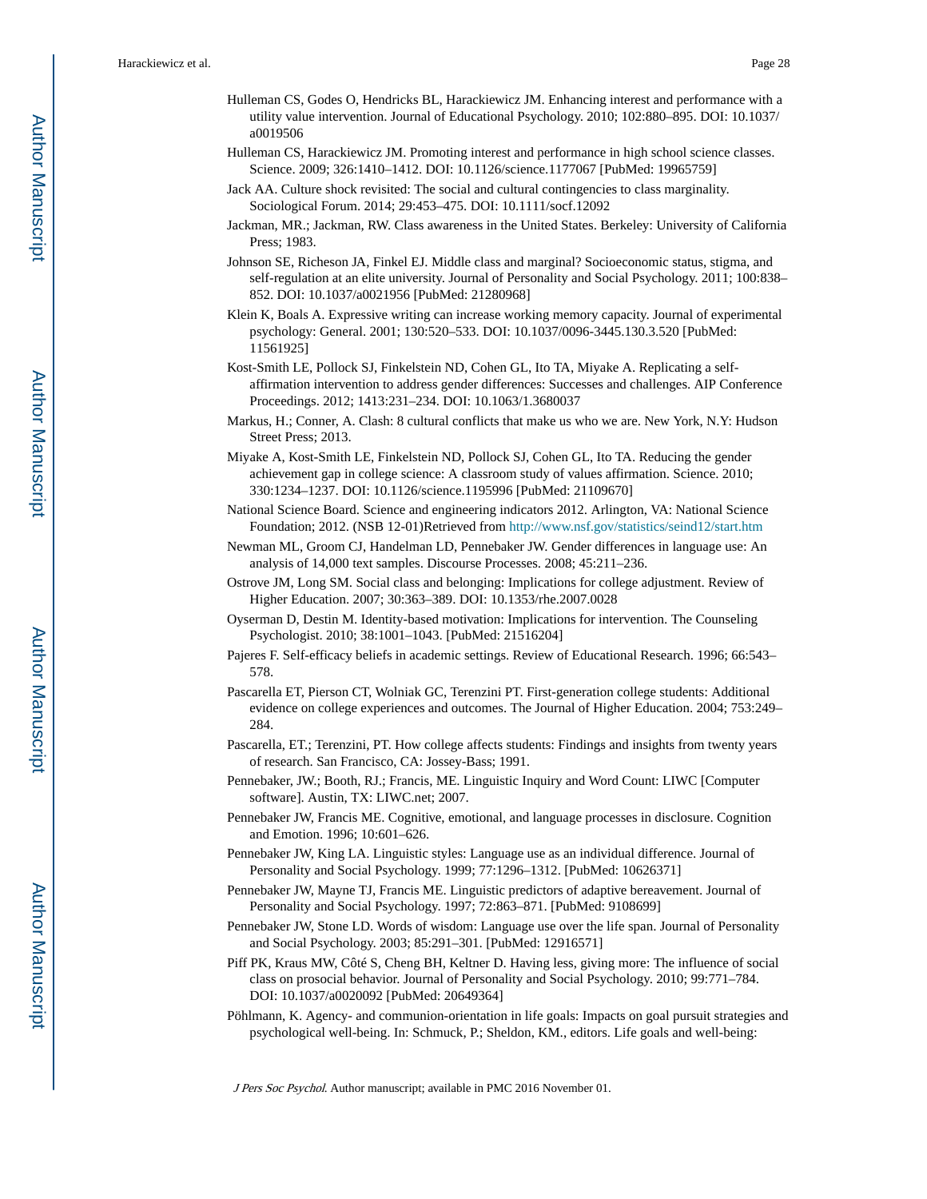Hulleman CS, Godes O, Hendricks BL, Harackiewicz JM. Enhancing interest and performance with a utility value intervention. Journal of Educational Psychology. 2010; 102:880–895. DOI: 10.1037/a0019506

Hulleman CS, Harackiewicz JM. Promoting interest and performance in high school science classes. Science. 2009; 326:1410–1412. DOI: 10.1126/science.1177067 [PubMed: 19965759]

Jack AA. Culture shock revisited: The social and cultural contingencies to class marginality. Sociological Forum. 2014; 29:453–475. DOI: 10.1111/socf.12092

Jackman, MR.; Jackman, RW. Class awareness in the United States. Berkeley: University of California Press; 1983.

Johnson SE, Richeson JA, Finkel EJ. Middle class and marginal? Socioeconomic status, stigma, and self-regulation at an elite university. Journal of Personality and Social Psychology. 2011; 100:838–852. DOI: 10.1037/a0021956 [PubMed: 21280968]

Klein K, Boals A. Expressive writing can increase working memory capacity. Journal of experimental psychology: General. 2001; 130:520–533. DOI: 10.1037/0096-3445.130.3.520 [PubMed: 11561925]

Kost-Smith LE, Pollock SJ, Finkelstein ND, Cohen GL, Ito TA, Miyake A. Replicating a self-affirmation intervention to address gender differences: Successes and challenges. AIP Conference Proceedings. 2012; 1413:231–234. DOI: 10.1063/1.3680037

Markus, H.; Conner, A. Clash: 8 cultural conflicts that make us who we are. New York, N.Y: Hudson Street Press; 2013.

Miyake A, Kost-Smith LE, Finkelstein ND, Pollock SJ, Cohen GL, Ito TA. Reducing the gender achievement gap in college science: A classroom study of values affirmation. Science. 2010; 330:1234–1237. DOI: 10.1126/science.1195996 [PubMed: 21109670]

National Science Board. Science and engineering indicators 2012. Arlington, VA: National Science Foundation; 2012. (NSB 12-01)Retrieved from http://www.nsf.gov/statistics/seind12/start.htm

Newman ML, Groom CJ, Handelman LD, Pennebaker JW. Gender differences in language use: An analysis of 14,000 text samples. Discourse Processes. 2008; 45:211–236.

Ostrove JM, Long SM. Social class and belonging: Implications for college adjustment. Review of Higher Education. 2007; 30:363–389. DOI: 10.1353/rhe.2007.0028

Oyserman D, Destin M. Identity-based motivation: Implications for intervention. The Counseling Psychologist. 2010; 38:1001–1043. [PubMed: 21516204]

Pajeres F. Self-efficacy beliefs in academic settings. Review of Educational Research. 1996; 66:543–578.

Pascarella ET, Pierson CT, Wolniak GC, Terenzini PT. First-generation college students: Additional evidence on college experiences and outcomes. The Journal of Higher Education. 2004; 753:249–284.

Pascarella, ET.; Terenzini, PT. How college affects students: Findings and insights from twenty years of research. San Francisco, CA: Jossey-Bass; 1991.

Pennebaker, JW.; Booth, RJ.; Francis, ME. Linguistic Inquiry and Word Count: LIWC [Computer software]. Austin, TX: LIWC.net; 2007.

Pennebaker JW, Francis ME. Cognitive, emotional, and language processes in disclosure. Cognition and Emotion. 1996; 10:601–626.

Pennebaker JW, King LA. Linguistic styles: Language use as an individual difference. Journal of Personality and Social Psychology. 1999; 77:1296–1312. [PubMed: 10626371]

Pennebaker JW, Mayne TJ, Francis ME. Linguistic predictors of adaptive bereavement. Journal of Personality and Social Psychology. 1997; 72:863–871. [PubMed: 9108699]

Pennebaker JW, Stone LD. Words of wisdom: Language use over the life span. Journal of Personality and Social Psychology. 2003; 85:291–301. [PubMed: 12916571]

Piff PK, Kraus MW, Côté S, Cheng BH, Keltner D. Having less, giving more: The influence of social class on prosocial behavior. Journal of Personality and Social Psychology. 2010; 99:771–784. DOI: 10.1037/a0020092 [PubMed: 20649364]

Pöhlmann, K. Agency- and communion-orientation in life goals: Impacts on goal pursuit strategies and psychological well-being. In: Schmuck, P.; Sheldon, KM., editors. Life goals and well-being: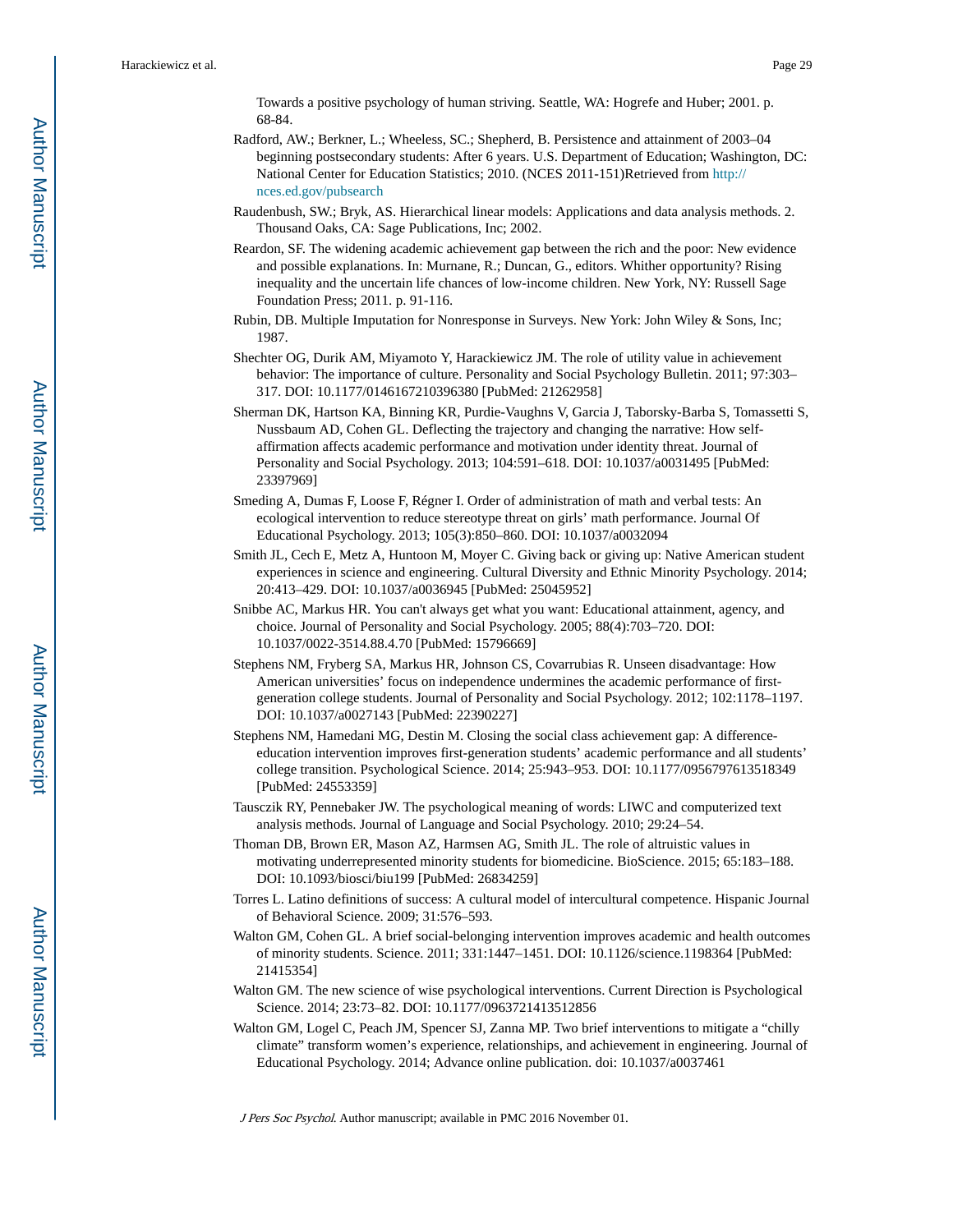Towards a positive psychology of human striving. Seattle, WA: Hogrefe and Huber; 2001. p. 68-84.

Radford, AW.; Berkner, L.; Wheeless, SC.; Shepherd, B. Persistence and attainment of 2003–04 beginning postsecondary students: After 6 years. U.S. Department of Education; Washington, DC: National Center for Education Statistics; 2010. (NCES 2011-151)Retrieved from http://nces.ed.gov/pubsearch

Raudenbush, SW.; Bryk, AS. Hierarchical linear models: Applications and data analysis methods. 2. Thousand Oaks, CA: Sage Publications, Inc; 2002.

Reardon, SF. The widening academic achievement gap between the rich and the poor: New evidence and possible explanations. In: Murnane, R.; Duncan, G., editors. Whither opportunity? Rising inequality and the uncertain life chances of low-income children. New York, NY: Russell Sage Foundation Press; 2011. p. 91-116.

Rubin, DB. Multiple Imputation for Nonresponse in Surveys. New York: John Wiley & Sons, Inc; 1987.

Shechter OG, Durik AM, Miyamoto Y, Harackiewicz JM. The role of utility value in achievement behavior: The importance of culture. Personality and Social Psychology Bulletin. 2011; 97:303–317. DOI: 10.1177/0146167210396380 [PubMed: 21262958]

Sherman DK, Hartson KA, Binning KR, Purdie-Vaughns V, Garcia J, Taborsky-Barba S, Tomassetti S, Nussbaum AD, Cohen GL. Deflecting the trajectory and changing the narrative: How self-affirmation affects academic performance and motivation under identity threat. Journal of Personality and Social Psychology. 2013; 104:591–618. DOI: 10.1037/a0031495 [PubMed: 23397969]

Smeding A, Dumas F, Loose F, Régner I. Order of administration of math and verbal tests: An ecological intervention to reduce stereotype threat on girls' math performance. Journal Of Educational Psychology. 2013; 105(3):850–860. DOI: 10.1037/a0032094

Smith JL, Cech E, Metz A, Huntoon M, Moyer C. Giving back or giving up: Native American student experiences in science and engineering. Cultural Diversity and Ethnic Minority Psychology. 2014; 20:413–429. DOI: 10.1037/a0036945 [PubMed: 25045952]

Snibbe AC, Markus HR. You can't always get what you want: Educational attainment, agency, and choice. Journal of Personality and Social Psychology. 2005; 88(4):703–720. DOI: 10.1037/0022-3514.88.4.70 [PubMed: 15796669]

Stephens NM, Fryberg SA, Markus HR, Johnson CS, Covarrubias R. Unseen disadvantage: How American universities' focus on independence undermines the academic performance of first-generation college students. Journal of Personality and Social Psychology. 2012; 102:1178–1197. DOI: 10.1037/a0027143 [PubMed: 22390227]

Stephens NM, Hamedani MG, Destin M. Closing the social class achievement gap: A difference-education intervention improves first-generation students' academic performance and all students' college transition. Psychological Science. 2014; 25:943–953. DOI: 10.1177/0956797613518349 [PubMed: 24553359]

Tausczik RY, Pennebaker JW. The psychological meaning of words: LIWC and computerized text analysis methods. Journal of Language and Social Psychology. 2010; 29:24–54.

Thoman DB, Brown ER, Mason AZ, Harmsen AG, Smith JL. The role of altruistic values in motivating underrepresented minority students for biomedicine. BioScience. 2015; 65:183–188. DOI: 10.1093/biosci/biu199 [PubMed: 26834259]

Torres L. Latino definitions of success: A cultural model of intercultural competence. Hispanic Journal of Behavioral Science. 2009; 31:576–593.

Walton GM, Cohen GL. A brief social-belonging intervention improves academic and health outcomes of minority students. Science. 2011; 331:1447–1451. DOI: 10.1126/science.1198364 [PubMed: 21415354]

Walton GM. The new science of wise psychological interventions. Current Direction is Psychological Science. 2014; 23:73–82. DOI: 10.1177/0963721413512856

Walton GM, Logel C, Peach JM, Spencer SJ, Zanna MP. Two brief interventions to mitigate a "chilly climate" transform women's experience, relationships, and achievement in engineering. Journal of Educational Psychology. 2014; Advance online publication. doi: 10.1037/a0037461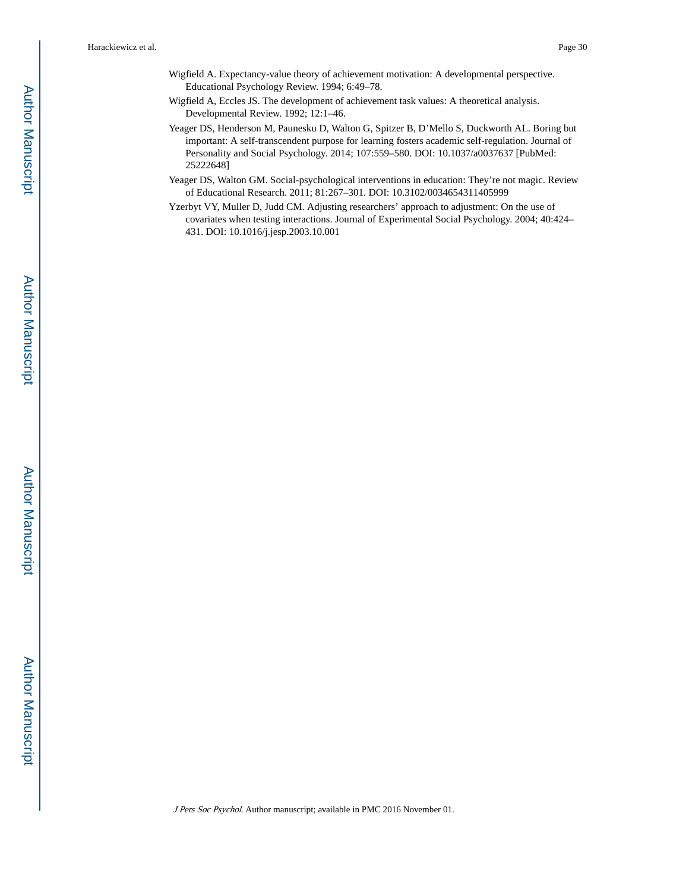Wigfield A. Expectancy-value theory of achievement motivation: A developmental perspective. Educational Psychology Review. 1994; 6:49–78.

Wigfield A, Eccles JS. The development of achievement task values: A theoretical analysis. Developmental Review. 1992; 12:1–46.

Yeager DS, Henderson M, Paunesku D, Walton G, Spitzer B, D'Mello S, Duckworth AL. Boring but important: A self-transcendent purpose for learning fosters academic self-regulation. Journal of Personality and Social Psychology. 2014; 107:559–580. DOI: 10.1037/a0037637 [PubMed: 25222648]

Yeager DS, Walton GM. Social-psychological interventions in education: They're not magic. Review of Educational Research. 2011; 81:267–301. DOI: 10.3102/0034654311405999

Yzerbyt VY, Muller D, Judd CM. Adjusting researchers' approach to adjustment: On the use of covariates when testing interactions. Journal of Experimental Social Psychology. 2004; 40:424–431. DOI: 10.1016/j.jesp.2003.10.001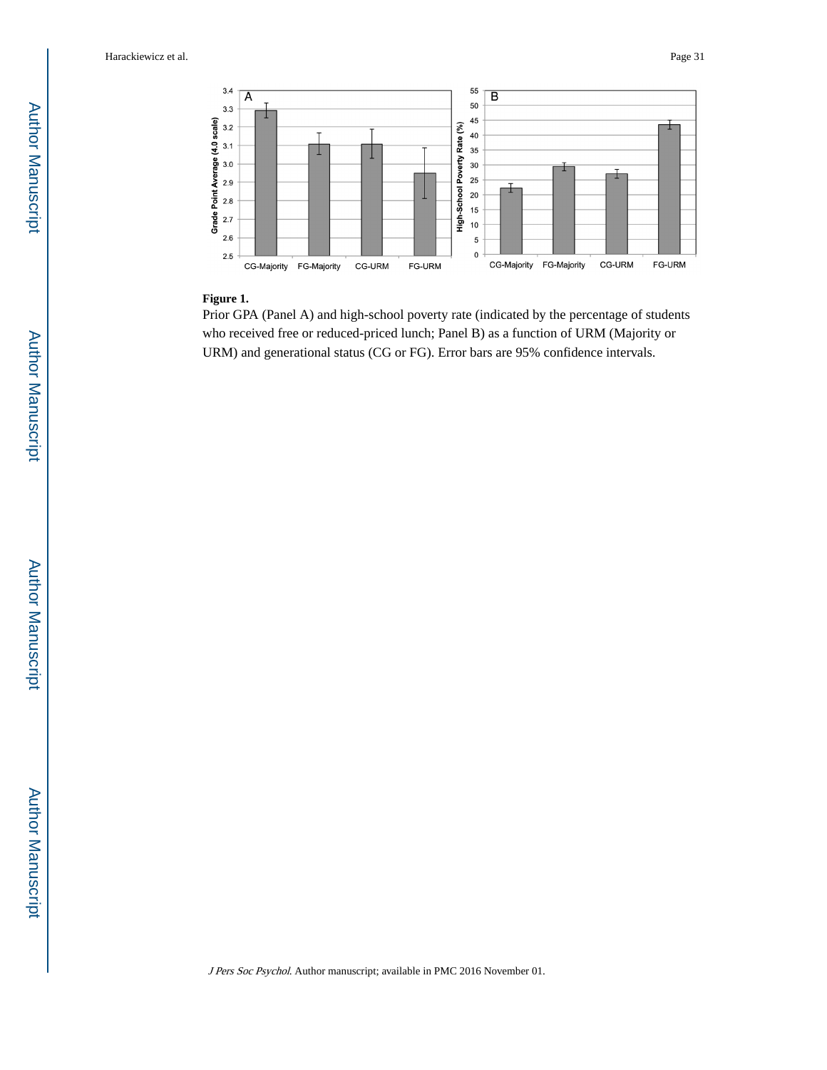**Figure 1.**

Prior GPA (Panel A) and high-school poverty rate (indicated by the percentage of students who received free or reduced-priced lunch; Panel B) as a function of URM (Majority or URM) and generational status (CG or FG). Error bars are 95% confidence intervals.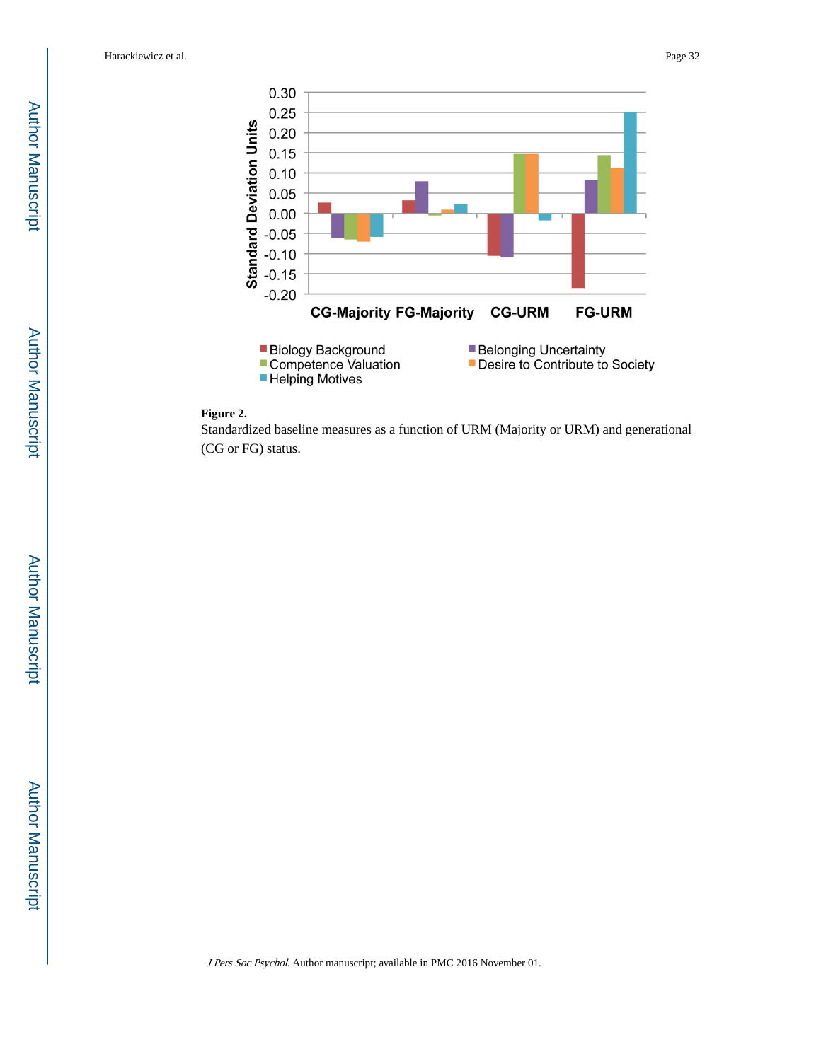**Figure 2.**

Standardized baseline measures as a function of URM (Majority or URM) and generational (CG or FG) status.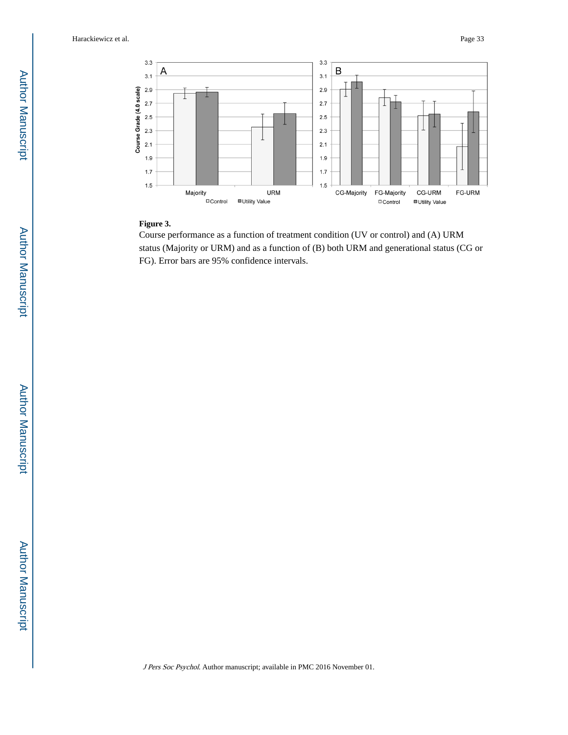**Figure 3.**

Course performance as a function of treatment condition (UV or control) and (A) URM status (Majority or URM) and as a function of (B) both URM and generational status (CG or FG). Error bars are 95% confidence intervals.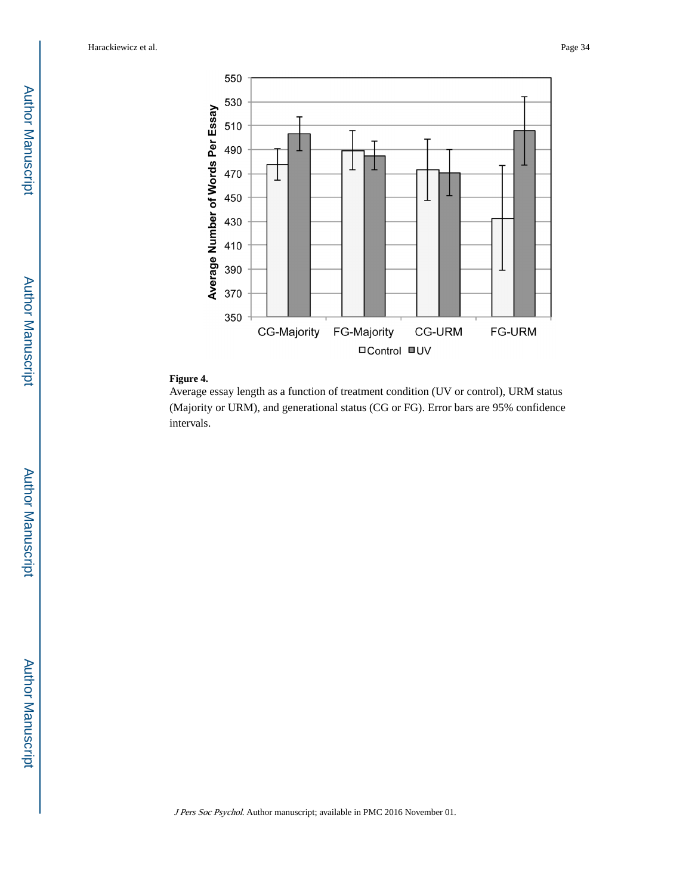**Figure 4.**

Average essay length as a function of treatment condition (UV or control), URM status (Majority or URM), and generational status (CG or FG). Error bars are 95% confidence intervals.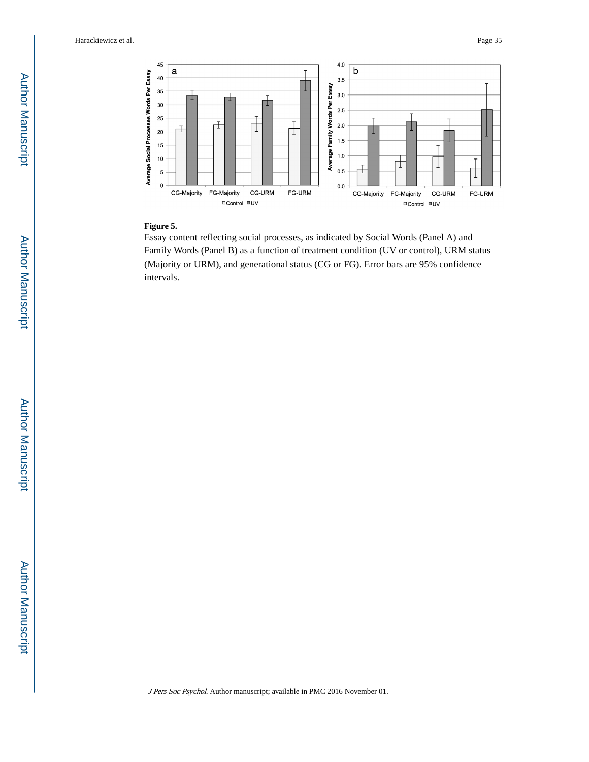**Figure 5.**

Essay content reflecting social processes, as indicated by Social Words (Panel A) and Family Words (Panel B) as a function of treatment condition (UV or control), URM status (Majority or URM), and generational status (CG or FG). Error bars are 95% confidence intervals.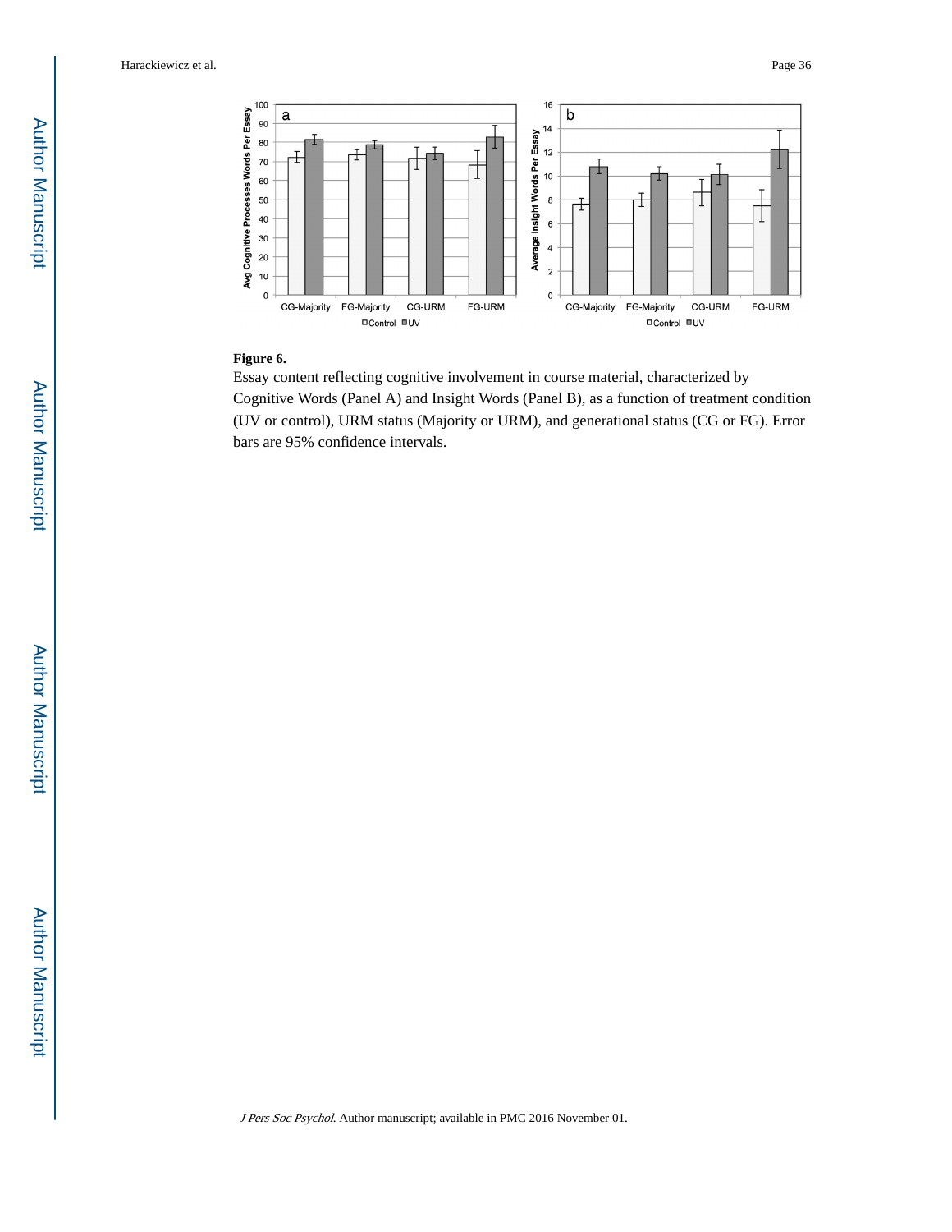**Figure 6.**

Essay content reflecting cognitive involvement in course material, characterized by Cognitive Words (Panel A) and Insight Words (Panel B), as a function of treatment condition (UV or control), URM status (Majority or URM), and generational status (CG or FG). Error bars are 95% confidence intervals.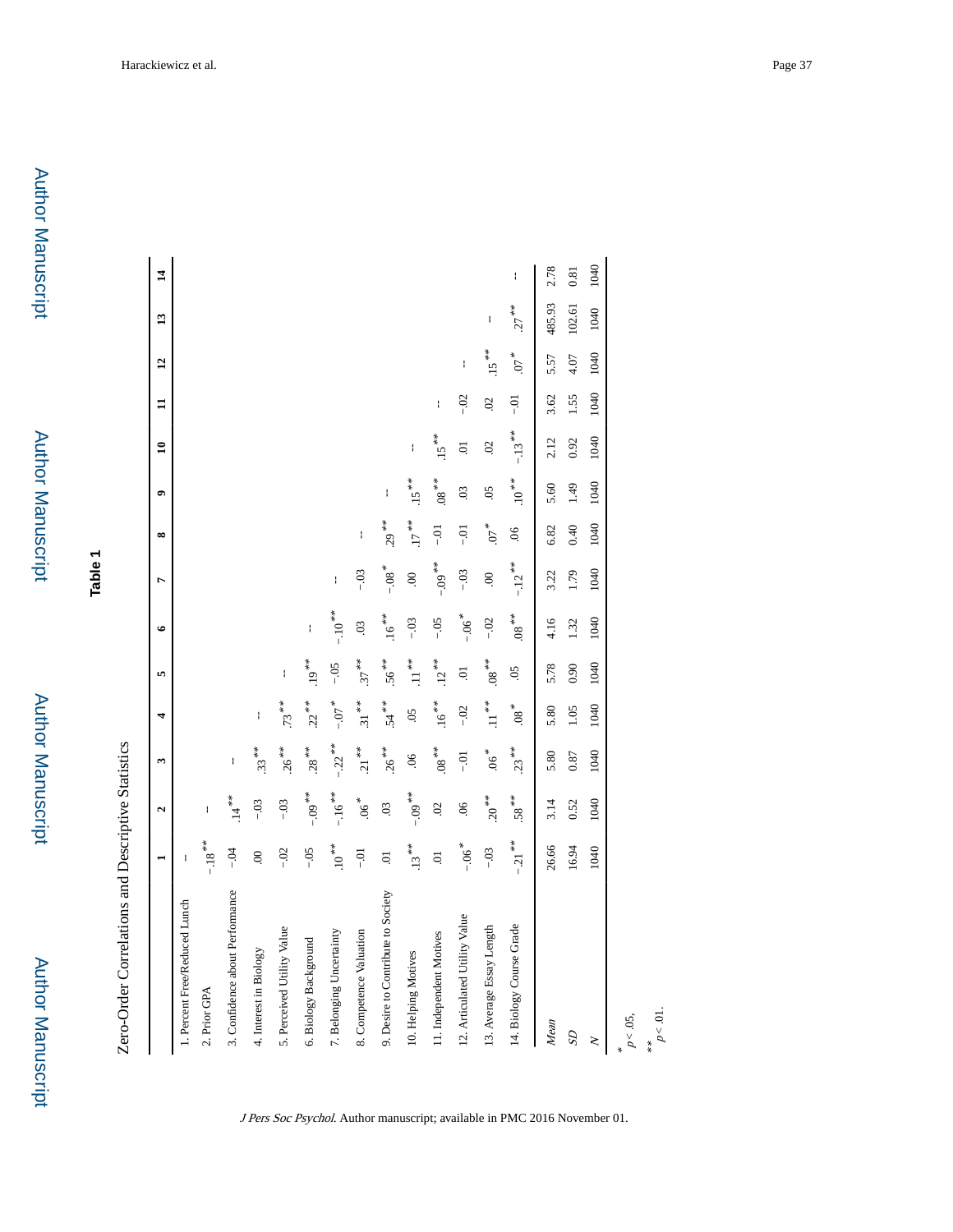## Table 1

Zero-Order Correlations and Descriptive Statistics

| | 1 | 2 | 3 | 4 | 5 | 6 | 7 | 8 | 9 | 10 | 11 | 12 | 13 | 14 |
|---|---|---|---|---|---|---|---|---|---|---|---|---|---|---|
| 1. Percent Free/Reduced Lunch | -- | | | | | | | | | | | | | |
| 2. Prior GPA | −.18** | -- | | | | | | | | | | | | |
| 3. Confidence about Performance | −.04 | .14** | -- | | | | | | | | | | | |
| 4. Interest in Biology | .00 | −.03 | .33** | -- | | | | | | | | | | |
| 5. Perceived Utility Value | −.02 | −.03 | .26** | .73** | -- | | | | | | | | | |
| 6. Biology Background | −.05 | −.09** | .28** | .22** | .19** | -- | | | | | | | | |
| 7. Belonging Uncertainty | .10** | −.16** | −.22** | −.07* | −.05 | −.10** | -- | | | | | | | |
| 8. Competence Valuation | −.01 | .06* | .21** | .31** | .37** | .03 | −.03 | -- | | | | | | |
| 9. Desire to Contribute to Society | .01 | .03 | .26** | .54** | .56** | .16** | −.08* | .29** | -- | | | | | |
| 10. Helping Motives | .13** | −.09** | .06 | .05 | .11** | −.03 | .00 | .17** | .15** | -- | | | | |
| 11. Independent Motives | .01 | .02 | .08** | .16** | .12** | −.05 | −.09** | −.01 | .08** | .15** | -- | | | |
| 12. Articulated Utility Value | −.06* | .06 | −.01 | −.02 | .01 | −.06* | −.03 | −.01 | .03 | .01 | −.02 | -- | | |
| 13. Average Essay Length | −.03 | .20** | .06* | .11** | .08** | −.02 | .00 | .07* | .05 | .02 | .02 | .15** | -- | |
| 14. Biology Course Grade | −.21** | .58** | .23** | .08* | .05 | .08** | −.12** | .06 | .10** | −.13** | −.01 | .07* | .27** | -- |
| *Mean* | 26.66 | 3.14 | 5.80 | 5.80 | 5.78 | 4.16 | 3.22 | 6.82 | 5.60 | 2.12 | 3.62 | 5.57 | 485.93 | 2.78 |
| *SD* | 16.94 | 0.52 | 0.87 | 1.05 | 0.90 | 1.32 | 1.79 | 0.40 | 1.49 | 0.92 | 1.55 | 4.07 | 102.61 | 0.81 |
| *N* | 1040 | 1040 | 1040 | 1040 | 1040 | 1040 | 1040 | 1040 | 1040 | 1040 | 1040 | 1040 | 1040 | 1040 |

\* $p < .05$,

\*\* $p < .01$.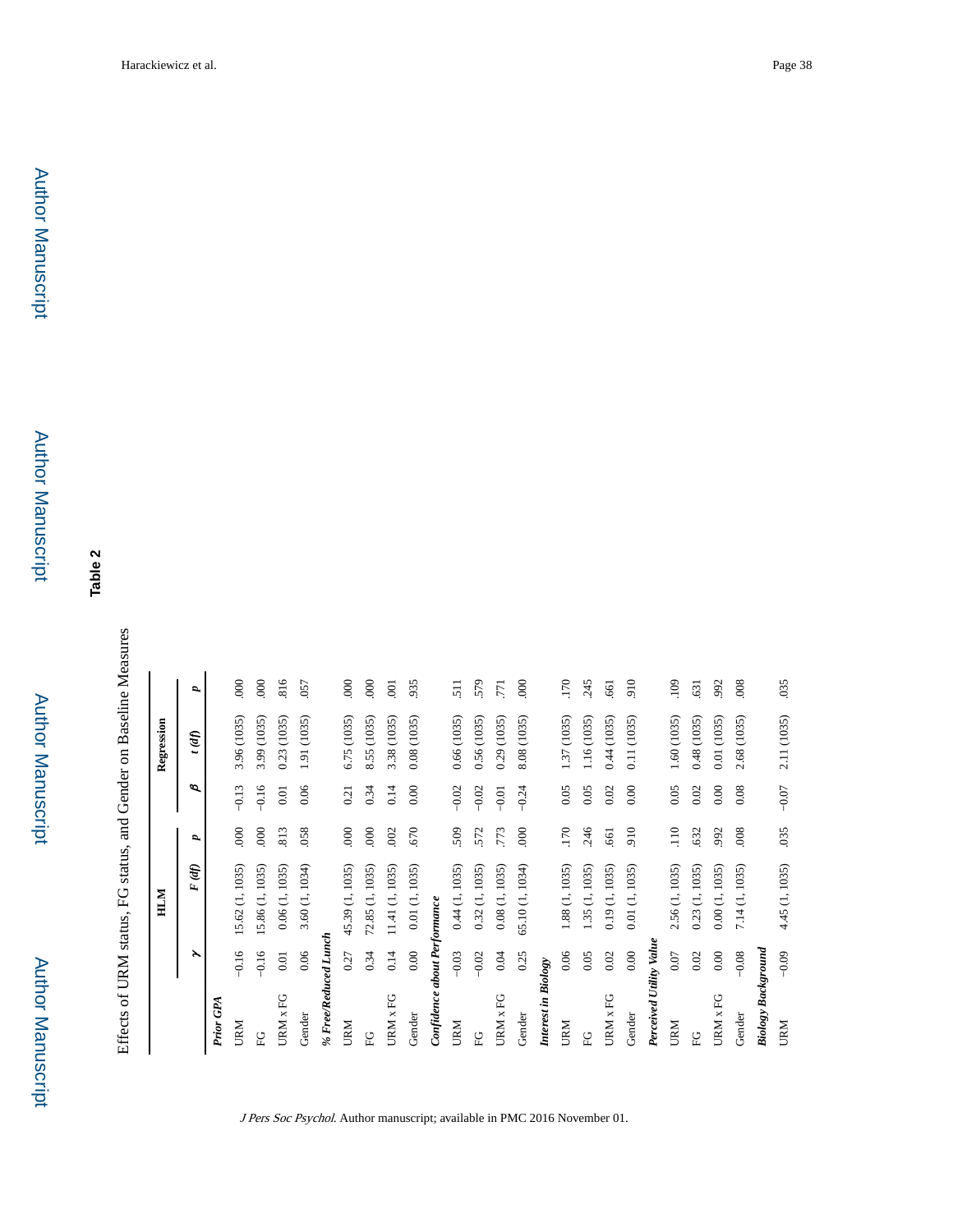## Table 2

Effects of URM status, FG status, and Gender on Baseline Measures

| | HLM | | | Regression | | |
|---|---|---|---|---|---|---|
| | $\gamma$ | *F (df)* | *p* | $\beta$ | *t (df)* | *p* |
| ***Prior GPA*** | | | | | | |
| URM | −0.16 | 15.62 (1, 1035) | .000 | −0.13 | 3.96 (1035) | .000 |
| FG | −0.16 | 15.86 (1, 1035) | .000 | −0.16 | 3.99 (1035) | .000 |
| URM x FG | 0.01 | 0.06 (1, 1035) | .813 | 0.01 | 0.23 (1035) | .816 |
| Gender | 0.06 | 3.60 (1, 1034) | .058 | 0.06 | 1.91 (1035) | .057 |
| ***% Free/Reduced Lunch*** | | | | | | |
| URM | 0.27 | 45.39 (1, 1035) | .000 | 0.21 | 6.75 (1035) | .000 |
| FG | 0.34 | 72.85 (1, 1035) | .000 | 0.34 | 8.55 (1035) | .000 |
| URM x FG | 0.14 | 11.41 (1, 1035) | .002 | 0.14 | 3.38 (1035) | .001 |
| Gender | 0.00 | 0.01 (1, 1035) | .670 | 0.00 | 0.08 (1035) | .935 |
| ***Confidence about Performance*** | | | | | | |
| URM | −0.03 | 0.44 (1, 1035) | .509 | −0.02 | 0.66 (1035) | .511 |
| FG | −0.02 | 0.32 (1, 1035) | .572 | −0.02 | 0.56 (1035) | .579 |
| URM x FG | 0.04 | 0.08 (1, 1035) | .773 | −0.01 | 0.29 (1035) | .771 |
| Gender | 0.25 | 65.10 (1, 1034) | .000 | −0.24 | 8.08 (1035) | .000 |
| ***Interest in Biology*** | | | | | | |
| URM | 0.06 | 1.88 (1, 1035) | .170 | 0.05 | 1.37 (1035) | .170 |
| FG | 0.05 | 1.35 (1, 1035) | .246 | 0.05 | 1.16 (1035) | .245 |
| URM x FG | 0.02 | 0.19 (1, 1035) | .661 | 0.02 | 0.44 (1035) | .661 |
| Gender | 0.00 | 0.01 (1, 1035) | .910 | 0.00 | 0.11 (1035) | .910 |
| ***Perceived Utility Value*** | | | | | | |
| URM | 0.07 | 2.56 (1, 1035) | .110 | 0.05 | 1.60 (1035) | .109 |
| FG | 0.02 | 0.23 (1, 1035) | .632 | 0.02 | 0.48 (1035) | .631 |
| URM x FG | 0.00 | 0.00 (1, 1035) | .992 | 0.00 | 0.01 (1035) | .992 |
| Gender | −0.08 | 7.14 (1, 1035) | .008 | 0.08 | 2.68 (1035) | .008 |
| ***Biology Background*** | | | | | | |
| URM | −0.09 | 4.45 (1, 1035) | .035 | −0.07 | 2.11 (1035) | .035 |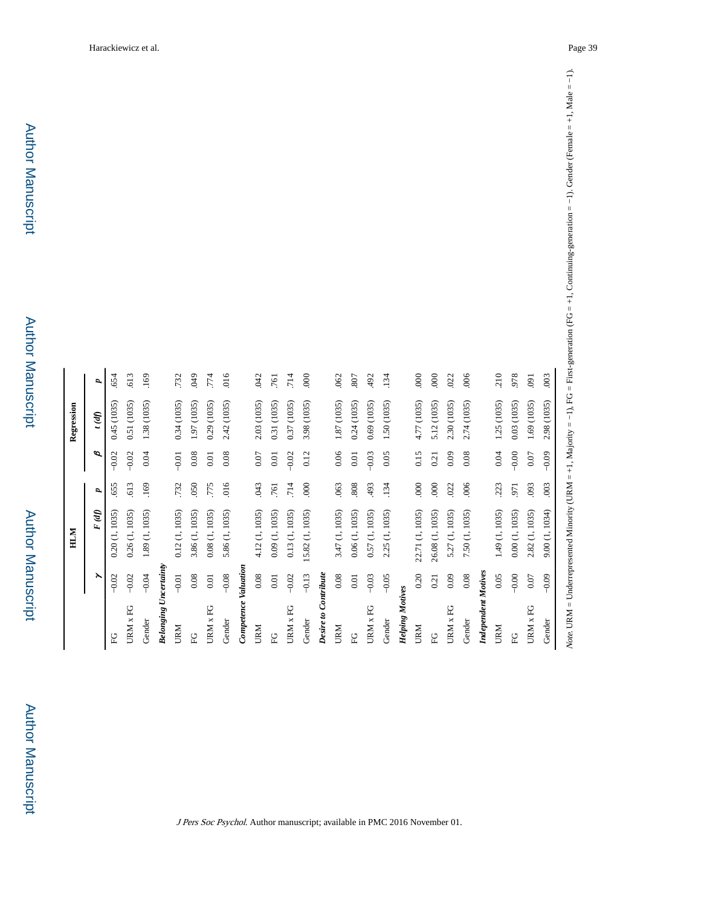| | HLM | | | Regression | | |
|---|---|---|---|---|---|---|
| | *γ* | *F (df)* | *p* | *β* | *t (df)* | *p* |
| FG | −0.02 | 0.20 (1, 1035) | .655 | −0.02 | 0.45 (1035) | .654 |
| URM x FG | −0.02 | 0.26 (1, 1035) | .613 | −0.02 | 0.51 (1035) | .613 |
| Gender | −0.04 | 1.89 (1, 1035) | .169 | 0.04 | 1.38 (1035) | .169 |
| ***Belonging Uncertainty*** | | | | | | |
| URM | −0.01 | 0.12 (1, 1035) | .732 | −0.01 | 0.34 (1035) | .732 |
| FG | 0.08 | 3.86 (1, 1035) | .050 | 0.08 | 1.97 (1035) | .049 |
| URM x FG | 0.01 | 0.08 (1, 1035) | .775 | 0.01 | 0.29 (1035) | .774 |
| Gender | −0.08 | 5.86 (1, 1035) | .016 | 0.08 | 2.42 (1035) | .016 |
| ***Competence Valuation*** | | | | | | |
| URM | 0.08 | 4.12 (1, 1035) | .043 | 0.07 | 2.03 (1035) | .042 |
| FG | 0.01 | 0.09 (1, 1035) | .761 | 0.01 | 0.31 (1035) | .761 |
| URM x FG | −0.02 | 0.13 (1, 1035) | .714 | −0.02 | 0.37 (1035) | .714 |
| Gender | −0.13 | 15.82 (1, 1035) | .000 | 0.12 | 3.98 (1035) | .000 |
| ***Desire to Contribute*** | | | | | | |
| URM | 0.08 | 3.47 (1, 1035) | .063 | 0.06 | 1.87 (1035) | .062 |
| FG | 0.01 | 0.06 (1, 1035) | .808 | 0.01 | 0.24 (1035) | .807 |
| URM x FG | −0.03 | 0.57 (1, 1035) | .493 | −0.03 | 0.69 (1035) | .492 |
| Gender | −0.05 | 2.25 (1, 1035) | .134 | 0.05 | 1.50 (1035) | .134 |
| ***Helping Motives*** | | | | | | |
| URM | 0.20 | 22.71 (1, 1035) | .000 | 0.15 | 4.77 (1035) | .000 |
| FG | 0.21 | 26.08 (1, 1035) | .000 | 0.21 | 5.12 (1035) | .000 |
| URM x FG | 0.09 | 5.27 (1, 1035) | .022 | 0.09 | 2.30 (1035) | .022 |
| Gender | 0.08 | 7.50 (1, 1035) | .006 | 0.08 | 2.74 (1035) | .006 |
| ***Independent Motives*** | | | | | | |
| URM | 0.05 | 1.49 (1, 1035) | .223 | 0.04 | 1.25 (1035) | .210 |
| FG | −0.00 | 0.00 (1, 1035) | .971 | −0.00 | 0.03 (1035) | .978 |
| URM x FG | 0.07 | 2.82 (1, 1035) | .093 | 0.07 | 1.69 (1035) | .091 |
| Gender | −0.09 | 9.00 (1, 1034) | .003 | −0.09 | 2.98 (1035) | .003 |

*Note*. URM = Underrepresented Minority (URM = +1, Majority = −1), FG = First-generation (FG = +1, Continuing-generation = −1). Gender (Female = +1, Male = −1).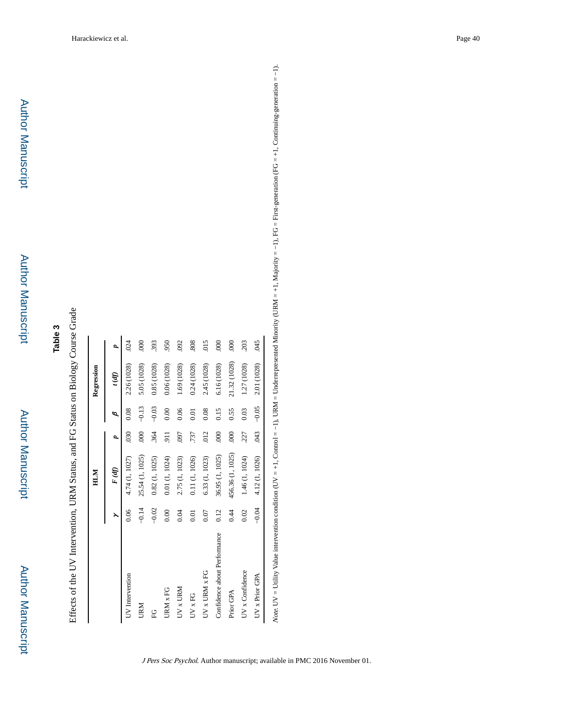## Table 3

Effects of the UV Intervention, URM Status, and FG Status on Biology Course Grade

| | HLM | | | Regression | | |
|---|---|---|---|---|---|---|
| | *γ* | *F (df)* | *p* | *β* | *t (df)* | *p* |
| UV Intervention | 0.06 | 4.74 (1, 1027) | .030 | 0.08 | 2.26 (1028) | .024 |
| URM | −0.14 | 25.54 (1, 1025) | .000 | −0.13 | 5.05 (1028) | .000 |
| FG | −0.02 | 0.82 (1, 1025) | .364 | −0.03 | 0.85 (1028) | .393 |
| URM x FG | 0.00 | 0.01 (1, 1024) | .911 | 0.00 | 0.06 (1028) | .950 |
| UV x URM | 0.04 | 2.75 (1, 1023) | .097 | 0.06 | 1.69 (1028) | .092 |
| UV x FG | 0.01 | 0.11 (1, 1026) | .737 | 0.01 | 0.24 (1028) | .808 |
| UV x URM x FG | 0.07 | 6.33 (1, 1023) | .012 | 0.08 | 2.45 (1028) | .015 |
| Confidence about Performance | 0.12 | 36.95 (1, 1025) | .000 | 0.15 | 6.16 (1028) | .000 |
| Prior GPA | 0.44 | 456.36 (1, 1025) | .000 | 0.55 | 21.32 (1028) | .000 |
| UV x Confidence | 0.02 | 1.46 (1, 1024) | .227 | 0.03 | 1.27 (1028) | .203 |
| UV x Prior GPA | −0.04 | 4.12 (1, 1026) | .043 | −0.05 | 2.01 (1028) | .045 |

*Note.* UV = Utility Value intervention condition (UV = +1, Control = −1), URM = Underrepresented Minority (URM = +1, Majority = −1), FG = First-generation (FG = +1, Continuing-generation = −1).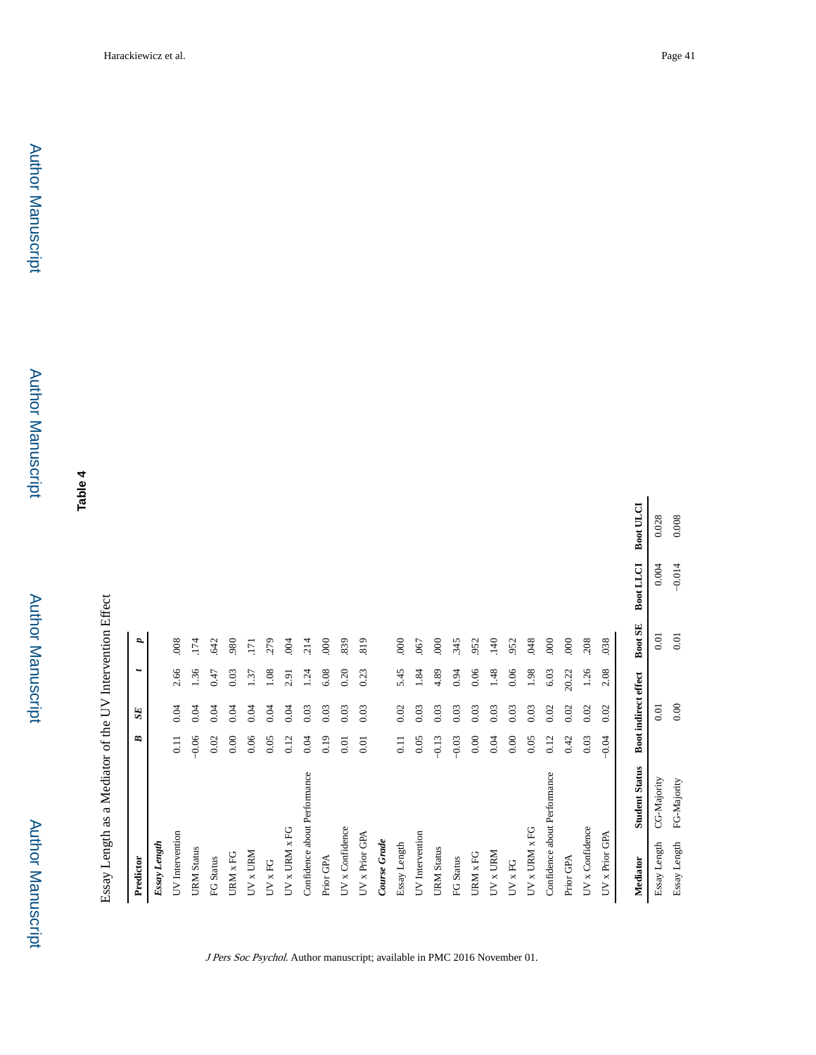## Table 4

Essay Length as a Mediator of the UV Intervention Effect

| Predictor | *B* | *SE* | *t* | *p* |
|---|---|---|---|---|
| ***Essay Length*** | | | | |
| UV Intervention | 0.11 | 0.04 | 2.66 | .008 |
| URM Status | −0.06 | 0.04 | 1.36 | .174 |
| FG Status | 0.02 | 0.04 | 0.47 | .642 |
| URM x FG | 0.00 | 0.04 | 0.03 | .980 |
| UV x URM | 0.06 | 0.04 | 1.37 | .171 |
| UV x FG | 0.05 | 0.04 | 1.08 | .279 |
| UV x URM x FG | 0.12 | 0.04 | 2.91 | .004 |
| Confidence about Performance | 0.04 | 0.03 | 1.24 | .214 |
| Prior GPA | 0.19 | 0.03 | 6.08 | .000 |
| UV x Confidence | 0.01 | 0.03 | 0.20 | .839 |
| UV x Prior GPA | 0.01 | 0.03 | 0.23 | .819 |
| ***Course Grade*** | | | | |
| Essay Length | 0.11 | 0.02 | 5.45 | .000 |
| UV Intervention | 0.05 | 0.03 | 1.84 | .067 |
| URM Status | −0.13 | 0.03 | 4.89 | .000 |
| FG Status | −0.03 | 0.03 | 0.94 | .345 |
| URM x FG | 0.00 | 0.03 | 0.06 | .952 |
| UV x URM | 0.04 | 0.03 | 1.48 | .140 |
| UV x FG | 0.00 | 0.03 | 0.06 | .952 |
| UV x URM x FG | 0.05 | 0.03 | 1.98 | .048 |
| Confidence about Performance | 0.12 | 0.02 | 6.03 | .000 |
| Prior GPA | 0.42 | 0.02 | 20.22 | .000 |
| UV x Confidence | 0.03 | 0.02 | 1.26 | .208 |
| UV x Prior GPA | −0.04 | 0.02 | 2.08 | .038 |

| Mediator | Student Status | Boot indirect effect | Boot SE | Boot LLCI | Boot ULCI |
|---|---|---|---|---|---|
| Essay Length | CG-Majority | 0.01 | 0.01 | 0.004 | 0.028 |
| Essay Length | FG-Majority | 0.00 | 0.01 | −0.014 | 0.008 |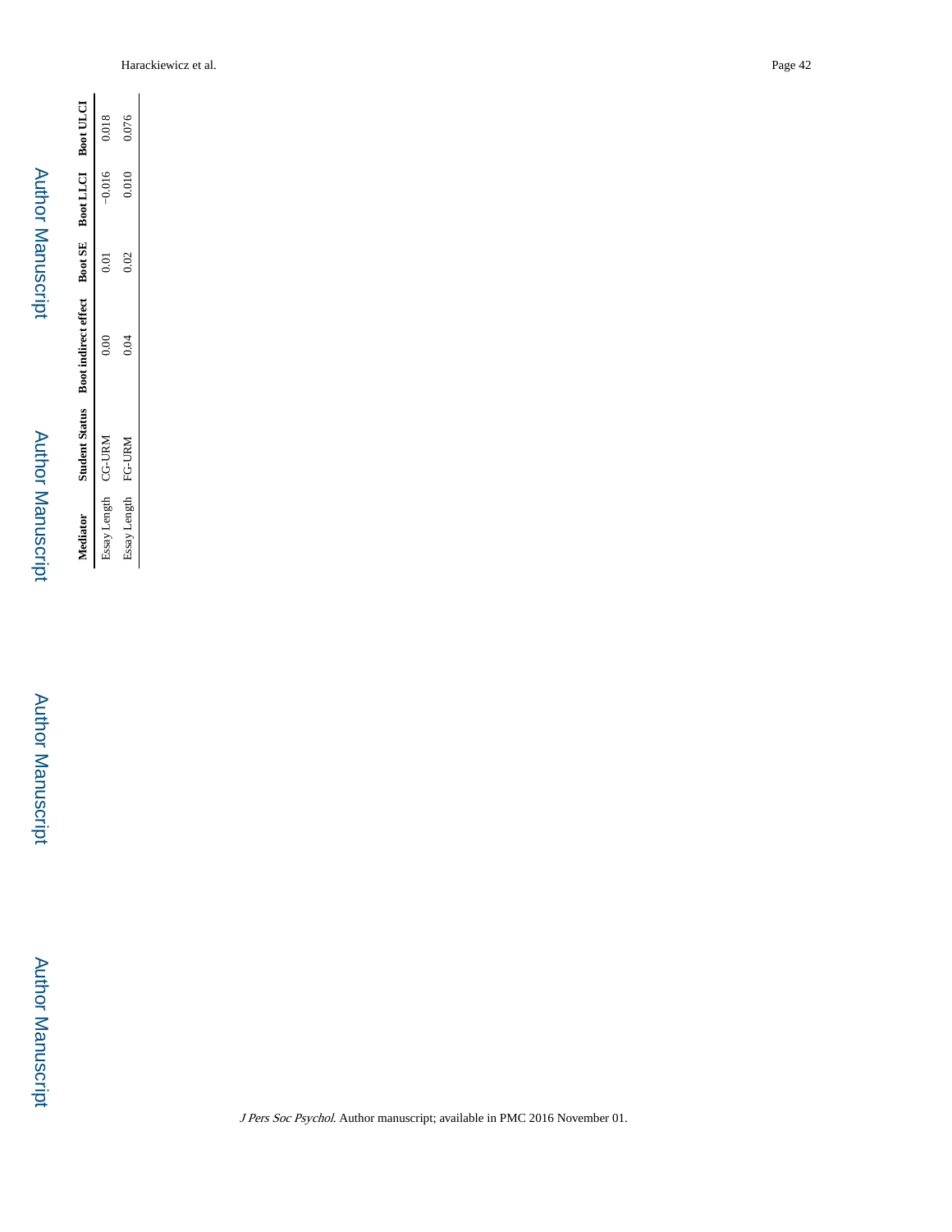| Mediator | Student Status | Boot indirect effect | Boot SE | Boot LLCI | Boot ULCI |
| --- | --- | --- | --- | --- | --- |
| Essay Length | CG-URM | 0.00 | 0.01 | −0.016 | 0.018 |
| Essay Length | FG-URM | 0.04 | 0.02 | 0.010 | 0.076 |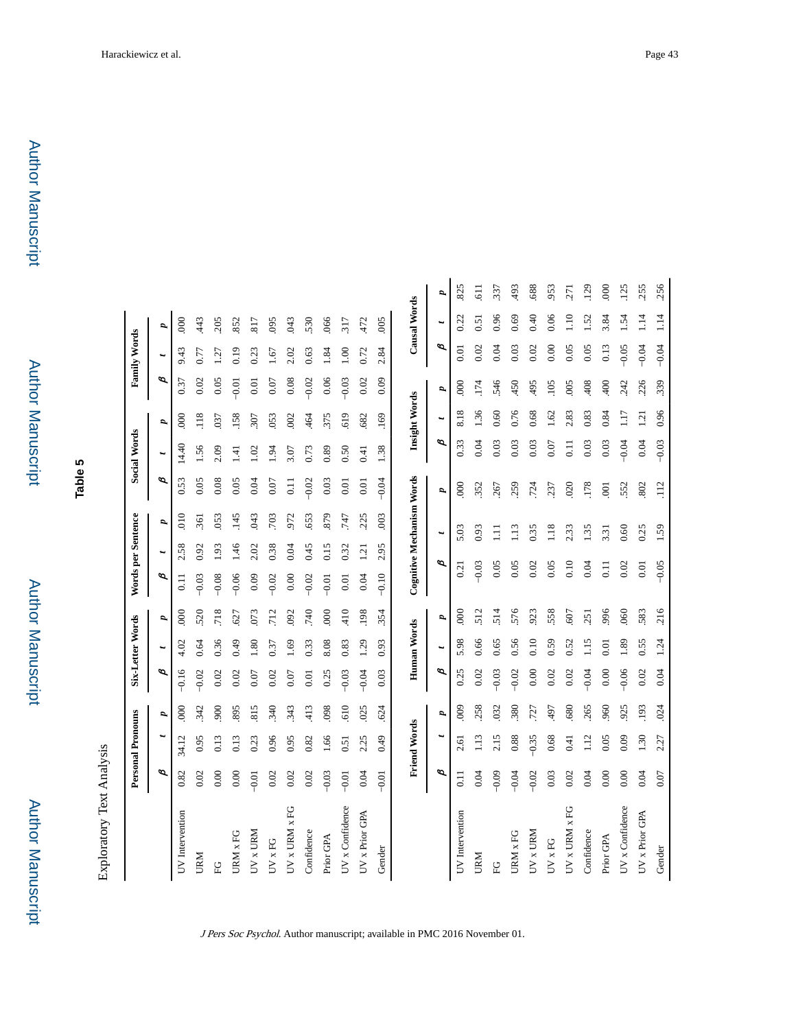## Table 5

Exploratory Text Analysis

| | Personal Pronouns | | | Six-Letter Words | | | Words per Sentence | | | Social Words | | | Family Words | | |
|---|---|---|---|---|---|---|---|---|---|---|---|---|---|---|---|
| | β | t | p | β | t | p | β | t | p | β | t | p | β | t | p |
| UV Intervention | 0.82 | 34.12 | .000 | −0.16 | 4.02 | .000 | 0.11 | 2.58 | .010 | 0.53 | 14.40 | .000 | 0.37 | 9.43 | .000 |
| URM | 0.02 | 0.95 | .342 | −0.02 | 0.64 | .520 | −0.03 | 0.92 | .361 | 0.05 | 1.56 | .118 | 0.02 | 0.77 | .443 |
| FG | 0.00 | 0.13 | .900 | 0.02 | 0.36 | .718 | −0.08 | 1.93 | .053 | 0.08 | 2.09 | .037 | 0.05 | 1.27 | .205 |
| URM x FG | 0.00 | 0.13 | .895 | 0.02 | 0.49 | .627 | −0.06 | 1.46 | .145 | 0.05 | 1.41 | .158 | −0.01 | 0.19 | .852 |
| UV x URM | −0.01 | 0.23 | .815 | 0.07 | 1.80 | .073 | 0.09 | 2.02 | .043 | 0.04 | 1.02 | .307 | 0.01 | 0.23 | .817 |
| UV x FG | 0.02 | 0.96 | .340 | 0.02 | 0.37 | .712 | −0.02 | 0.38 | .703 | 0.07 | 1.94 | .053 | 0.07 | 1.67 | .095 |
| UV x URM x FG | 0.02 | 0.95 | .343 | 0.07 | 1.69 | .092 | 0.00 | 0.04 | .972 | 0.11 | 3.07 | .002 | 0.08 | 2.02 | .043 |
| Confidence | 0.02 | 0.82 | .413 | 0.01 | 0.33 | .740 | −0.02 | 0.45 | .653 | −0.02 | 0.73 | .464 | −0.02 | 0.63 | .530 |
| Prior GPA | −0.03 | 1.66 | .098 | 0.25 | 8.08 | .000 | −0.01 | 0.15 | .879 | 0.03 | 0.89 | .375 | 0.06 | 1.84 | .066 |
| UV x Confidence | −0.01 | 0.51 | .610 | −0.03 | 0.83 | .410 | 0.01 | 0.32 | .747 | 0.01 | 0.50 | .619 | −0.03 | 1.00 | .317 |
| UV x Prior GPA | 0.04 | 2.25 | .025 | −0.04 | 1.29 | .198 | 0.04 | 1.21 | .225 | 0.01 | 0.41 | .682 | 0.02 | 0.72 | .472 |
| Gender | −0.01 | 0.49 | .624 | 0.03 | 0.93 | .354 | −0.10 | 2.95 | .003 | −0.04 | 1.38 | .169 | 0.09 | 2.84 | .005 |

| | Friend Words | | | Human Words | | | Cognitive Mechanism Words | | | Insight Words | | | Causal Words | | |
|---|---|---|---|---|---|---|---|---|---|---|---|---|---|---|---|
| | β | t | p | β | t | p | β | t | p | β | t | p | β | t | p |
| UV Intervention | 0.11 | 2.61 | .009 | 0.25 | 5.98 | .000 | 0.21 | 5.03 | .000 | 0.33 | 8.18 | .000 | 0.01 | 0.22 | .825 |
| URM | 0.04 | 1.13 | .258 | 0.02 | 0.66 | .512 | −0.03 | 0.93 | .352 | 0.04 | 1.36 | .174 | 0.02 | 0.51 | .611 |
| FG | −0.09 | 2.15 | .032 | −0.03 | 0.65 | .514 | 0.05 | 1.11 | .267 | 0.03 | 0.60 | .546 | 0.04 | 0.96 | .337 |
| URM x FG | −0.04 | 0.88 | .380 | −0.02 | 0.56 | .576 | 0.05 | 1.13 | .259 | 0.03 | 0.76 | .450 | 0.03 | 0.69 | .493 |
| UV x URM | −0.02 | −0.35 | .727 | 0.00 | 0.10 | .923 | 0.02 | 0.35 | .724 | 0.03 | 0.68 | .495 | 0.02 | 0.40 | .688 |
| UV x FG | 0.03 | 0.68 | .497 | 0.02 | 0.59 | .558 | 0.05 | 1.18 | .237 | 0.07 | 1.62 | .105 | 0.00 | 0.06 | .953 |
| UV x URM x FG | 0.02 | 0.41 | .680 | 0.02 | 0.52 | .607 | 0.10 | 2.33 | .020 | 0.11 | 2.83 | .005 | 0.05 | 1.10 | .271 |
| Confidence | 0.04 | 1.12 | .265 | −0.04 | 1.15 | .251 | 0.04 | 1.35 | .178 | 0.03 | 0.83 | .408 | 0.05 | 1.52 | .129 |
| Prior GPA | 0.00 | 0.05 | .960 | 0.00 | 0.01 | .996 | 0.11 | 3.31 | .001 | 0.03 | 0.84 | .400 | 0.13 | 3.84 | .000 |
| UV x Confidence | 0.00 | 0.09 | .925 | −0.06 | 1.89 | .060 | 0.02 | 0.60 | .552 | −0.04 | 1.17 | .242 | −0.05 | 1.54 | .125 |
| UV x Prior GPA | 0.04 | 1.30 | .193 | 0.02 | 0.55 | .583 | 0.01 | 0.25 | .802 | 0.04 | 1.21 | .226 | −0.04 | 1.14 | .255 |
| Gender | 0.07 | 2.27 | .024 | 0.04 | 1.24 | .216 | −0.05 | 1.59 | .112 | −0.03 | 0.96 | .339 | −0.04 | 1.14 | .256 |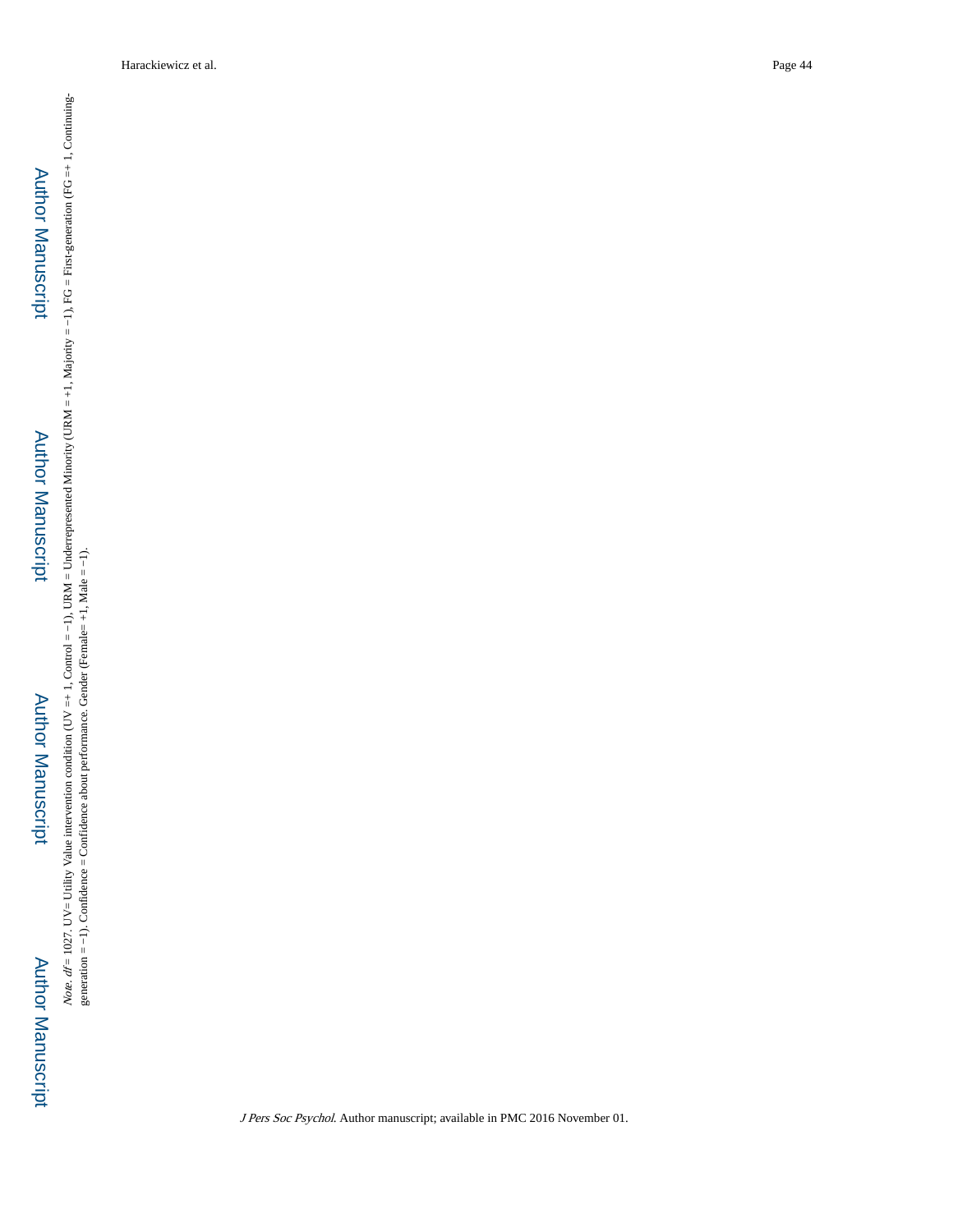*Note*. *df* = 1027. UV= Utility Value intervention condition (UV =+ 1, Control = −1), URM = Underrepresented Minority (URM = +1, Majority = −1), FG = First-generation (FG =+ 1, Continuing-generation = −1). Confidence = Confidence about performance. Gender (Female= +1, Male = −1).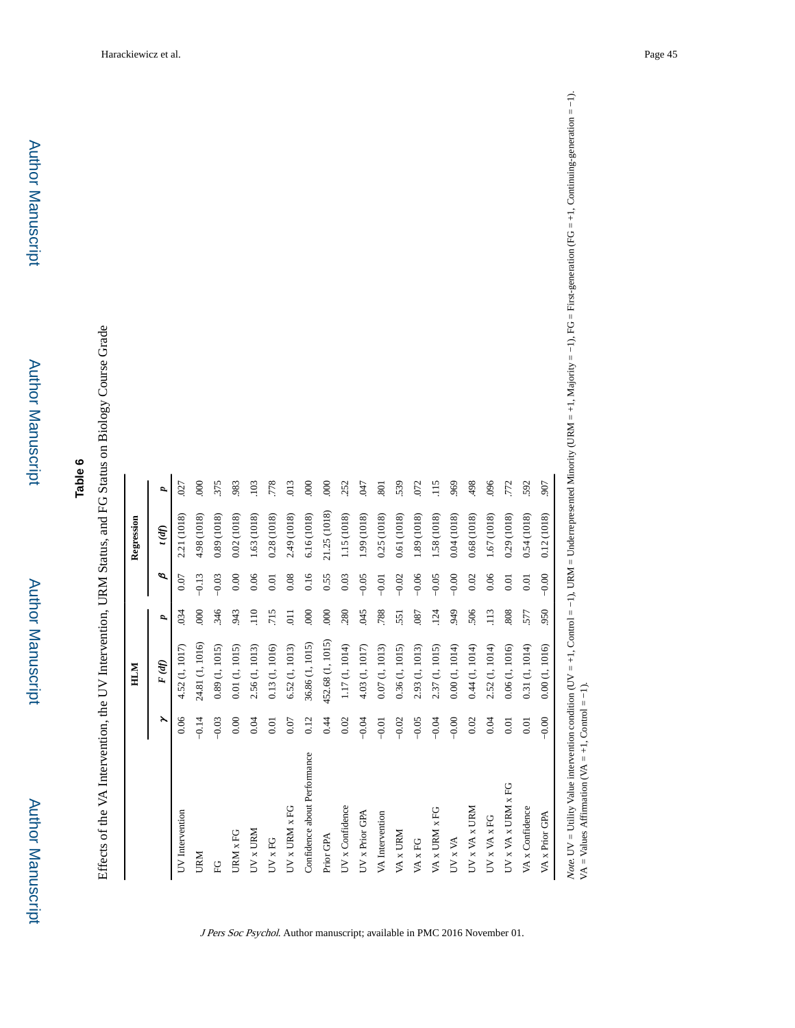## Table 6

Effects of the VA Intervention, the UV Intervention, URM Status, and FG Status on Biology Course Grade

| | HLM | | | Regression | | |
|---|---|---|---|---|---|---|
| | *γ* | *F (df)* | *p* | *β* | *t (df)* | *p* |
| UV Intervention | 0.06 | 4.52 (1, 1017) | .034 | 0.07 | 2.21 (1018) | .027 |
| URM | −0.14 | 24.81 (1, 1016) | .000 | −0.13 | 4.98 (1018) | .000 |
| FG | −0.03 | 0.89 (1, 1015) | .346 | −0.03 | 0.89 (1018) | .375 |
| URM x FG | 0.00 | 0.01 (1, 1015) | .943 | 0.00 | 0.02 (1018) | .983 |
| UV x URM | 0.04 | 2.56 (1, 1013) | .110 | 0.06 | 1.63 (1018) | .103 |
| UV x FG | 0.01 | 0.13 (1, 1016) | .715 | 0.01 | 0.28 (1018) | .778 |
| UV x URM x FG | 0.07 | 6.52 (1, 1013) | .011 | 0.08 | 2.49 (1018) | .013 |
| Confidence about Performance | 0.12 | 36.86 (1, 1015) | .000 | 0.16 | 6.16 (1018) | .000 |
| Prior GPA | 0.44 | 452.68 (1, 1015) | .000 | 0.55 | 21.25 (1018) | .000 |
| UV x Confidence | 0.02 | 1.17 (1, 1014) | .280 | 0.03 | 1.15 (1018) | .252 |
| UV x Prior GPA | −0.04 | 4.03 (1, 1017) | .045 | −0.05 | 1.99 (1018) | .047 |
| VA Intervention | −0.01 | 0.07 (1, 1013) | .788 | −0.01 | 0.25 (1018) | .801 |
| VA x URM | −0.02 | 0.36 (1, 1015) | .551 | −0.02 | 0.61 (1018) | .539 |
| VA x FG | −0.05 | 2.93 (1, 1013) | .087 | −0.06 | 1.89 (1018) | .072 |
| VA x URM x FG | −0.04 | 2.37 (1, 1015) | .124 | −0.05 | 1.58 (1018) | .115 |
| UV x VA | −0.00 | 0.00 (1, 1014) | .949 | −0.00 | 0.04 (1018) | .969 |
| UV x VA x URM | 0.02 | 0.44 (1, 1014) | .506 | 0.02 | 0.68 (1018) | .498 |
| UV x VA x FG | 0.04 | 2.52 (1, 1014) | .113 | 0.06 | 1.67 (1018) | .096 |
| UV x VA x URM x FG | 0.01 | 0.06 (1, 1016) | .808 | 0.01 | 0.29 (1018) | .772 |
| VA x Confidence | 0.01 | 0.31 (1, 1014) | .577 | 0.01 | 0.54 (1018) | .592 |
| VA x Prior GPA | −0.00 | 0.00 (1, 1016) | .950 | −0.00 | 0.12 (1018) | .907 |

*Note.* UV = Utility Value intervention condition (UV = +1, Control = −1), URM = Underrepresented Minority (URM = +1, Majority = −1), FG = First-generation (FG = +1, Continuing-generation = −1). VA = Values Affirmation (VA = +1, Control = −1).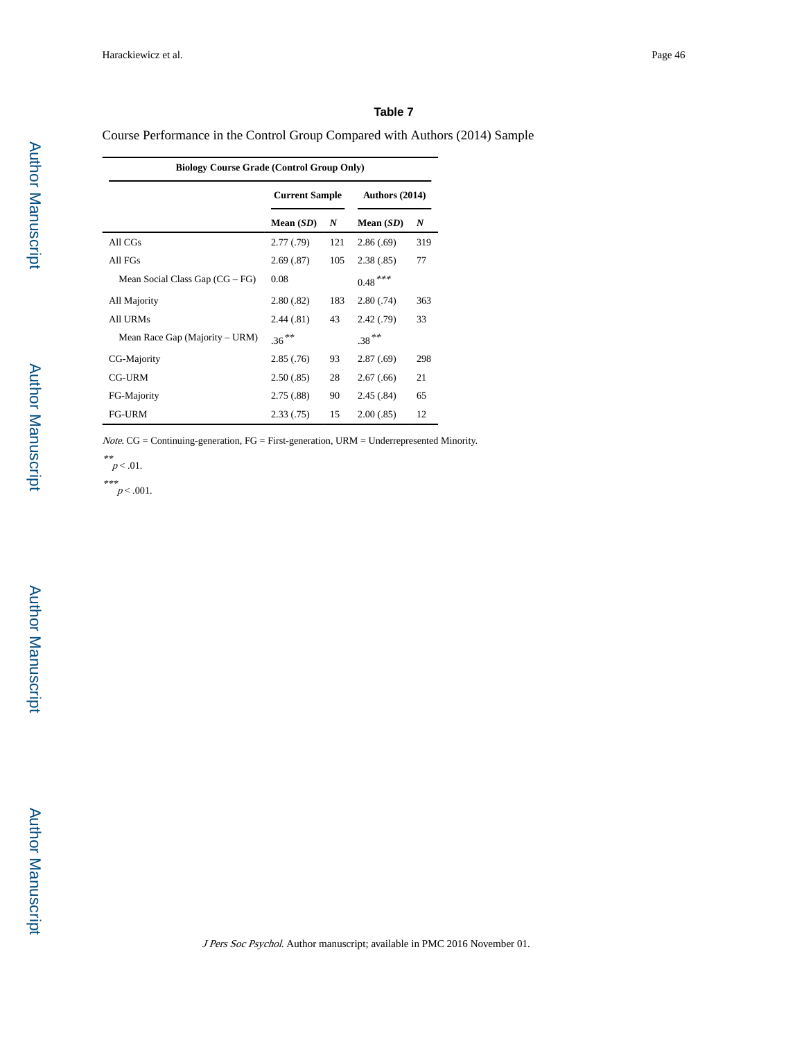**Table 7**

Course Performance in the Control Group Compared with Authors (2014) Sample

| Biology Course Grade (Control Group Only) | | | | |
|---|---|---|---|---|
| | Current Sample | | Authors (2014) | |
| | **Mean (*SD*)** | ***N*** | **Mean (*SD*)** | ***N*** |
| All CGs | 2.77 (.79) | 121 | 2.86 (.69) | 319 |
| All FGs | 2.69 (.87) | 105 | 2.38 (.85) | 77 |
| Mean Social Class Gap (CG – FG) | 0.08 | | 0.48*** | |
| All Majority | 2.80 (.82) | 183 | 2.80 (.74) | 363 |
| All URMs | 2.44 (.81) | 43 | 2.42 (.79) | 33 |
| Mean Race Gap (Majority – URM) | .36** | | .38** | |
| CG-Majority | 2.85 (.76) | 93 | 2.87 (.69) | 298 |
| CG-URM | 2.50 (.85) | 28 | 2.67 (.66) | 21 |
| FG-Majority | 2.75 (.88) | 90 | 2.45 (.84) | 65 |
| FG-URM | 2.33 (.75) | 15 | 2.00 (.85) | 12 |

*Note*. CG = Continuing-generation, FG = First-generation, URM = Underrepresented Minority.

** $p < .01$.

*** $p < .001$.